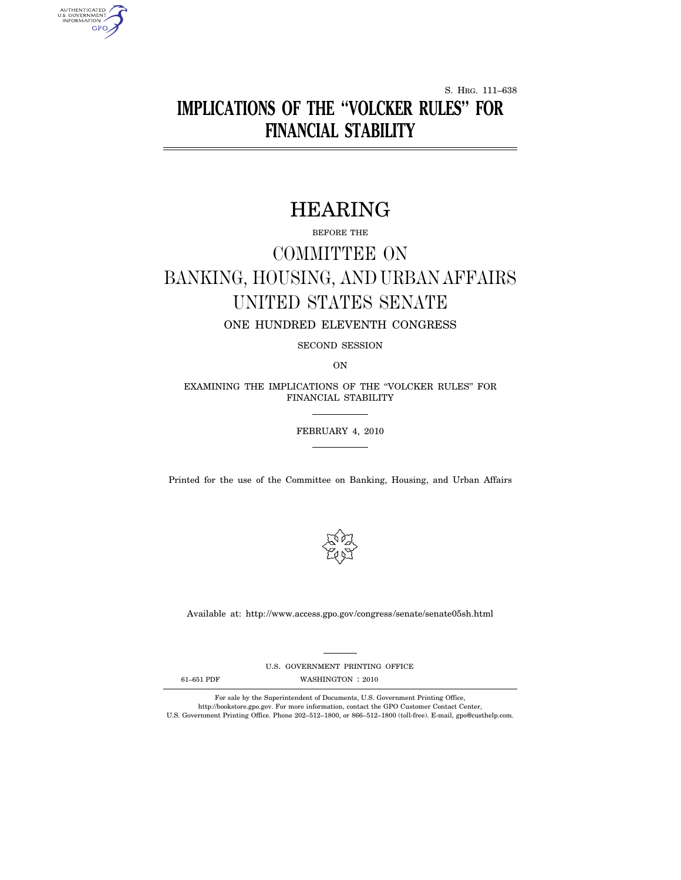S. HRG. 111–638

# IMPLICATIONS OF THE "VOLCKER RULES" FOR FINANCIAL STABILITY

## HEARING

BEFORE THE

## COMMITTEE ON BANKING, HOUSING, AND URBAN AFFAIRS UNITED STATES SENATE

ONE HUNDRED ELEVENTH CONGRESS

SECOND SESSION

ON

EXAMINING THE IMPLICATIONS OF THE "VOLCKER RULES" FOR FINANCIAL STABILITY

FEBRUARY 4, 2010

Printed for the use of the Committee on Banking, Housing, and Urban Affairs

Available at: http://www.access.gpo.gov/congress/senate/senate05sh.html

U.S. GOVERNMENT PRINTING OFFICE

61–651 PDF WASHINGTON : 2010

For sale by the Superintendent of Documents, U.S. Government Printing Office, http://bookstore.gpo.gov. For more information, contact the GPO Customer Contact Center, U.S. Government Printing Office. Phone 202–512–1800, or 866–512–1800 (toll-free). E-mail, gpo@custhelp.com.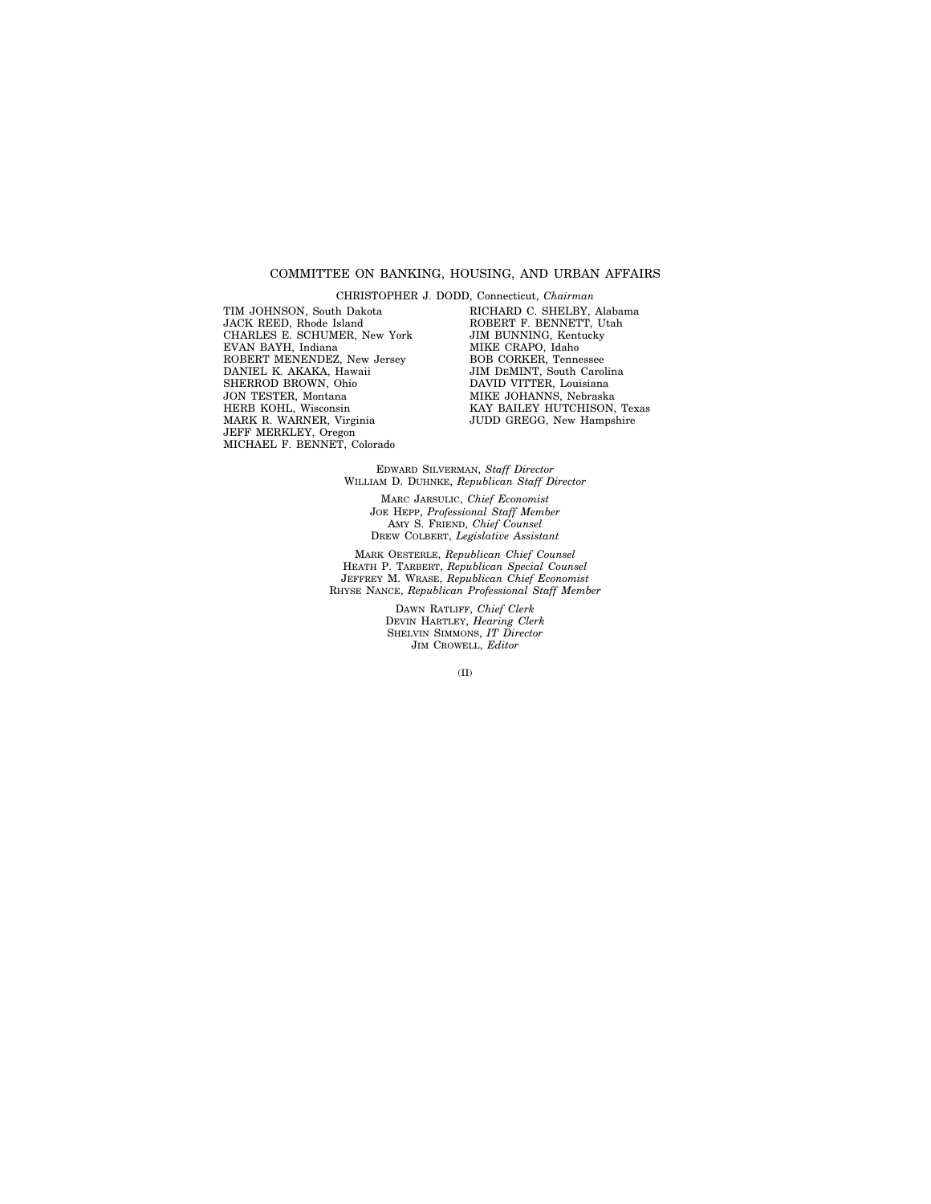## COMMITTEE ON BANKING, HOUSING, AND URBAN AFFAIRS

CHRISTOPHER J. DODD, Connecticut, *Chairman*

TIM JOHNSON, South Dakota
JACK REED, Rhode Island
CHARLES E. SCHUMER, New York
EVAN BAYH, Indiana
ROBERT MENENDEZ, New Jersey
DANIEL K. AKAKA, Hawaii
SHERROD BROWN, Ohio
JON TESTER, Montana
HERB KOHL, Wisconsin
MARK R. WARNER, Virginia
JEFF MERKLEY, Oregon
MICHAEL F. BENNET, Colorado

RICHARD C. SHELBY, Alabama
ROBERT F. BENNETT, Utah
JIM BUNNING, Kentucky
MIKE CRAPO, Idaho
BOB CORKER, Tennessee
JIM DEMINT, South Carolina
DAVID VITTER, Louisiana
MIKE JOHANNS, Nebraska
KAY BAILEY HUTCHISON, Texas
JUDD GREGG, New Hampshire

EDWARD SILVERMAN, *Staff Director*
WILLIAM D. DUHNKE, *Republican Staff Director*

MARC JARSULIC, *Chief Economist*
JOE HEPP, *Professional Staff Member*
AMY S. FRIEND, *Chief Counsel*
DREW COLBERT, *Legislative Assistant*

MARK OESTERLE, *Republican Chief Counsel*
HEATH P. TARBERT, *Republican Special Counsel*
JEFFREY M. WRASE, *Republican Chief Economist*
RHYSE NANCE, *Republican Professional Staff Member*

DAWN RATLIFF, *Chief Clerk*
DEVIN HARTLEY, *Hearing Clerk*
SHELVIN SIMMONS, *IT Director*
JIM CROWELL, *Editor*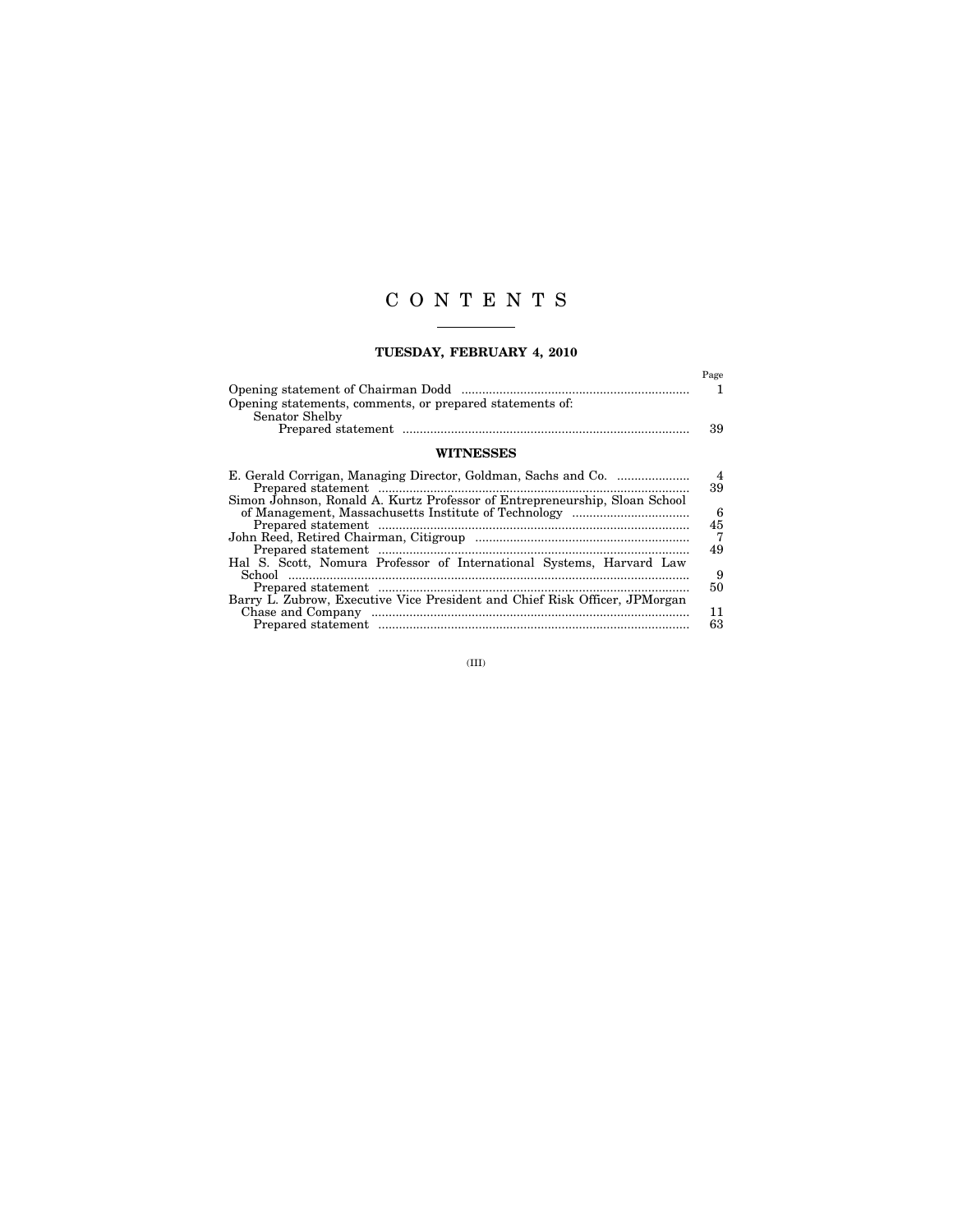# C O N T E N T S

## TUESDAY, FEBRUARY 4, 2010

| | Page |
|---|---|
| Opening statement of Chairman Dodd | 1 |
| Opening statements, comments, or prepared statements of: | |
| Senator Shelby | |
| Prepared statement | 39 |

## WITNESSES

| | |
|---|---|
| E. Gerald Corrigan, Managing Director, Goldman, Sachs and Co. | 4 |
| Prepared statement | 39 |
| Simon Johnson, Ronald A. Kurtz Professor of Entrepreneurship, Sloan School of Management, Massachusetts Institute of Technology | 6 |
| Prepared statement | 45 |
| John Reed, Retired Chairman, Citigroup | 7 |
| Prepared statement | 49 |
| Hal S. Scott, Nomura Professor of International Systems, Harvard Law School | 9 |
| Prepared statement | 50 |
| Barry L. Zubrow, Executive Vice President and Chief Risk Officer, JPMorgan Chase and Company | 11 |
| Prepared statement | 63 |

(III)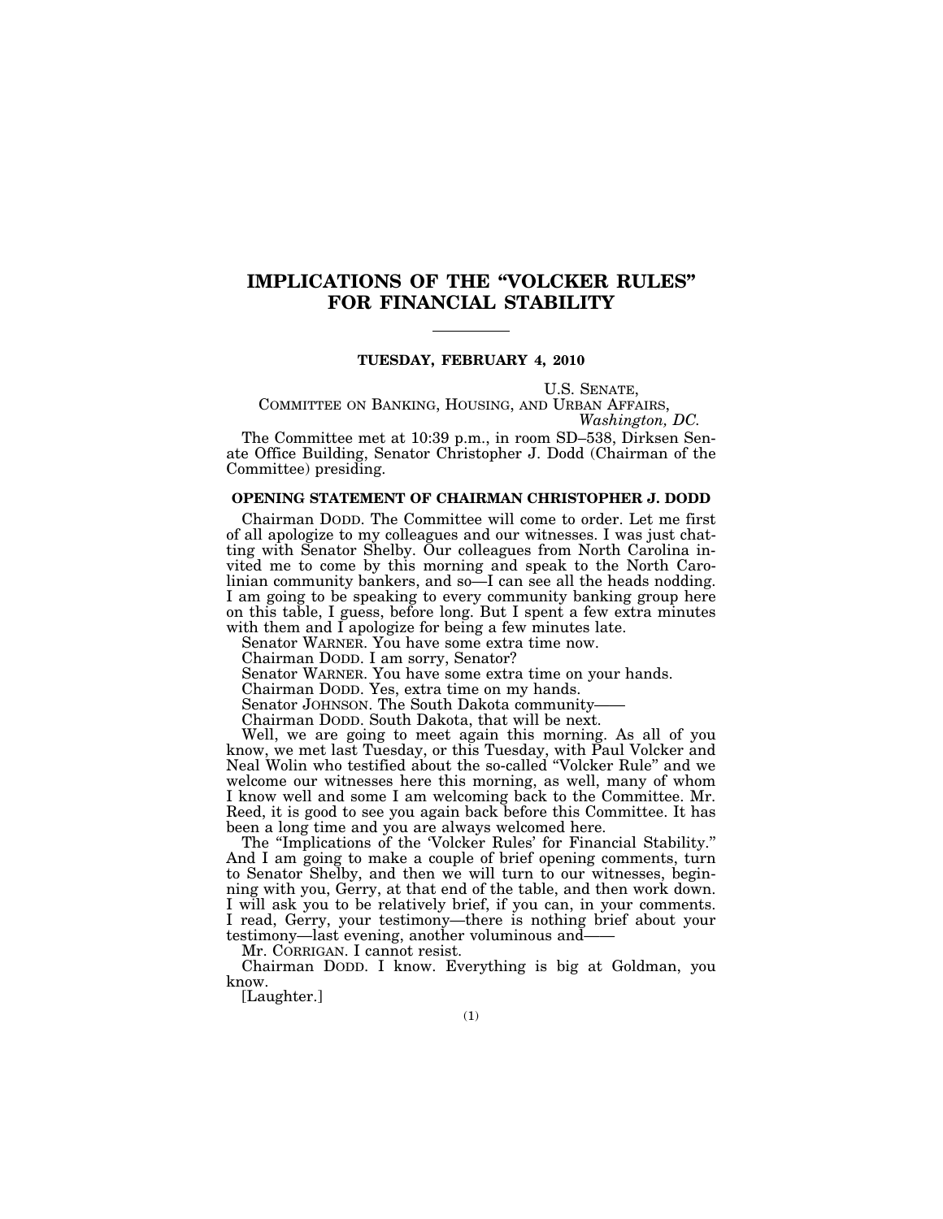# IMPLICATIONS OF THE "VOLCKER RULES" FOR FINANCIAL STABILITY

**TUESDAY, FEBRUARY 4, 2010**

U.S. SENATE,
COMMITTEE ON BANKING, HOUSING, AND URBAN AFFAIRS,
*Washington, DC.*

The Committee met at 10:39 p.m., in room SD–538, Dirksen Senate Office Building, Senator Christopher J. Dodd (Chairman of the Committee) presiding.

## OPENING STATEMENT OF CHAIRMAN CHRISTOPHER J. DODD

Chairman DODD. The Committee will come to order. Let me first of all apologize to my colleagues and our witnesses. I was just chatting with Senator Shelby. Our colleagues from North Carolina invited me to come by this morning and speak to the North Carolinian community bankers, and so—I can see all the heads nodding. I am going to be speaking to every community banking group here on this table, I guess, before long. But I spent a few extra minutes with them and I apologize for being a few minutes late.

Senator WARNER. You have some extra time now.

Chairman DODD. I am sorry, Senator?

Senator WARNER. You have some extra time on your hands.

Chairman DODD. Yes, extra time on my hands.

Senator JOHNSON. The South Dakota community——

Chairman DODD. South Dakota, that will be next.

Well, we are going to meet again this morning. As all of you know, we met last Tuesday, or this Tuesday, with Paul Volcker and Neal Wolin who testified about the so-called "Volcker Rule" and we welcome our witnesses here this morning, as well, many of whom I know well and some I am welcoming back to the Committee. Mr. Reed, it is good to see you again back before this Committee. It has been a long time and you are always welcomed here.

The "Implications of the 'Volcker Rules' for Financial Stability." And I am going to make a couple of brief opening comments, turn to Senator Shelby, and then we will turn to our witnesses, beginning with you, Gerry, at that end of the table, and then work down. I will ask you to be relatively brief, if you can, in your comments. I read, Gerry, your testimony—there is nothing brief about your testimony—last evening, another voluminous and——

Mr. CORRIGAN. I cannot resist.

Chairman DODD. I know. Everything is big at Goldman, you know.

[Laughter.]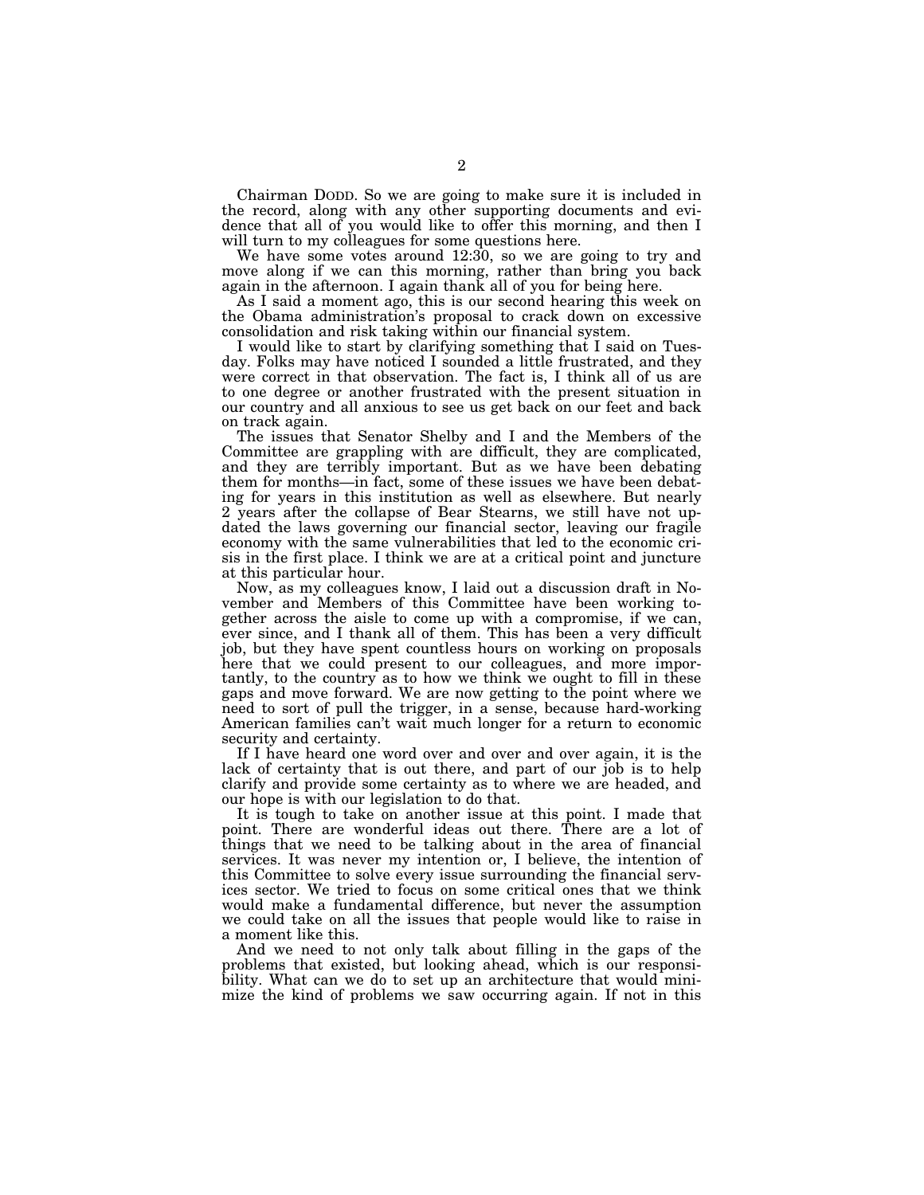Chairman DODD. So we are going to make sure it is included in the record, along with any other supporting documents and evidence that all of you would like to offer this morning, and then I will turn to my colleagues for some questions here.

We have some votes around 12:30, so we are going to try and move along if we can this morning, rather than bring you back again in the afternoon. I again thank all of you for being here.

As I said a moment ago, this is our second hearing this week on the Obama administration's proposal to crack down on excessive consolidation and risk taking within our financial system.

I would like to start by clarifying something that I said on Tuesday. Folks may have noticed I sounded a little frustrated, and they were correct in that observation. The fact is, I think all of us are to one degree or another frustrated with the present situation in our country and all anxious to see us get back on our feet and back on track again.

The issues that Senator Shelby and I and the Members of the Committee are grappling with are difficult, they are complicated, and they are terribly important. But as we have been debating them for months—in fact, some of these issues we have been debating for years in this institution as well as elsewhere. But nearly 2 years after the collapse of Bear Stearns, we still have not updated the laws governing our financial sector, leaving our fragile economy with the same vulnerabilities that led to the economic crisis in the first place. I think we are at a critical point and juncture at this particular hour.

Now, as my colleagues know, I laid out a discussion draft in November and Members of this Committee have been working together across the aisle to come up with a compromise, if we can, ever since, and I thank all of them. This has been a very difficult job, but they have spent countless hours on working on proposals here that we could present to our colleagues, and more importantly, to the country as to how we think we ought to fill in these gaps and move forward. We are now getting to the point where we need to sort of pull the trigger, in a sense, because hard-working American families can't wait much longer for a return to economic security and certainty.

If I have heard one word over and over and over again, it is the lack of certainty that is out there, and part of our job is to help clarify and provide some certainty as to where we are headed, and our hope is with our legislation to do that.

It is tough to take on another issue at this point. I made that point. There are wonderful ideas out there. There are a lot of things that we need to be talking about in the area of financial services. It was never my intention or, I believe, the intention of this Committee to solve every issue surrounding the financial services sector. We tried to focus on some critical ones that we think would make a fundamental difference, but never the assumption we could take on all the issues that people would like to raise in a moment like this.

And we need to not only talk about filling in the gaps of the problems that existed, but looking ahead, which is our responsibility. What can we do to set up an architecture that would minimize the kind of problems we saw occurring again. If not in this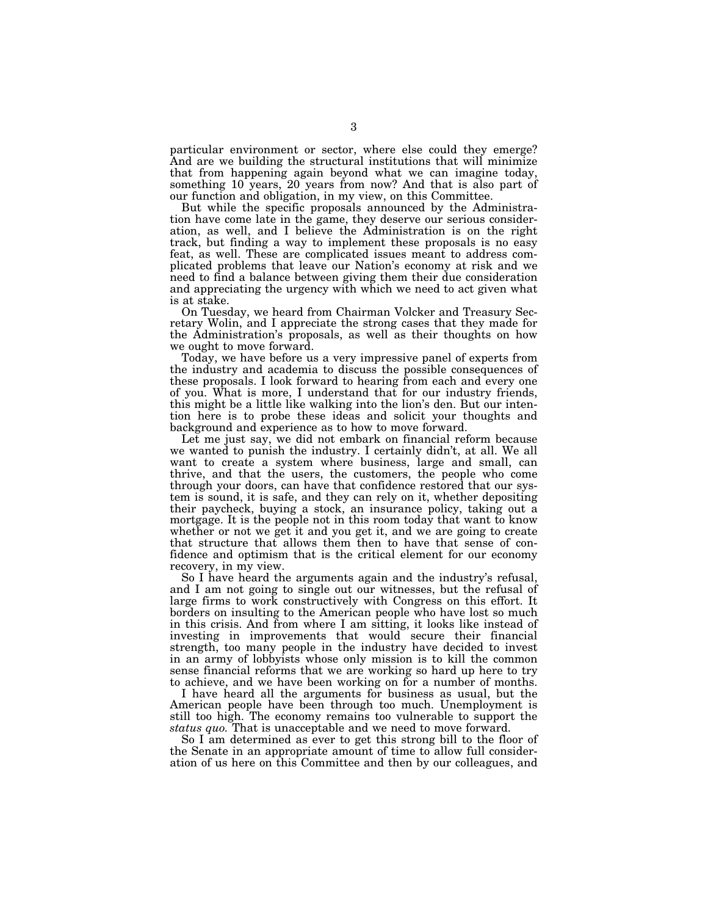particular environment or sector, where else could they emerge? And are we building the structural institutions that will minimize that from happening again beyond what we can imagine today, something 10 years, 20 years from now? And that is also part of our function and obligation, in my view, on this Committee.

But while the specific proposals announced by the Administration have come late in the game, they deserve our serious consideration, as well, and I believe the Administration is on the right track, but finding a way to implement these proposals is no easy feat, as well. These are complicated issues meant to address complicated problems that leave our Nation's economy at risk and we need to find a balance between giving them their due consideration and appreciating the urgency with which we need to act given what is at stake.

On Tuesday, we heard from Chairman Volcker and Treasury Secretary Wolin, and I appreciate the strong cases that they made for the Administration's proposals, as well as their thoughts on how we ought to move forward.

Today, we have before us a very impressive panel of experts from the industry and academia to discuss the possible consequences of these proposals. I look forward to hearing from each and every one of you. What is more, I understand that for our industry friends, this might be a little like walking into the lion's den. But our intention here is to probe these ideas and solicit your thoughts and background and experience as to how to move forward.

Let me just say, we did not embark on financial reform because we wanted to punish the industry. I certainly didn't, at all. We all want to create a system where business, large and small, can thrive, and that the users, the customers, the people who come through your doors, can have that confidence restored that our system is sound, it is safe, and they can rely on it, whether depositing their paycheck, buying a stock, an insurance policy, taking out a mortgage. It is the people not in this room today that want to know whether or not we get it and you get it, and we are going to create that structure that allows them then to have that sense of confidence and optimism that is the critical element for our economy recovery, in my view.

So I have heard the arguments again and the industry's refusal, and I am not going to single out our witnesses, but the refusal of large firms to work constructively with Congress on this effort. It borders on insulting to the American people who have lost so much in this crisis. And from where I am sitting, it looks like instead of investing in improvements that would secure their financial strength, too many people in the industry have decided to invest in an army of lobbyists whose only mission is to kill the common sense financial reforms that we are working so hard up here to try to achieve, and we have been working on for a number of months.

I have heard all the arguments for business as usual, but the American people have been through too much. Unemployment is still too high. The economy remains too vulnerable to support the *status quo.* That is unacceptable and we need to move forward.

So I am determined as ever to get this strong bill to the floor of the Senate in an appropriate amount of time to allow full consideration of us here on this Committee and then by our colleagues, and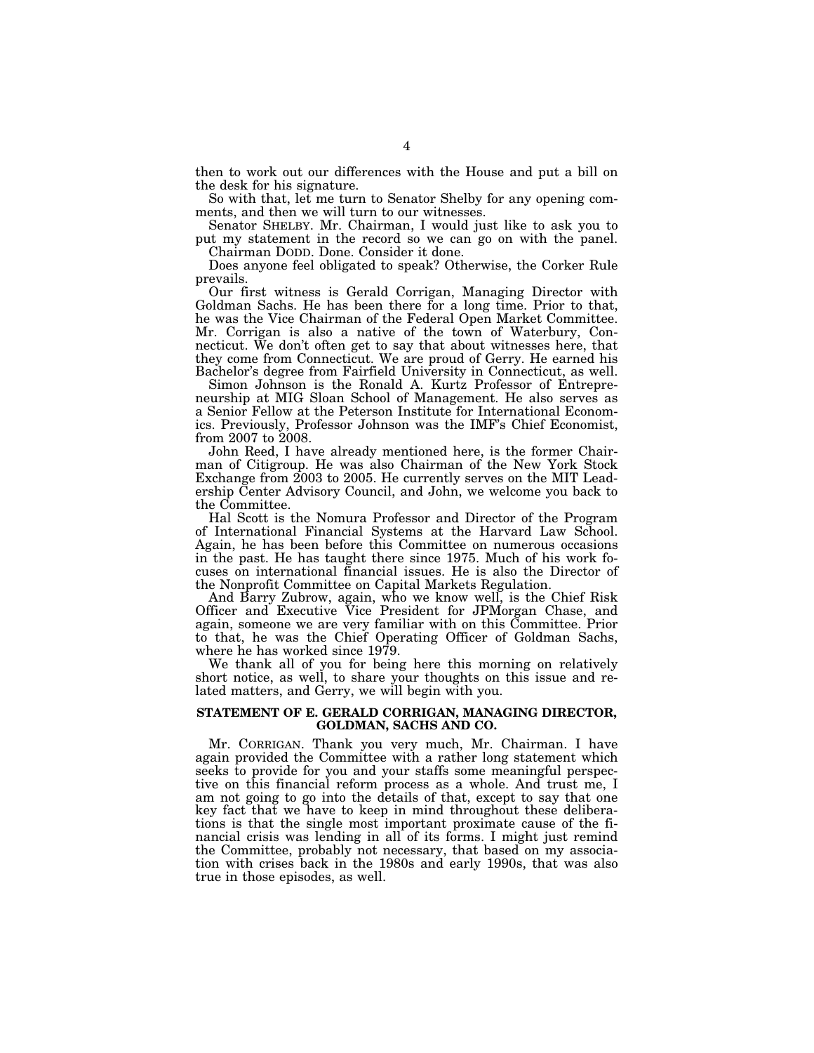then to work out our differences with the House and put a bill on the desk for his signature.

So with that, let me turn to Senator Shelby for any opening comments, and then we will turn to our witnesses.

Senator SHELBY. Mr. Chairman, I would just like to ask you to put my statement in the record so we can go on with the panel.

Chairman DODD. Done. Consider it done.

Does anyone feel obligated to speak? Otherwise, the Corker Rule prevails.

Our first witness is Gerald Corrigan, Managing Director with Goldman Sachs. He has been there for a long time. Prior to that, he was the Vice Chairman of the Federal Open Market Committee. Mr. Corrigan is also a native of the town of Waterbury, Connecticut. We don't often get to say that about witnesses here, that they come from Connecticut. We are proud of Gerry. He earned his Bachelor's degree from Fairfield University in Connecticut, as well.

Simon Johnson is the Ronald A. Kurtz Professor of Entrepreneurship at MIG Sloan School of Management. He also serves as a Senior Fellow at the Peterson Institute for International Economics. Previously, Professor Johnson was the IMF's Chief Economist, from 2007 to 2008.

John Reed, I have already mentioned here, is the former Chairman of Citigroup. He was also Chairman of the New York Stock Exchange from 2003 to 2005. He currently serves on the MIT Leadership Center Advisory Council, and John, we welcome you back to the Committee.

Hal Scott is the Nomura Professor and Director of the Program of International Financial Systems at the Harvard Law School. Again, he has been before this Committee on numerous occasions in the past. He has taught there since 1975. Much of his work focuses on international financial issues. He is also the Director of the Nonprofit Committee on Capital Markets Regulation.

And Barry Zubrow, again, who we know well, is the Chief Risk Officer and Executive Vice President for JPMorgan Chase, and again, someone we are very familiar with on this Committee. Prior to that, he was the Chief Operating Officer of Goldman Sachs, where he has worked since 1979.

We thank all of you for being here this morning on relatively short notice, as well, to share your thoughts on this issue and related matters, and Gerry, we will begin with you.

## STATEMENT OF E. GERALD CORRIGAN, MANAGING DIRECTOR, GOLDMAN, SACHS AND CO.

Mr. CORRIGAN. Thank you very much, Mr. Chairman. I have again provided the Committee with a rather long statement which seeks to provide for you and your staffs some meaningful perspective on this financial reform process as a whole. And trust me, I am not going to go into the details of that, except to say that one key fact that we have to keep in mind throughout these deliberations is that the single most important proximate cause of the financial crisis was lending in all of its forms. I might just remind the Committee, probably not necessary, that based on my association with crises back in the 1980s and early 1990s, that was also true in those episodes, as well.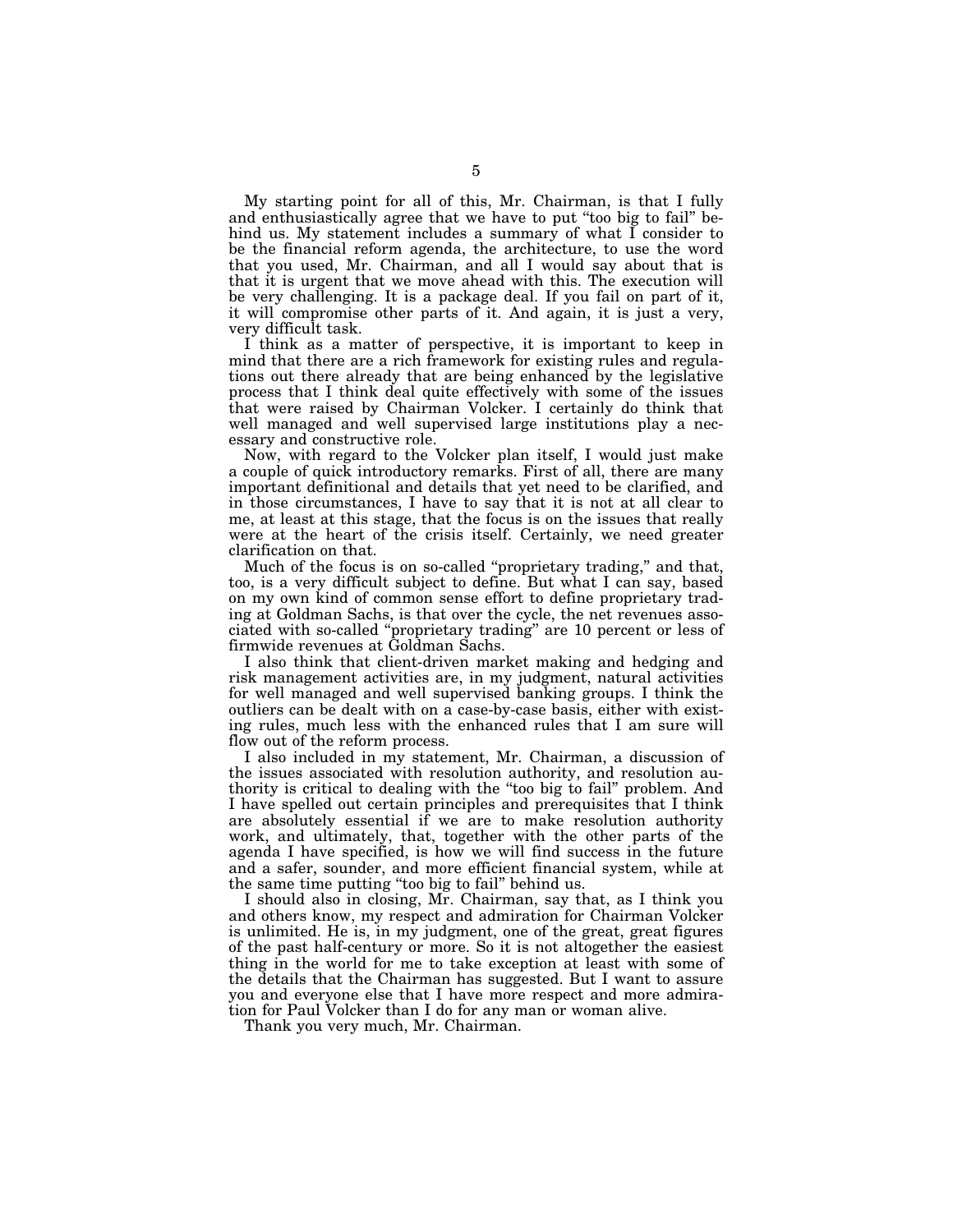My starting point for all of this, Mr. Chairman, is that I fully and enthusiastically agree that we have to put "too big to fail" behind us. My statement includes a summary of what I consider to be the financial reform agenda, the architecture, to use the word that you used, Mr. Chairman, and all I would say about that is that it is urgent that we move ahead with this. The execution will be very challenging. It is a package deal. If you fail on part of it, it will compromise other parts of it. And again, it is just a very, very difficult task.

I think as a matter of perspective, it is important to keep in mind that there are a rich framework for existing rules and regulations out there already that are being enhanced by the legislative process that I think deal quite effectively with some of the issues that were raised by Chairman Volcker. I certainly do think that well managed and well supervised large institutions play a necessary and constructive role.

Now, with regard to the Volcker plan itself, I would just make a couple of quick introductory remarks. First of all, there are many important definitional and details that yet need to be clarified, and in those circumstances, I have to say that it is not at all clear to me, at least at this stage, that the focus is on the issues that really were at the heart of the crisis itself. Certainly, we need greater clarification on that.

Much of the focus is on so-called "proprietary trading," and that, too, is a very difficult subject to define. But what I can say, based on my own kind of common sense effort to define proprietary trading at Goldman Sachs, is that over the cycle, the net revenues associated with so-called "proprietary trading" are 10 percent or less of firmwide revenues at Goldman Sachs.

I also think that client-driven market making and hedging and risk management activities are, in my judgment, natural activities for well managed and well supervised banking groups. I think the outliers can be dealt with on a case-by-case basis, either with existing rules, much less with the enhanced rules that I am sure will flow out of the reform process.

I also included in my statement, Mr. Chairman, a discussion of the issues associated with resolution authority, and resolution authority is critical to dealing with the "too big to fail" problem. And I have spelled out certain principles and prerequisites that I think are absolutely essential if we are to make resolution authority work, and ultimately, that, together with the other parts of the agenda I have specified, is how we will find success in the future and a safer, sounder, and more efficient financial system, while at the same time putting "too big to fail" behind us.

I should also in closing, Mr. Chairman, say that, as I think you and others know, my respect and admiration for Chairman Volcker is unlimited. He is, in my judgment, one of the great, great figures of the past half-century or more. So it is not altogether the easiest thing in the world for me to take exception at least with some of the details that the Chairman has suggested. But I want to assure you and everyone else that I have more respect and more admiration for Paul Volcker than I do for any man or woman alive.

Thank you very much, Mr. Chairman.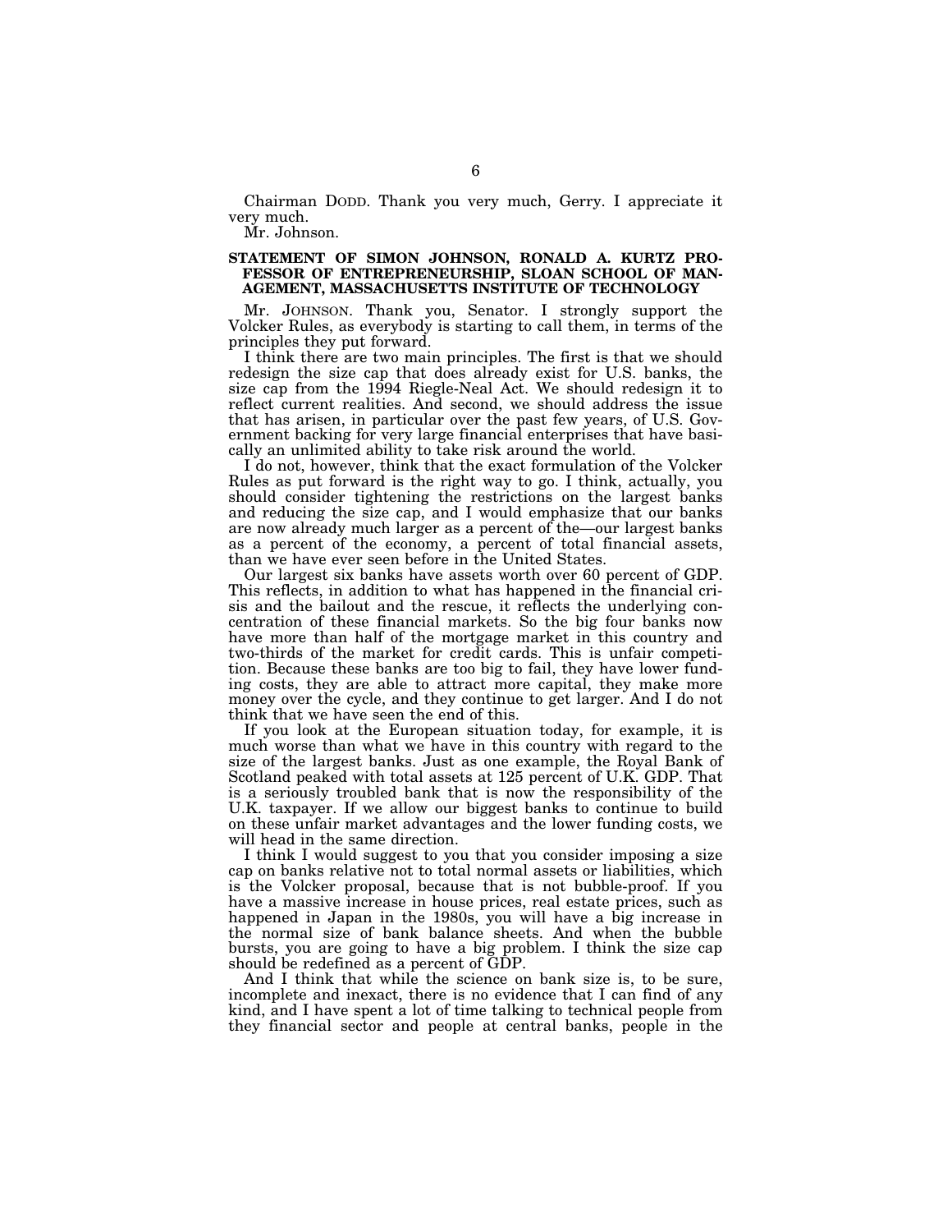Chairman DODD. Thank you very much, Gerry. I appreciate it very much.

Mr. Johnson.

## STATEMENT OF SIMON JOHNSON, RONALD A. KURTZ PROFESSOR OF ENTREPRENEURSHIP, SLOAN SCHOOL OF MANAGEMENT, MASSACHUSETTS INSTITUTE OF TECHNOLOGY

Mr. JOHNSON. Thank you, Senator. I strongly support the Volcker Rules, as everybody is starting to call them, in terms of the principles they put forward.

I think there are two main principles. The first is that we should redesign the size cap that does already exist for U.S. banks, the size cap from the 1994 Riegle-Neal Act. We should redesign it to reflect current realities. And second, we should address the issue that has arisen, in particular over the past few years, of U.S. Government backing for very large financial enterprises that have basically an unlimited ability to take risk around the world.

I do not, however, think that the exact formulation of the Volcker Rules as put forward is the right way to go. I think, actually, you should consider tightening the restrictions on the largest banks and reducing the size cap, and I would emphasize that our banks are now already much larger as a percent of the—our largest banks as a percent of the economy, a percent of total financial assets, than we have ever seen before in the United States.

Our largest six banks have assets worth over 60 percent of GDP. This reflects, in addition to what has happened in the financial crisis and the bailout and the rescue, it reflects the underlying concentration of these financial markets. So the big four banks now have more than half of the mortgage market in this country and two-thirds of the market for credit cards. This is unfair competition. Because these banks are too big to fail, they have lower funding costs, they are able to attract more capital, they make more money over the cycle, and they continue to get larger. And I do not think that we have seen the end of this.

If you look at the European situation today, for example, it is much worse than what we have in this country with regard to the size of the largest banks. Just as one example, the Royal Bank of Scotland peaked with total assets at 125 percent of U.K. GDP. That is a seriously troubled bank that is now the responsibility of the U.K. taxpayer. If we allow our biggest banks to continue to build on these unfair market advantages and the lower funding costs, we will head in the same direction.

I think I would suggest to you that you consider imposing a size cap on banks relative not to total normal assets or liabilities, which is the Volcker proposal, because that is not bubble-proof. If you have a massive increase in house prices, real estate prices, such as happened in Japan in the 1980s, you will have a big increase in the normal size of bank balance sheets. And when the bubble bursts, you are going to have a big problem. I think the size cap should be redefined as a percent of GDP.

And I think that while the science on bank size is, to be sure, incomplete and inexact, there is no evidence that I can find of any kind, and I have spent a lot of time talking to technical people from they financial sector and people at central banks, people in the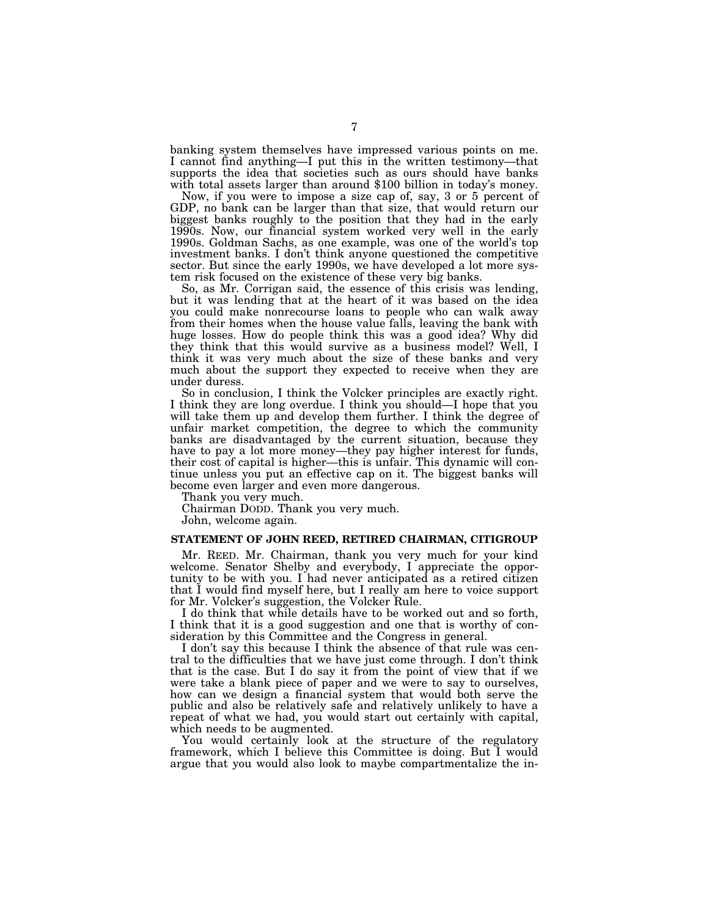banking system themselves have impressed various points on me. I cannot find anything—I put this in the written testimony—that supports the idea that societies such as ours should have banks with total assets larger than around $100 billion in today's money.

Now, if you were to impose a size cap of, say, 3 or 5 percent of GDP, no bank can be larger than that size, that would return our biggest banks roughly to the position that they had in the early 1990s. Now, our financial system worked very well in the early 1990s. Goldman Sachs, as one example, was one of the world's top investment banks. I don't think anyone questioned the competitive sector. But since the early 1990s, we have developed a lot more system risk focused on the existence of these very big banks.

So, as Mr. Corrigan said, the essence of this crisis was lending, but it was lending that at the heart of it was based on the idea you could make nonrecourse loans to people who can walk away from their homes when the house value falls, leaving the bank with huge losses. How do people think this was a good idea? Why did they think that this would survive as a business model? Well, I think it was very much about the size of these banks and very much about the support they expected to receive when they are under duress.

So in conclusion, I think the Volcker principles are exactly right. I think they are long overdue. I think you should—I hope that you will take them up and develop them further. I think the degree of unfair market competition, the degree to which the community banks are disadvantaged by the current situation, because they have to pay a lot more money—they pay higher interest for funds, their cost of capital is higher—this is unfair. This dynamic will continue unless you put an effective cap on it. The biggest banks will become even larger and even more dangerous.

Thank you very much.

Chairman DODD. Thank you very much.

John, welcome again.

## STATEMENT OF JOHN REED, RETIRED CHAIRMAN, CITIGROUP

Mr. REED. Mr. Chairman, thank you very much for your kind welcome. Senator Shelby and everybody, I appreciate the opportunity to be with you. I had never anticipated as a retired citizen that I would find myself here, but I really am here to voice support for Mr. Volcker's suggestion, the Volcker Rule.

I do think that while details have to be worked out and so forth, I think that it is a good suggestion and one that is worthy of consideration by this Committee and the Congress in general.

I don't say this because I think the absence of that rule was central to the difficulties that we have just come through. I don't think that is the case. But I do say it from the point of view that if we were take a blank piece of paper and we were to say to ourselves, how can we design a financial system that would both serve the public and also be relatively safe and relatively unlikely to have a repeat of what we had, you would start out certainly with capital, which needs to be augmented.

You would certainly look at the structure of the regulatory framework, which I believe this Committee is doing. But I would argue that you would also look to maybe compartmentalize the in-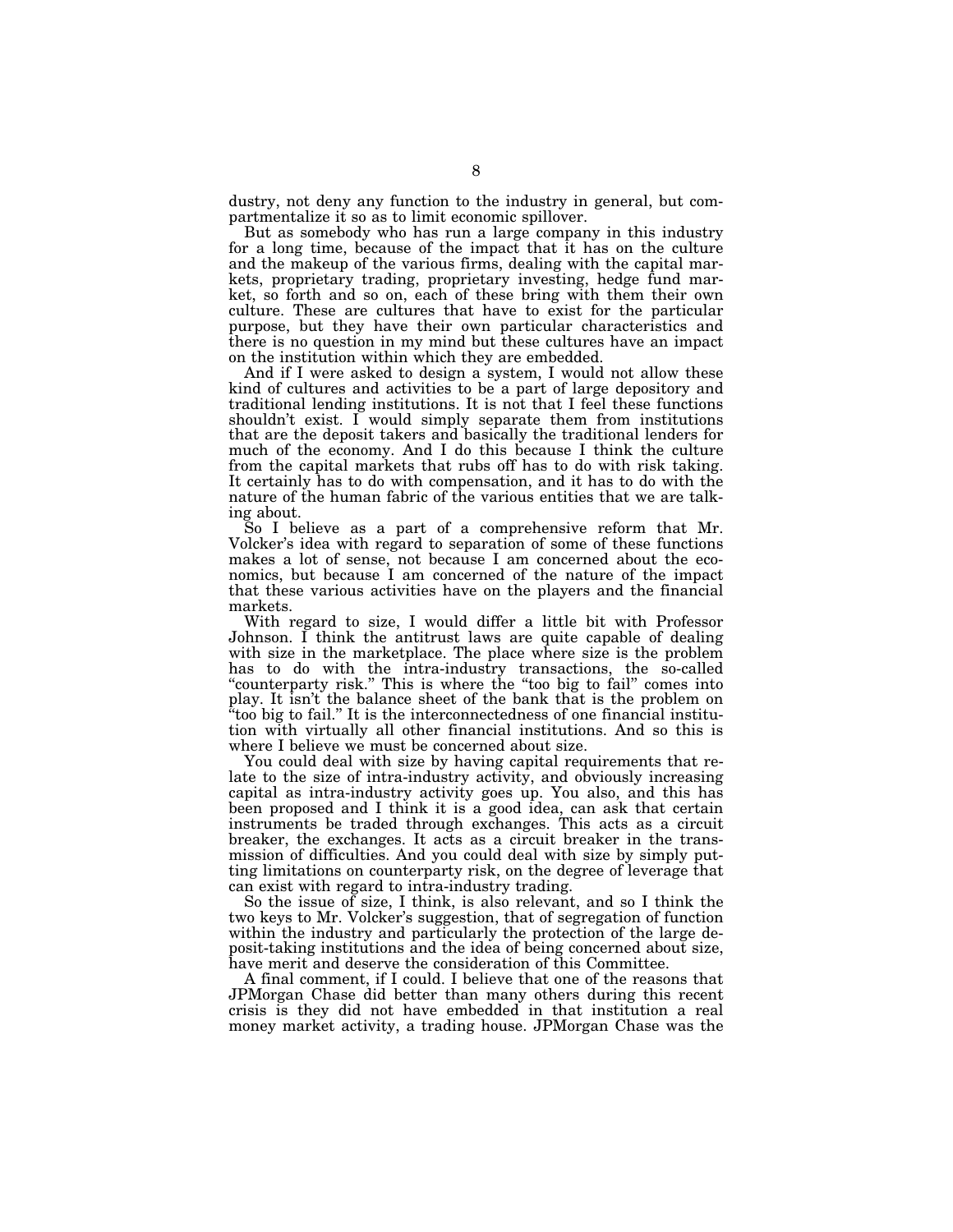dustry, not deny any function to the industry in general, but compartmentalize it so as to limit economic spillover.

But as somebody who has run a large company in this industry for a long time, because of the impact that it has on the culture and the makeup of the various firms, dealing with the capital markets, proprietary trading, proprietary investing, hedge fund market, so forth and so on, each of these bring with them their own culture. These are cultures that have to exist for the particular purpose, but they have their own particular characteristics and there is no question in my mind but these cultures have an impact on the institution within which they are embedded.

And if I were asked to design a system, I would not allow these kind of cultures and activities to be a part of large depository and traditional lending institutions. It is not that I feel these functions shouldn't exist. I would simply separate them from institutions that are the deposit takers and basically the traditional lenders for much of the economy. And I do this because I think the culture from the capital markets that rubs off has to do with risk taking. It certainly has to do with compensation, and it has to do with the nature of the human fabric of the various entities that we are talking about.

So I believe as a part of a comprehensive reform that Mr. Volcker's idea with regard to separation of some of these functions makes a lot of sense, not because I am concerned about the economics, but because I am concerned of the nature of the impact that these various activities have on the players and the financial markets.

With regard to size, I would differ a little bit with Professor Johnson. I think the antitrust laws are quite capable of dealing with size in the marketplace. The place where size is the problem has to do with the intra-industry transactions, the so-called "counterparty risk." This is where the "too big to fail" comes into play. It isn't the balance sheet of the bank that is the problem on "too big to fail." It is the interconnectedness of one financial institution with virtually all other financial institutions. And so this is where I believe we must be concerned about size.

You could deal with size by having capital requirements that relate to the size of intra-industry activity, and obviously increasing capital as intra-industry activity goes up. You also, and this has been proposed and I think it is a good idea, can ask that certain instruments be traded through exchanges. This acts as a circuit breaker, the exchanges. It acts as a circuit breaker in the transmission of difficulties. And you could deal with size by simply putting limitations on counterparty risk, on the degree of leverage that can exist with regard to intra-industry trading.

So the issue of size, I think, is also relevant, and so I think the two keys to Mr. Volcker's suggestion, that of segregation of function within the industry and particularly the protection of the large deposit-taking institutions and the idea of being concerned about size, have merit and deserve the consideration of this Committee.

A final comment, if I could. I believe that one of the reasons that JPMorgan Chase did better than many others during this recent crisis is they did not have embedded in that institution a real money market activity, a trading house. JPMorgan Chase was the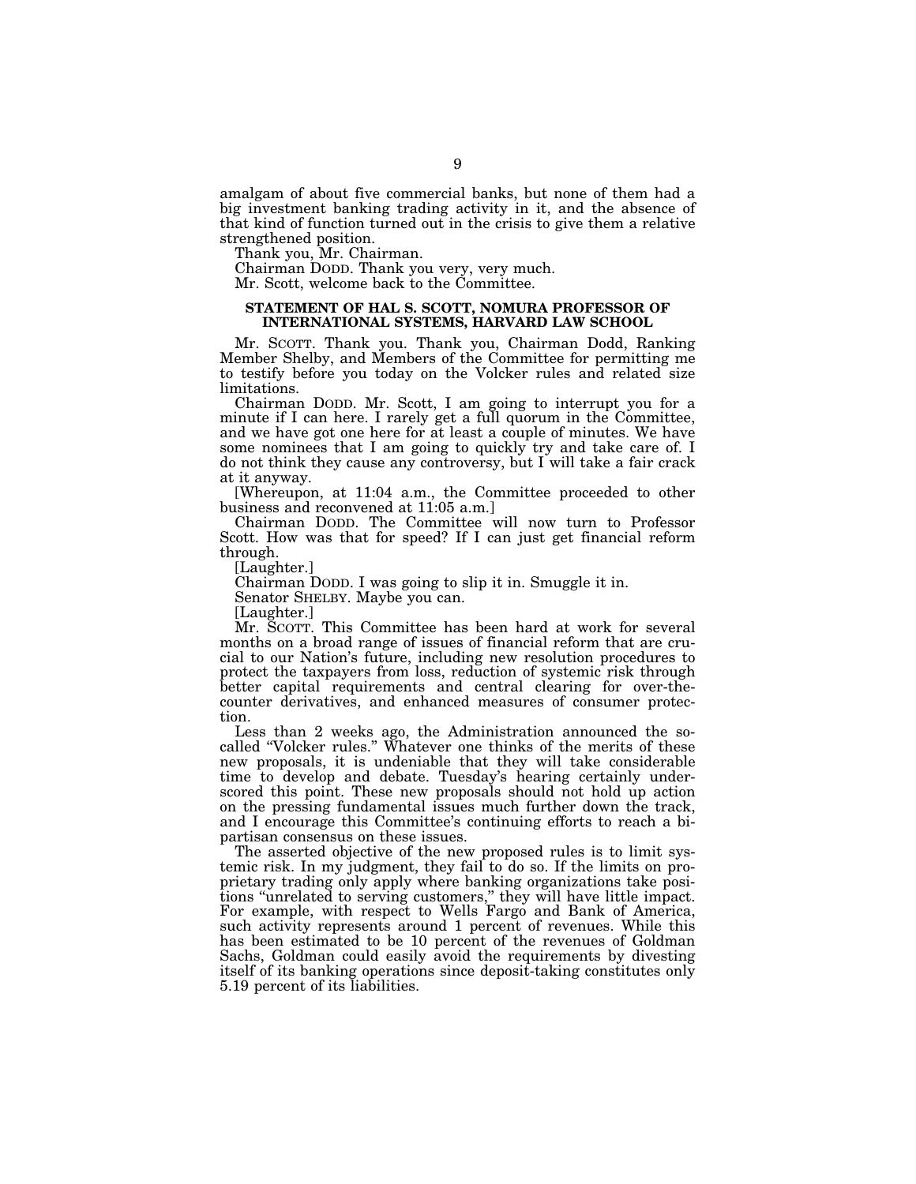amalgam of about five commercial banks, but none of them had a big investment banking trading activity in it, and the absence of that kind of function turned out in the crisis to give them a relative strengthened position.

Thank you, Mr. Chairman.

Chairman DODD. Thank you very, very much.

Mr. Scott, welcome back to the Committee.

## STATEMENT OF HAL S. SCOTT, NOMURA PROFESSOR OF INTERNATIONAL SYSTEMS, HARVARD LAW SCHOOL

Mr. SCOTT. Thank you. Thank you, Chairman Dodd, Ranking Member Shelby, and Members of the Committee for permitting me to testify before you today on the Volcker rules and related size limitations.

Chairman DODD. Mr. Scott, I am going to interrupt you for a minute if I can here. I rarely get a full quorum in the Committee, and we have got one here for at least a couple of minutes. We have some nominees that I am going to quickly try and take care of. I do not think they cause any controversy, but I will take a fair crack at it anyway.

[Whereupon, at 11:04 a.m., the Committee proceeded to other business and reconvened at 11:05 a.m.]

Chairman DODD. The Committee will now turn to Professor Scott. How was that for speed? If I can just get financial reform through.

[Laughter.]

Chairman DODD. I was going to slip it in. Smuggle it in.

Senator SHELBY. Maybe you can.

[Laughter.]

Mr. SCOTT. This Committee has been hard at work for several months on a broad range of issues of financial reform that are crucial to our Nation's future, including new resolution procedures to protect the taxpayers from loss, reduction of systemic risk through better capital requirements and central clearing for over-the-counter derivatives, and enhanced measures of consumer protection.

Less than 2 weeks ago, the Administration announced the so-called "Volcker rules." Whatever one thinks of the merits of these new proposals, it is undeniable that they will take considerable time to develop and debate. Tuesday's hearing certainly underscored this point. These new proposals should not hold up action on the pressing fundamental issues much further down the track, and I encourage this Committee's continuing efforts to reach a bipartisan consensus on these issues.

The asserted objective of the new proposed rules is to limit systemic risk. In my judgment, they fail to do so. If the limits on proprietary trading only apply where banking organizations take positions "unrelated to serving customers," they will have little impact. For example, with respect to Wells Fargo and Bank of America, such activity represents around 1 percent of revenues. While this has been estimated to be 10 percent of the revenues of Goldman Sachs, Goldman could easily avoid the requirements by divesting itself of its banking operations since deposit-taking constitutes only 5.19 percent of its liabilities.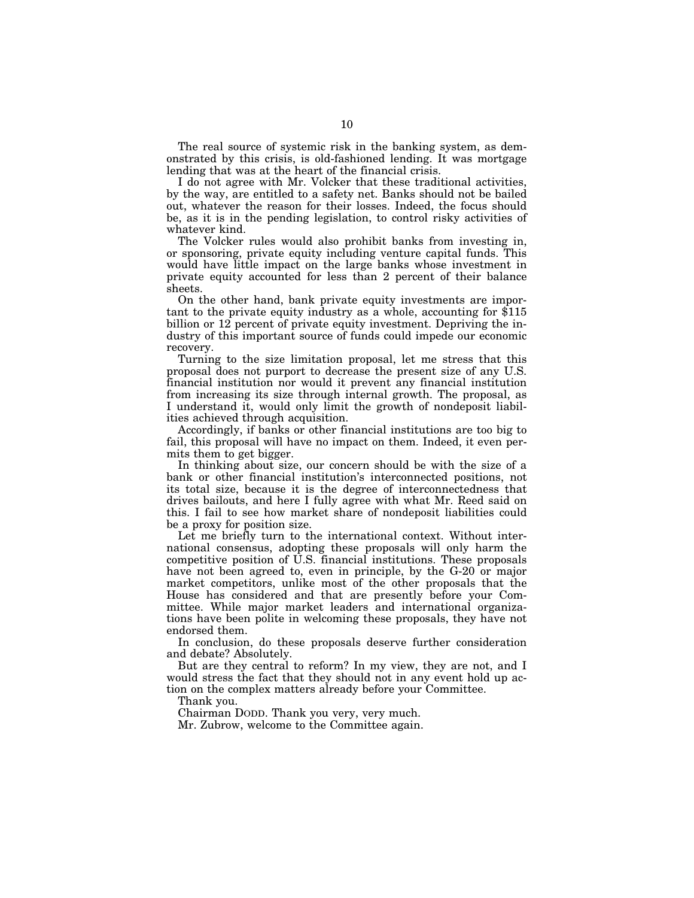The real source of systemic risk in the banking system, as demonstrated by this crisis, is old-fashioned lending. It was mortgage lending that was at the heart of the financial crisis.

I do not agree with Mr. Volcker that these traditional activities, by the way, are entitled to a safety net. Banks should not be bailed out, whatever the reason for their losses. Indeed, the focus should be, as it is in the pending legislation, to control risky activities of whatever kind.

The Volcker rules would also prohibit banks from investing in, or sponsoring, private equity including venture capital funds. This would have little impact on the large banks whose investment in private equity accounted for less than 2 percent of their balance sheets.

On the other hand, bank private equity investments are important to the private equity industry as a whole, accounting for $115 billion or 12 percent of private equity investment. Depriving the industry of this important source of funds could impede our economic recovery.

Turning to the size limitation proposal, let me stress that this proposal does not purport to decrease the present size of any U.S. financial institution nor would it prevent any financial institution from increasing its size through internal growth. The proposal, as I understand it, would only limit the growth of nondeposit liabilities achieved through acquisition.

Accordingly, if banks or other financial institutions are too big to fail, this proposal will have no impact on them. Indeed, it even permits them to get bigger.

In thinking about size, our concern should be with the size of a bank or other financial institution's interconnected positions, not its total size, because it is the degree of interconnectedness that drives bailouts, and here I fully agree with what Mr. Reed said on this. I fail to see how market share of nondeposit liabilities could be a proxy for position size.

Let me briefly turn to the international context. Without international consensus, adopting these proposals will only harm the competitive position of U.S. financial institutions. These proposals have not been agreed to, even in principle, by the G-20 or major market competitors, unlike most of the other proposals that the House has considered and that are presently before your Committee. While major market leaders and international organizations have been polite in welcoming these proposals, they have not endorsed them.

In conclusion, do these proposals deserve further consideration and debate? Absolutely.

But are they central to reform? In my view, they are not, and I would stress the fact that they should not in any event hold up action on the complex matters already before your Committee.

Thank you.

Chairman DODD. Thank you very, very much.

Mr. Zubrow, welcome to the Committee again.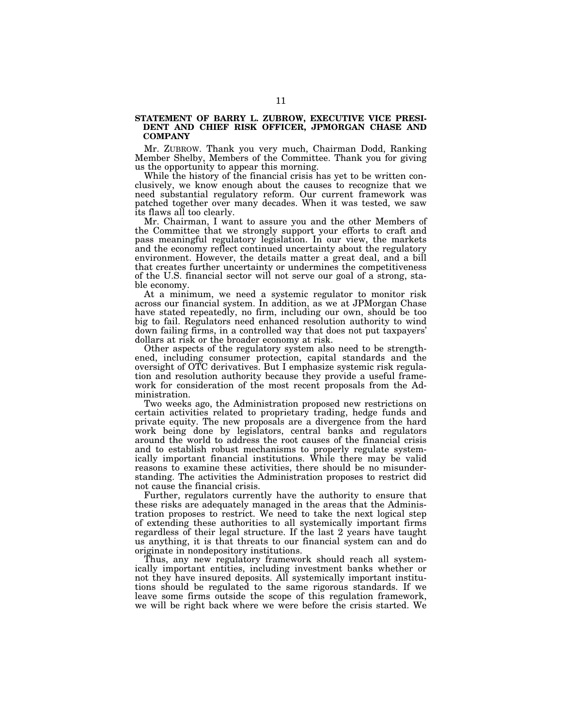**STATEMENT OF BARRY L. ZUBROW, EXECUTIVE VICE PRESIDENT AND CHIEF RISK OFFICER, JPMORGAN CHASE AND COMPANY**

Mr. ZUBROW. Thank you very much, Chairman Dodd, Ranking Member Shelby, Members of the Committee. Thank you for giving us the opportunity to appear this morning.

While the history of the financial crisis has yet to be written conclusively, we know enough about the causes to recognize that we need substantial regulatory reform. Our current framework was patched together over many decades. When it was tested, we saw its flaws all too clearly.

Mr. Chairman, I want to assure you and the other Members of the Committee that we strongly support your efforts to craft and pass meaningful regulatory legislation. In our view, the markets and the economy reflect continued uncertainty about the regulatory environment. However, the details matter a great deal, and a bill that creates further uncertainty or undermines the competitiveness of the U.S. financial sector will not serve our goal of a strong, stable economy.

At a minimum, we need a systemic regulator to monitor risk across our financial system. In addition, as we at JPMorgan Chase have stated repeatedly, no firm, including our own, should be too big to fail. Regulators need enhanced resolution authority to wind down failing firms, in a controlled way that does not put taxpayers' dollars at risk or the broader economy at risk.

Other aspects of the regulatory system also need to be strengthened, including consumer protection, capital standards and the oversight of OTC derivatives. But I emphasize systemic risk regulation and resolution authority because they provide a useful framework for consideration of the most recent proposals from the Administration.

Two weeks ago, the Administration proposed new restrictions on certain activities related to proprietary trading, hedge funds and private equity. The new proposals are a divergence from the hard work being done by legislators, central banks and regulators around the world to address the root causes of the financial crisis and to establish robust mechanisms to properly regulate systemically important financial institutions. While there may be valid reasons to examine these activities, there should be no misunderstanding. The activities the Administration proposes to restrict did not cause the financial crisis.

Further, regulators currently have the authority to ensure that these risks are adequately managed in the areas that the Administration proposes to restrict. We need to take the next logical step of extending these authorities to all systemically important firms regardless of their legal structure. If the last 2 years have taught us anything, it is that threats to our financial system can and do originate in nondepository institutions.

Thus, any new regulatory framework should reach all systemically important entities, including investment banks whether or not they have insured deposits. All systemically important institutions should be regulated to the same rigorous standards. If we leave some firms outside the scope of this regulation framework, we will be right back where we were before the crisis started. We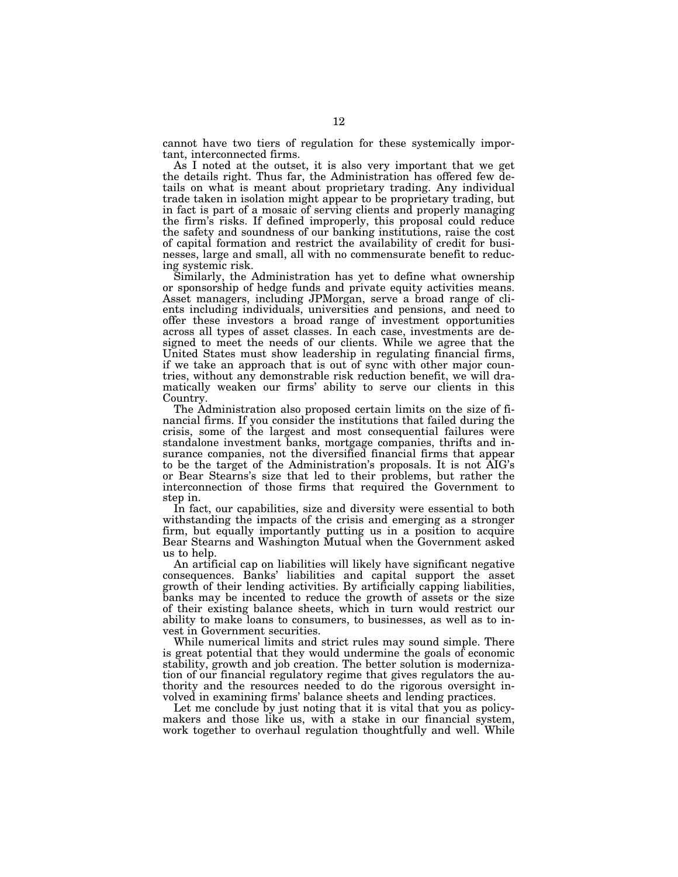cannot have two tiers of regulation for these systemically important, interconnected firms.

As I noted at the outset, it is also very important that we get the details right. Thus far, the Administration has offered few details on what is meant about proprietary trading. Any individual trade taken in isolation might appear to be proprietary trading, but in fact is part of a mosaic of serving clients and properly managing the firm's risks. If defined improperly, this proposal could reduce the safety and soundness of our banking institutions, raise the cost of capital formation and restrict the availability of credit for businesses, large and small, all with no commensurate benefit to reducing systemic risk.

Similarly, the Administration has yet to define what ownership or sponsorship of hedge funds and private equity activities means. Asset managers, including JPMorgan, serve a broad range of clients including individuals, universities and pensions, and need to offer these investors a broad range of investment opportunities across all types of asset classes. In each case, investments are designed to meet the needs of our clients. While we agree that the United States must show leadership in regulating financial firms, if we take an approach that is out of sync with other major countries, without any demonstrable risk reduction benefit, we will dramatically weaken our firms' ability to serve our clients in this Country.

The Administration also proposed certain limits on the size of financial firms. If you consider the institutions that failed during the crisis, some of the largest and most consequential failures were standalone investment banks, mortgage companies, thrifts and insurance companies, not the diversified financial firms that appear to be the target of the Administration's proposals. It is not AIG's or Bear Stearns's size that led to their problems, but rather the interconnection of those firms that required the Government to step in.

In fact, our capabilities, size and diversity were essential to both withstanding the impacts of the crisis and emerging as a stronger firm, but equally importantly putting us in a position to acquire Bear Stearns and Washington Mutual when the Government asked us to help.

An artificial cap on liabilities will likely have significant negative consequences. Banks' liabilities and capital support the asset growth of their lending activities. By artificially capping liabilities, banks may be incented to reduce the growth of assets or the size of their existing balance sheets, which in turn would restrict our ability to make loans to consumers, to businesses, as well as to invest in Government securities.

While numerical limits and strict rules may sound simple. There is great potential that they would undermine the goals of economic stability, growth and job creation. The better solution is modernization of our financial regulatory regime that gives regulators the authority and the resources needed to do the rigorous oversight involved in examining firms' balance sheets and lending practices.

Let me conclude by just noting that it is vital that you as policymakers and those like us, with a stake in our financial system, work together to overhaul regulation thoughtfully and well. While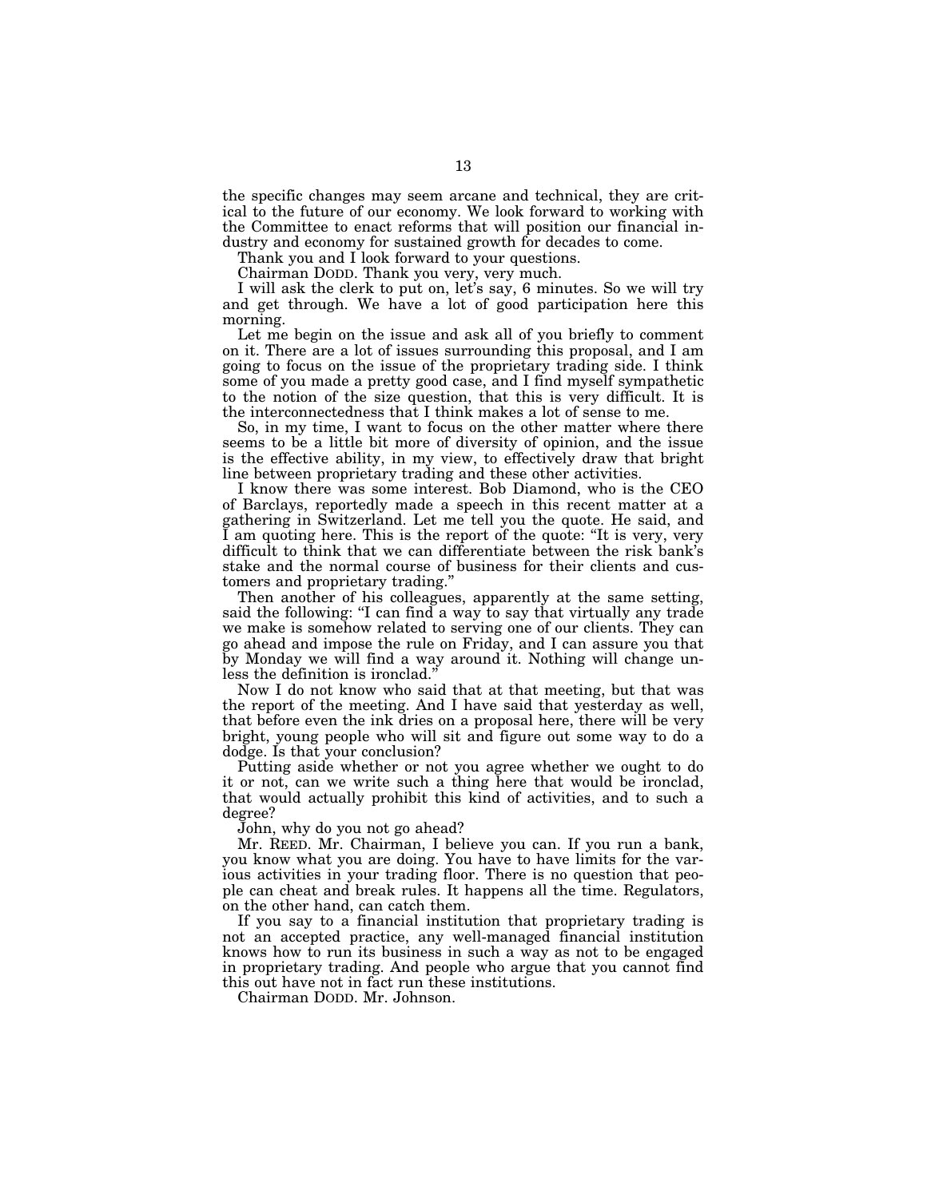the specific changes may seem arcane and technical, they are critical to the future of our economy. We look forward to working with the Committee to enact reforms that will position our financial industry and economy for sustained growth for decades to come.

Thank you and I look forward to your questions.

Chairman DODD. Thank you very, very much.

I will ask the clerk to put on, let's say, 6 minutes. So we will try and get through. We have a lot of good participation here this morning.

Let me begin on the issue and ask all of you briefly to comment on it. There are a lot of issues surrounding this proposal, and I am going to focus on the issue of the proprietary trading side. I think some of you made a pretty good case, and I find myself sympathetic to the notion of the size question, that this is very difficult. It is the interconnectedness that I think makes a lot of sense to me.

So, in my time, I want to focus on the other matter where there seems to be a little bit more of diversity of opinion, and the issue is the effective ability, in my view, to effectively draw that bright line between proprietary trading and these other activities.

I know there was some interest. Bob Diamond, who is the CEO of Barclays, reportedly made a speech in this recent matter at a gathering in Switzerland. Let me tell you the quote. He said, and I am quoting here. This is the report of the quote: "It is very, very difficult to think that we can differentiate between the risk bank's stake and the normal course of business for their clients and customers and proprietary trading."

Then another of his colleagues, apparently at the same setting, said the following: "I can find a way to say that virtually any trade we make is somehow related to serving one of our clients. They can go ahead and impose the rule on Friday, and I can assure you that by Monday we will find a way around it. Nothing will change unless the definition is ironclad."

Now I do not know who said that at that meeting, but that was the report of the meeting. And I have said that yesterday as well, that before even the ink dries on a proposal here, there will be very bright, young people who will sit and figure out some way to do a dodge. Is that your conclusion?

Putting aside whether or not you agree whether we ought to do it or not, can we write such a thing here that would be ironclad, that would actually prohibit this kind of activities, and to such a degree?

John, why do you not go ahead?

Mr. REED. Mr. Chairman, I believe you can. If you run a bank, you know what you are doing. You have to have limits for the various activities in your trading floor. There is no question that people can cheat and break rules. It happens all the time. Regulators, on the other hand, can catch them.

If you say to a financial institution that proprietary trading is not an accepted practice, any well-managed financial institution knows how to run its business in such a way as not to be engaged in proprietary trading. And people who argue that you cannot find this out have not in fact run these institutions.

Chairman DODD. Mr. Johnson.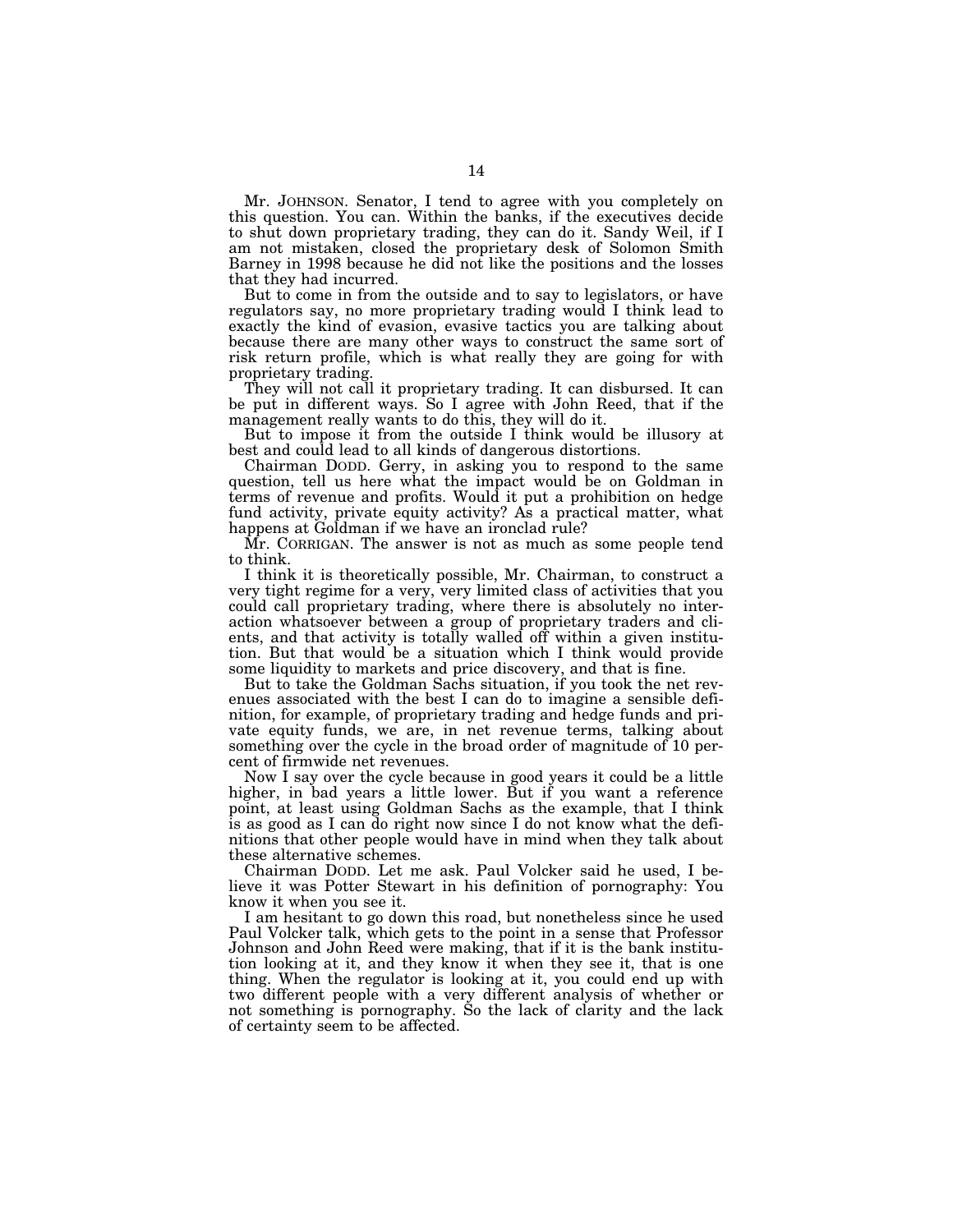Mr. JOHNSON. Senator, I tend to agree with you completely on this question. You can. Within the banks, if the executives decide to shut down proprietary trading, they can do it. Sandy Weil, if I am not mistaken, closed the proprietary desk of Solomon Smith Barney in 1998 because he did not like the positions and the losses that they had incurred.

But to come in from the outside and to say to legislators, or have regulators say, no more proprietary trading would I think lead to exactly the kind of evasion, evasive tactics you are talking about because there are many other ways to construct the same sort of risk return profile, which is what really they are going for with proprietary trading.

They will not call it proprietary trading. It can disbursed. It can be put in different ways. So I agree with John Reed, that if the management really wants to do this, they will do it.

But to impose it from the outside I think would be illusory at best and could lead to all kinds of dangerous distortions.

Chairman DODD. Gerry, in asking you to respond to the same question, tell us here what the impact would be on Goldman in terms of revenue and profits. Would it put a prohibition on hedge fund activity, private equity activity? As a practical matter, what happens at Goldman if we have an ironclad rule?

Mr. CORRIGAN. The answer is not as much as some people tend to think.

I think it is theoretically possible, Mr. Chairman, to construct a very tight regime for a very, very limited class of activities that you could call proprietary trading, where there is absolutely no interaction whatsoever between a group of proprietary traders and clients, and that activity is totally walled off within a given institution. But that would be a situation which I think would provide some liquidity to markets and price discovery, and that is fine.

But to take the Goldman Sachs situation, if you took the net revenues associated with the best I can do to imagine a sensible definition, for example, of proprietary trading and hedge funds and private equity funds, we are, in net revenue terms, talking about something over the cycle in the broad order of magnitude of 10 percent of firmwide net revenues.

Now I say over the cycle because in good years it could be a little higher, in bad years a little lower. But if you want a reference point, at least using Goldman Sachs as the example, that I think is as good as I can do right now since I do not know what the definitions that other people would have in mind when they talk about these alternative schemes.

Chairman DODD. Let me ask. Paul Volcker said he used, I believe it was Potter Stewart in his definition of pornography: You know it when you see it.

I am hesitant to go down this road, but nonetheless since he used Paul Volcker talk, which gets to the point in a sense that Professor Johnson and John Reed were making, that if it is the bank institution looking at it, and they know it when they see it, that is one thing. When the regulator is looking at it, you could end up with two different people with a very different analysis of whether or not something is pornography. So the lack of clarity and the lack of certainty seem to be affected.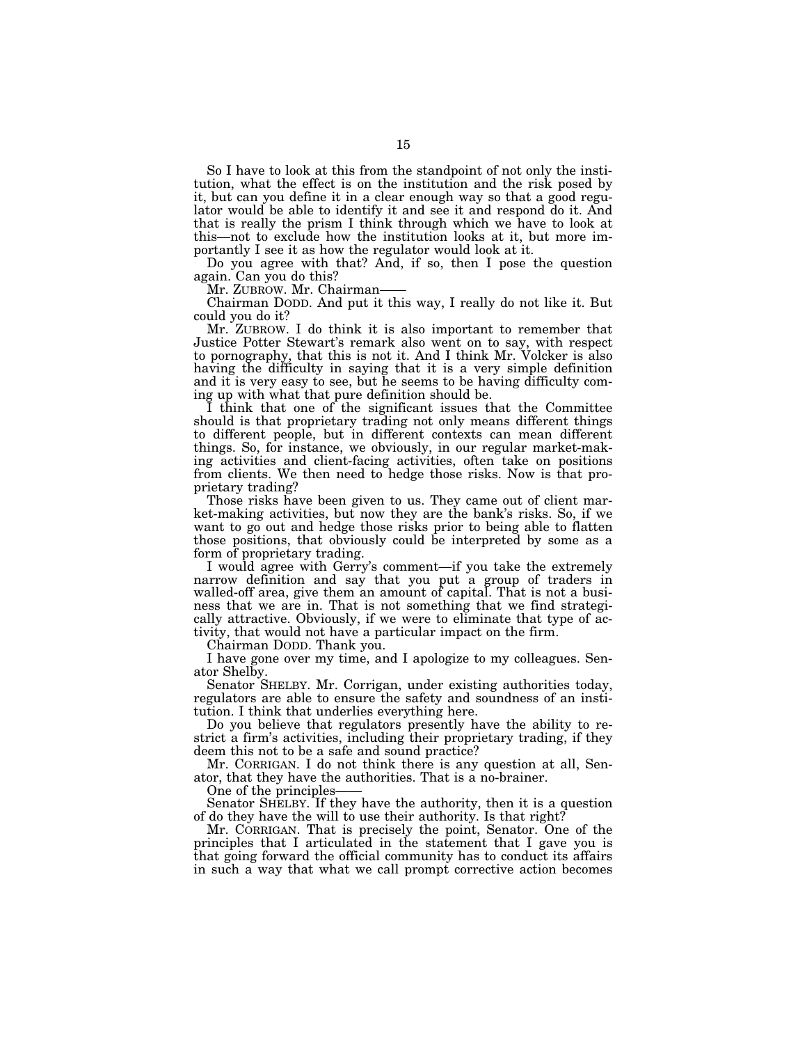So I have to look at this from the standpoint of not only the institution, what the effect is on the institution and the risk posed by it, but can you define it in a clear enough way so that a good regulator would be able to identify it and see it and respond do it. And that is really the prism I think through which we have to look at this—not to exclude how the institution looks at it, but more importantly I see it as how the regulator would look at it.

Do you agree with that? And, if so, then I pose the question again. Can you do this?

Mr. ZUBROW. Mr. Chairman——

Chairman DODD. And put it this way, I really do not like it. But could you do it?

Mr. ZUBROW. I do think it is also important to remember that Justice Potter Stewart's remark also went on to say, with respect to pornography, that this is not it. And I think Mr. Volcker is also having the difficulty in saying that it is a very simple definition and it is very easy to see, but he seems to be having difficulty coming up with what that pure definition should be.

I think that one of the significant issues that the Committee should is that proprietary trading not only means different things to different people, but in different contexts can mean different things. So, for instance, we obviously, in our regular market-making activities and client-facing activities, often take on positions from clients. We then need to hedge those risks. Now is that proprietary trading?

Those risks have been given to us. They came out of client market-making activities, but now they are the bank's risks. So, if we want to go out and hedge those risks prior to being able to flatten those positions, that obviously could be interpreted by some as a form of proprietary trading.

I would agree with Gerry's comment—if you take the extremely narrow definition and say that you put a group of traders in walled-off area, give them an amount of capital. That is not a business that we are in. That is not something that we find strategically attractive. Obviously, if we were to eliminate that type of activity, that would not have a particular impact on the firm.

Chairman DODD. Thank you.

I have gone over my time, and I apologize to my colleagues. Senator Shelby.

Senator SHELBY. Mr. Corrigan, under existing authorities today, regulators are able to ensure the safety and soundness of an institution. I think that underlies everything here.

Do you believe that regulators presently have the ability to restrict a firm's activities, including their proprietary trading, if they deem this not to be a safe and sound practice?

Mr. CORRIGAN. I do not think there is any question at all, Senator, that they have the authorities. That is a no-brainer.

One of the principles——

Senator SHELBY. If they have the authority, then it is a question of do they have the will to use their authority. Is that right?

Mr. CORRIGAN. That is precisely the point, Senator. One of the principles that I articulated in the statement that I gave you is that going forward the official community has to conduct its affairs in such a way that what we call prompt corrective action becomes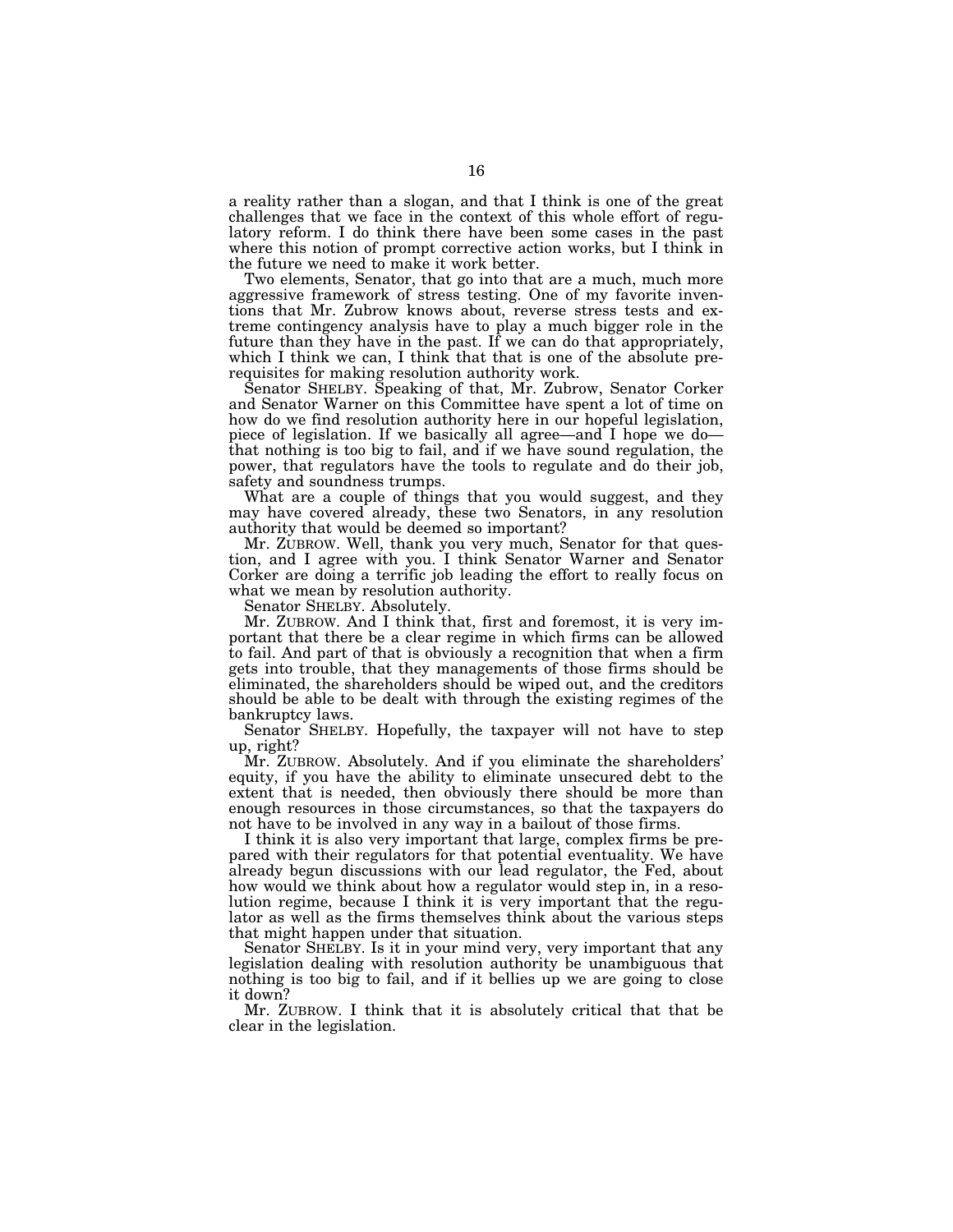a reality rather than a slogan, and that I think is one of the great challenges that we face in the context of this whole effort of regulatory reform. I do think there have been some cases in the past where this notion of prompt corrective action works, but I think in the future we need to make it work better.

Two elements, Senator, that go into that are a much, much more aggressive framework of stress testing. One of my favorite inventions that Mr. Zubrow knows about, reverse stress tests and extreme contingency analysis have to play a much bigger role in the future than they have in the past. If we can do that appropriately, which I think we can, I think that that is one of the absolute prerequisites for making resolution authority work.

Senator SHELBY. Speaking of that, Mr. Zubrow, Senator Corker and Senator Warner on this Committee have spent a lot of time on how do we find resolution authority here in our hopeful legislation, piece of legislation. If we basically all agree—and I hope we do—that nothing is too big to fail, and if we have sound regulation, the power, that regulators have the tools to regulate and do their job, safety and soundness trumps.

What are a couple of things that you would suggest, and they may have covered already, these two Senators, in any resolution authority that would be deemed so important?

Mr. ZUBROW. Well, thank you very much, Senator for that question, and I agree with you. I think Senator Warner and Senator Corker are doing a terrific job leading the effort to really focus on what we mean by resolution authority.

Senator SHELBY. Absolutely.

Mr. ZUBROW. And I think that, first and foremost, it is very important that there be a clear regime in which firms can be allowed to fail. And part of that is obviously a recognition that when a firm gets into trouble, that they managements of those firms should be eliminated, the shareholders should be wiped out, and the creditors should be able to be dealt with through the existing regimes of the bankruptcy laws.

Senator SHELBY. Hopefully, the taxpayer will not have to step up, right?

Mr. ZUBROW. Absolutely. And if you eliminate the shareholders' equity, if you have the ability to eliminate unsecured debt to the extent that is needed, then obviously there should be more than enough resources in those circumstances, so that the taxpayers do not have to be involved in any way in a bailout of those firms.

I think it is also very important that large, complex firms be prepared with their regulators for that potential eventuality. We have already begun discussions with our lead regulator, the Fed, about how would we think about how a regulator would step in, in a resolution regime, because I think it is very important that the regulator as well as the firms themselves think about the various steps that might happen under that situation.

Senator SHELBY. Is it in your mind very, very important that any legislation dealing with resolution authority be unambiguous that nothing is too big to fail, and if it bellies up we are going to close it down?

Mr. ZUBROW. I think that it is absolutely critical that that be clear in the legislation.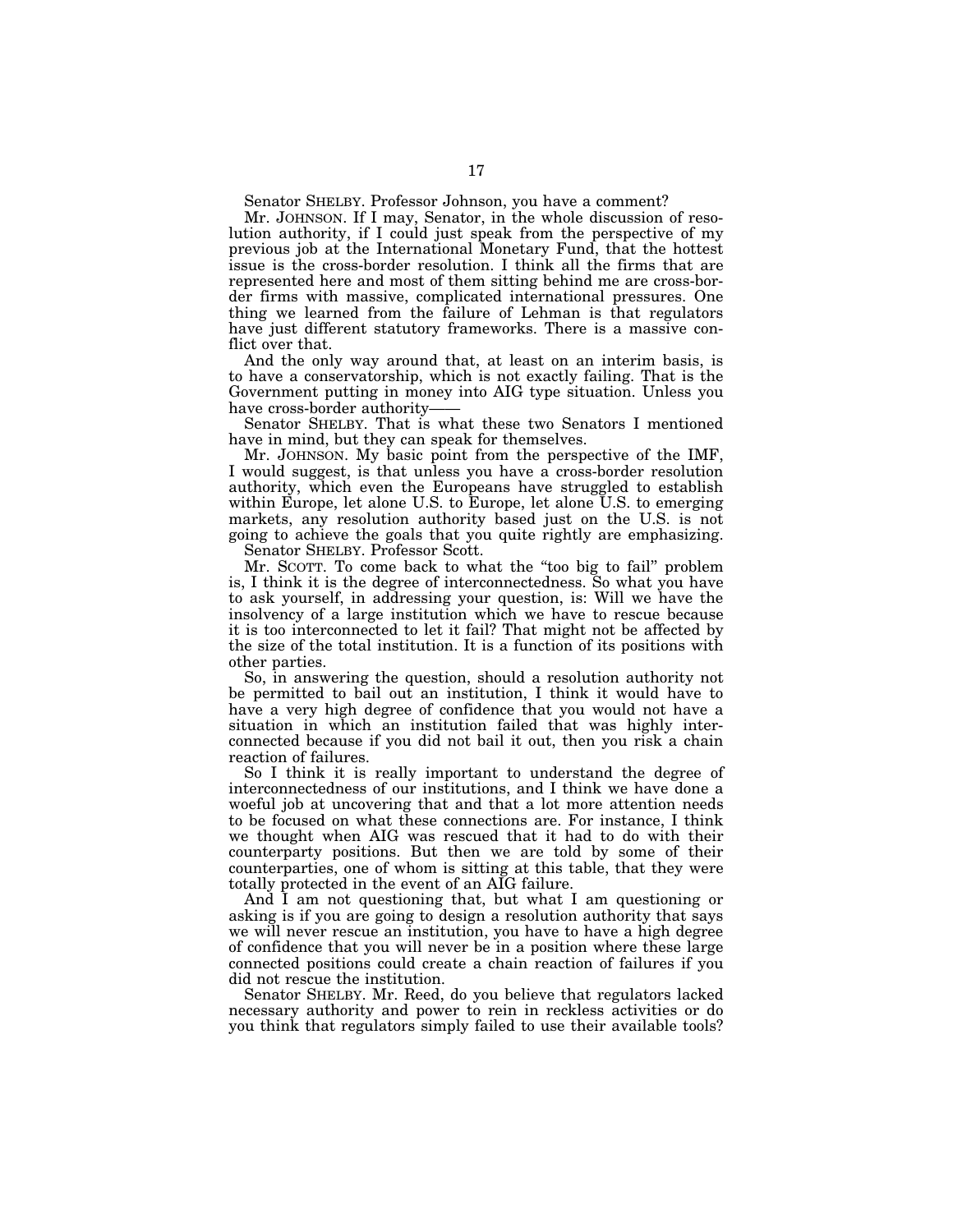Senator SHELBY. Professor Johnson, you have a comment?

Mr. JOHNSON. If I may, Senator, in the whole discussion of resolution authority, if I could just speak from the perspective of my previous job at the International Monetary Fund, that the hottest issue is the cross-border resolution. I think all the firms that are represented here and most of them sitting behind me are cross-border firms with massive, complicated international pressures. One thing we learned from the failure of Lehman is that regulators have just different statutory frameworks. There is a massive conflict over that.

And the only way around that, at least on an interim basis, is to have a conservatorship, which is not exactly failing. That is the Government putting in money into AIG type situation. Unless you have cross-border authority——

Senator SHELBY. That is what these two Senators I mentioned have in mind, but they can speak for themselves.

Mr. JOHNSON. My basic point from the perspective of the IMF, I would suggest, is that unless you have a cross-border resolution authority, which even the Europeans have struggled to establish within Europe, let alone U.S. to Europe, let alone U.S. to emerging markets, any resolution authority based just on the U.S. is not going to achieve the goals that you quite rightly are emphasizing.

Senator SHELBY. Professor Scott.

Mr. SCOTT. To come back to what the "too big to fail" problem is, I think it is the degree of interconnectedness. So what you have to ask yourself, in addressing your question, is: Will we have the insolvency of a large institution which we have to rescue because it is too interconnected to let it fail? That might not be affected by the size of the total institution. It is a function of its positions with other parties.

So, in answering the question, should a resolution authority not be permitted to bail out an institution, I think it would have to have a very high degree of confidence that you would not have a situation in which an institution failed that was highly interconnected because if you did not bail it out, then you risk a chain reaction of failures.

So I think it is really important to understand the degree of interconnectedness of our institutions, and I think we have done a woeful job at uncovering that and that a lot more attention needs to be focused on what these connections are. For instance, I think we thought when AIG was rescued that it had to do with their counterparty positions. But then we are told by some of their counterparties, one of whom is sitting at this table, that they were totally protected in the event of an AIG failure.

And I am not questioning that, but what I am questioning or asking is if you are going to design a resolution authority that says we will never rescue an institution, you have to have a high degree of confidence that you will never be in a position where these large connected positions could create a chain reaction of failures if you did not rescue the institution.

Senator SHELBY. Mr. Reed, do you believe that regulators lacked necessary authority and power to rein in reckless activities or do you think that regulators simply failed to use their available tools?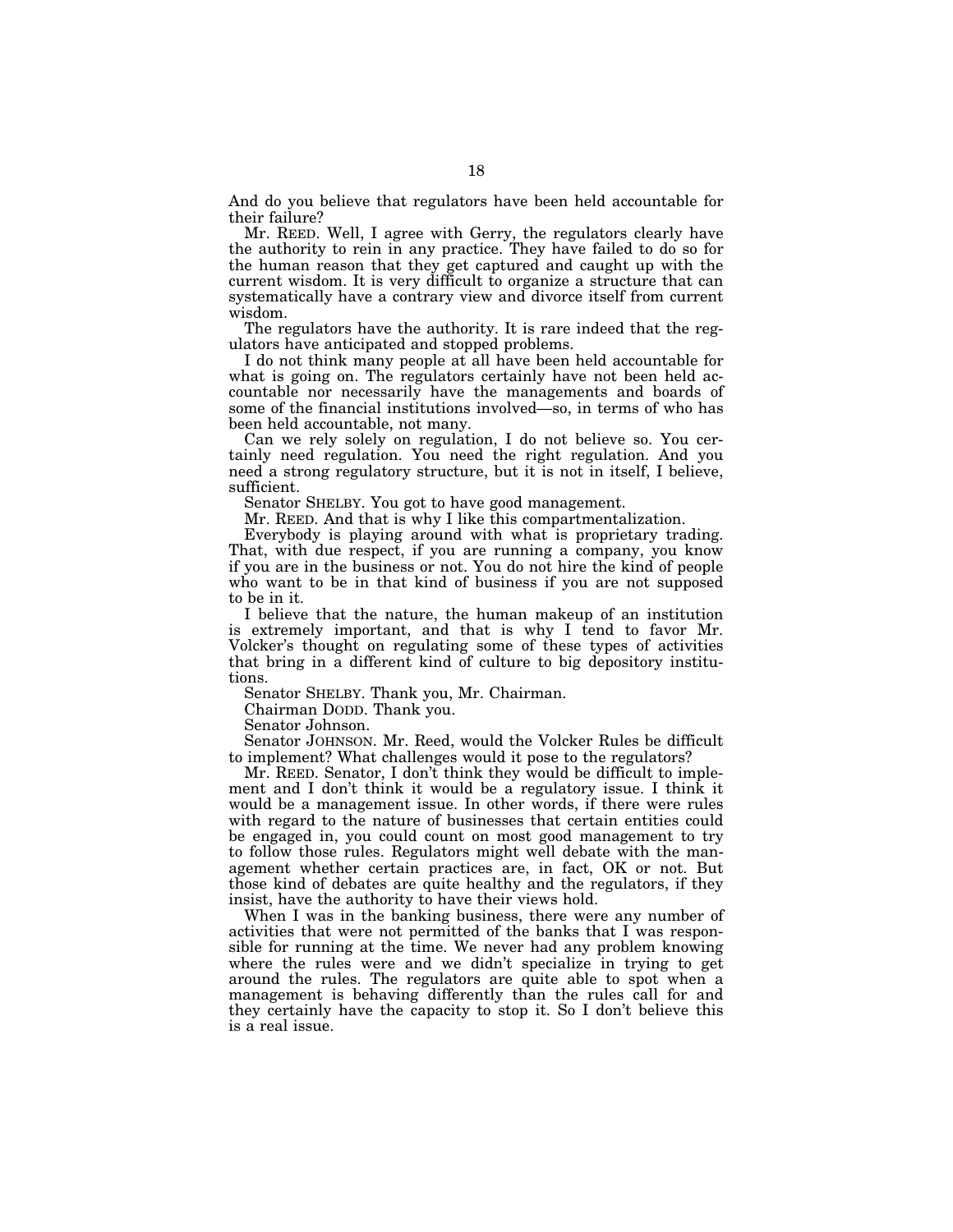And do you believe that regulators have been held accountable for their failure?

Mr. REED. Well, I agree with Gerry, the regulators clearly have the authority to rein in any practice. They have failed to do so for the human reason that they get captured and caught up with the current wisdom. It is very difficult to organize a structure that can systematically have a contrary view and divorce itself from current wisdom.

The regulators have the authority. It is rare indeed that the regulators have anticipated and stopped problems.

I do not think many people at all have been held accountable for what is going on. The regulators certainly have not been held accountable nor necessarily have the managements and boards of some of the financial institutions involved—so, in terms of who has been held accountable, not many.

Can we rely solely on regulation, I do not believe so. You certainly need regulation. You need the right regulation. And you need a strong regulatory structure, but it is not in itself, I believe, sufficient.

Senator SHELBY. You got to have good management.

Mr. REED. And that is why I like this compartmentalization.

Everybody is playing around with what is proprietary trading. That, with due respect, if you are running a company, you know if you are in the business or not. You do not hire the kind of people who want to be in that kind of business if you are not supposed to be in it.

I believe that the nature, the human makeup of an institution is extremely important, and that is why I tend to favor Mr. Volcker's thought on regulating some of these types of activities that bring in a different kind of culture to big depository institutions.

Senator SHELBY. Thank you, Mr. Chairman.

Chairman DODD. Thank you.

Senator Johnson.

Senator JOHNSON. Mr. Reed, would the Volcker Rules be difficult to implement? What challenges would it pose to the regulators?

Mr. REED. Senator, I don't think they would be difficult to implement and I don't think it would be a regulatory issue. I think it would be a management issue. In other words, if there were rules with regard to the nature of businesses that certain entities could be engaged in, you could count on most good management to try to follow those rules. Regulators might well debate with the management whether certain practices are, in fact, OK or not. But those kind of debates are quite healthy and the regulators, if they insist, have the authority to have their views hold.

When I was in the banking business, there were any number of activities that were not permitted of the banks that I was responsible for running at the time. We never had any problem knowing where the rules were and we didn't specialize in trying to get around the rules. The regulators are quite able to spot when a management is behaving differently than the rules call for and they certainly have the capacity to stop it. So I don't believe this is a real issue.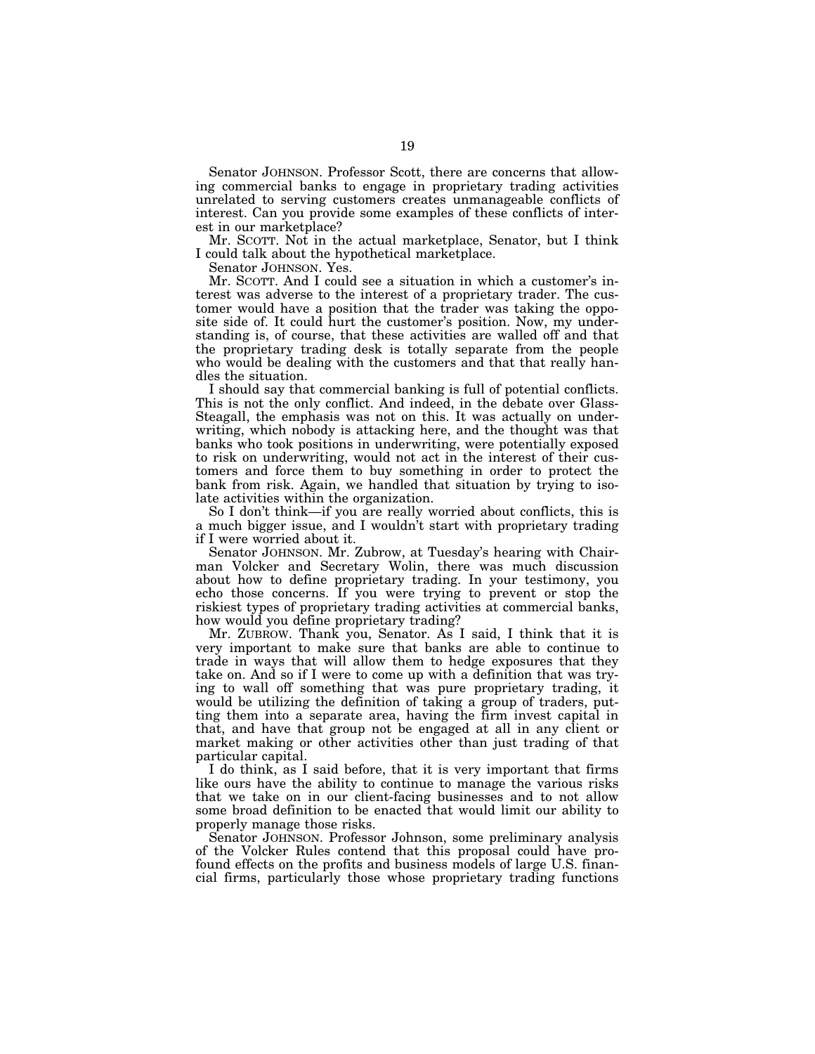Senator JOHNSON. Professor Scott, there are concerns that allowing commercial banks to engage in proprietary trading activities unrelated to serving customers creates unmanageable conflicts of interest. Can you provide some examples of these conflicts of interest in our marketplace?

Mr. SCOTT. Not in the actual marketplace, Senator, but I think I could talk about the hypothetical marketplace.

Senator JOHNSON. Yes.

Mr. SCOTT. And I could see a situation in which a customer's interest was adverse to the interest of a proprietary trader. The customer would have a position that the trader was taking the opposite side of. It could hurt the customer's position. Now, my understanding is, of course, that these activities are walled off and that the proprietary trading desk is totally separate from the people who would be dealing with the customers and that that really handles the situation.

I should say that commercial banking is full of potential conflicts. This is not the only conflict. And indeed, in the debate over Glass-Steagall, the emphasis was not on this. It was actually on underwriting, which nobody is attacking here, and the thought was that banks who took positions in underwriting, were potentially exposed to risk on underwriting, would not act in the interest of their customers and force them to buy something in order to protect the bank from risk. Again, we handled that situation by trying to isolate activities within the organization.

So I don't think—if you are really worried about conflicts, this is a much bigger issue, and I wouldn't start with proprietary trading if I were worried about it.

Senator JOHNSON. Mr. Zubrow, at Tuesday's hearing with Chairman Volcker and Secretary Wolin, there was much discussion about how to define proprietary trading. In your testimony, you echo those concerns. If you were trying to prevent or stop the riskiest types of proprietary trading activities at commercial banks, how would you define proprietary trading?

Mr. ZUBROW. Thank you, Senator. As I said, I think that it is very important to make sure that banks are able to continue to trade in ways that will allow them to hedge exposures that they take on. And so if I were to come up with a definition that was trying to wall off something that was pure proprietary trading, it would be utilizing the definition of taking a group of traders, putting them into a separate area, having the firm invest capital in that, and have that group not be engaged at all in any client or market making or other activities other than just trading of that particular capital.

I do think, as I said before, that it is very important that firms like ours have the ability to continue to manage the various risks that we take on in our client-facing businesses and to not allow some broad definition to be enacted that would limit our ability to properly manage those risks.

Senator JOHNSON. Professor Johnson, some preliminary analysis of the Volcker Rules contend that this proposal could have profound effects on the profits and business models of large U.S. financial firms, particularly those whose proprietary trading functions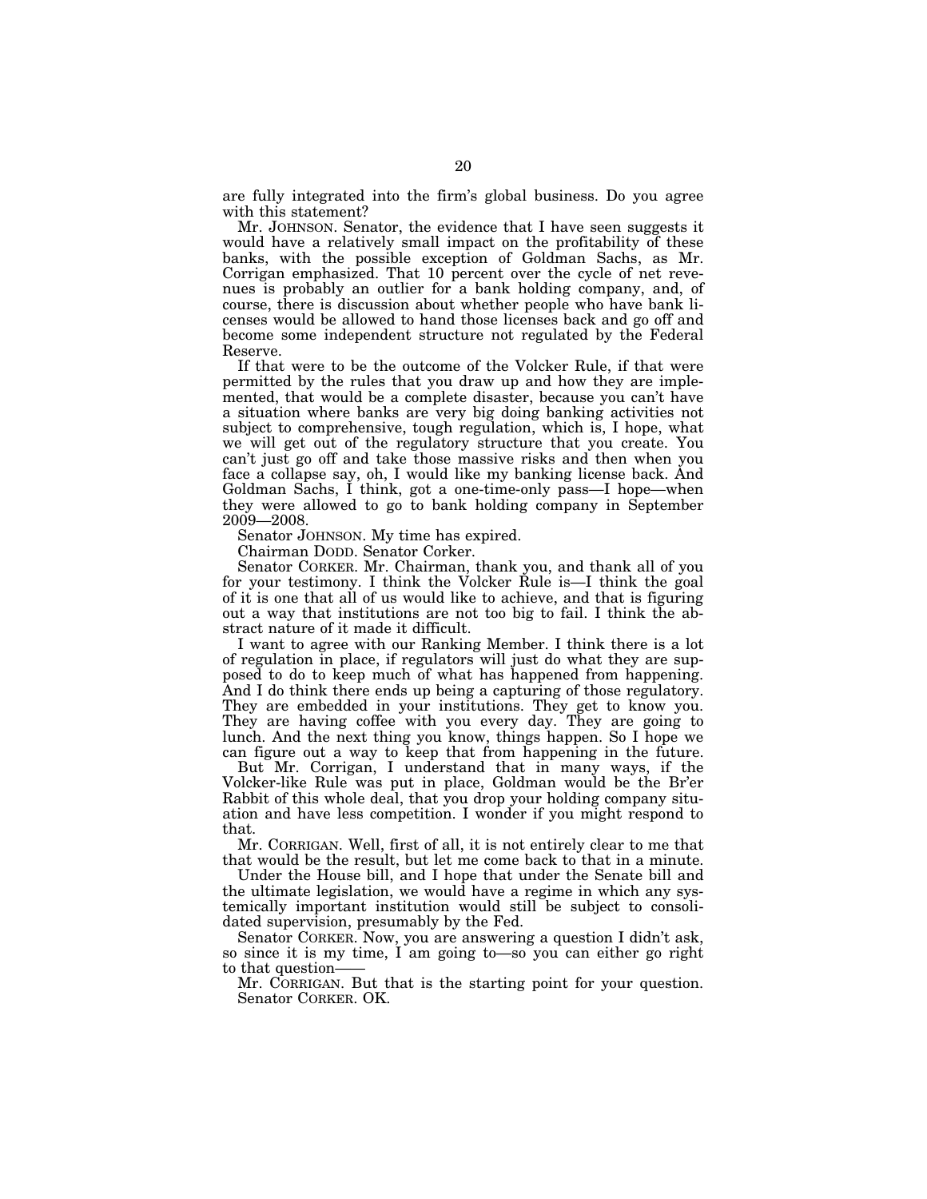are fully integrated into the firm's global business. Do you agree with this statement?

Mr. JOHNSON. Senator, the evidence that I have seen suggests it would have a relatively small impact on the profitability of these banks, with the possible exception of Goldman Sachs, as Mr. Corrigan emphasized. That 10 percent over the cycle of net revenues is probably an outlier for a bank holding company, and, of course, there is discussion about whether people who have bank licenses would be allowed to hand those licenses back and go off and become some independent structure not regulated by the Federal Reserve.

If that were to be the outcome of the Volcker Rule, if that were permitted by the rules that you draw up and how they are implemented, that would be a complete disaster, because you can't have a situation where banks are very big doing banking activities not subject to comprehensive, tough regulation, which is, I hope, what we will get out of the regulatory structure that you create. You can't just go off and take those massive risks and then when you face a collapse say, oh, I would like my banking license back. And Goldman Sachs, I think, got a one-time-only pass—I hope—when they were allowed to go to bank holding company in September 2009—2008.

Senator JOHNSON. My time has expired.

Chairman DODD. Senator Corker.

Senator CORKER. Mr. Chairman, thank you, and thank all of you for your testimony. I think the Volcker Rule is—I think the goal of it is one that all of us would like to achieve, and that is figuring out a way that institutions are not too big to fail. I think the abstract nature of it made it difficult.

I want to agree with our Ranking Member. I think there is a lot of regulation in place, if regulators will just do what they are supposed to do to keep much of what has happened from happening. And I do think there ends up being a capturing of those regulatory. They are embedded in your institutions. They get to know you. They are having coffee with you every day. They are going to lunch. And the next thing you know, things happen. So I hope we can figure out a way to keep that from happening in the future.

But Mr. Corrigan, I understand that in many ways, if the Volcker-like Rule was put in place, Goldman would be the Br'er Rabbit of this whole deal, that you drop your holding company situation and have less competition. I wonder if you might respond to that.

Mr. CORRIGAN. Well, first of all, it is not entirely clear to me that that would be the result, but let me come back to that in a minute.

Under the House bill, and I hope that under the Senate bill and the ultimate legislation, we would have a regime in which any systemically important institution would still be subject to consolidated supervision, presumably by the Fed.

Senator CORKER. Now, you are answering a question I didn't ask, so since it is my time, I am going to—so you can either go right to that question——

Mr. CORRIGAN. But that is the starting point for your question.

Senator CORKER. OK.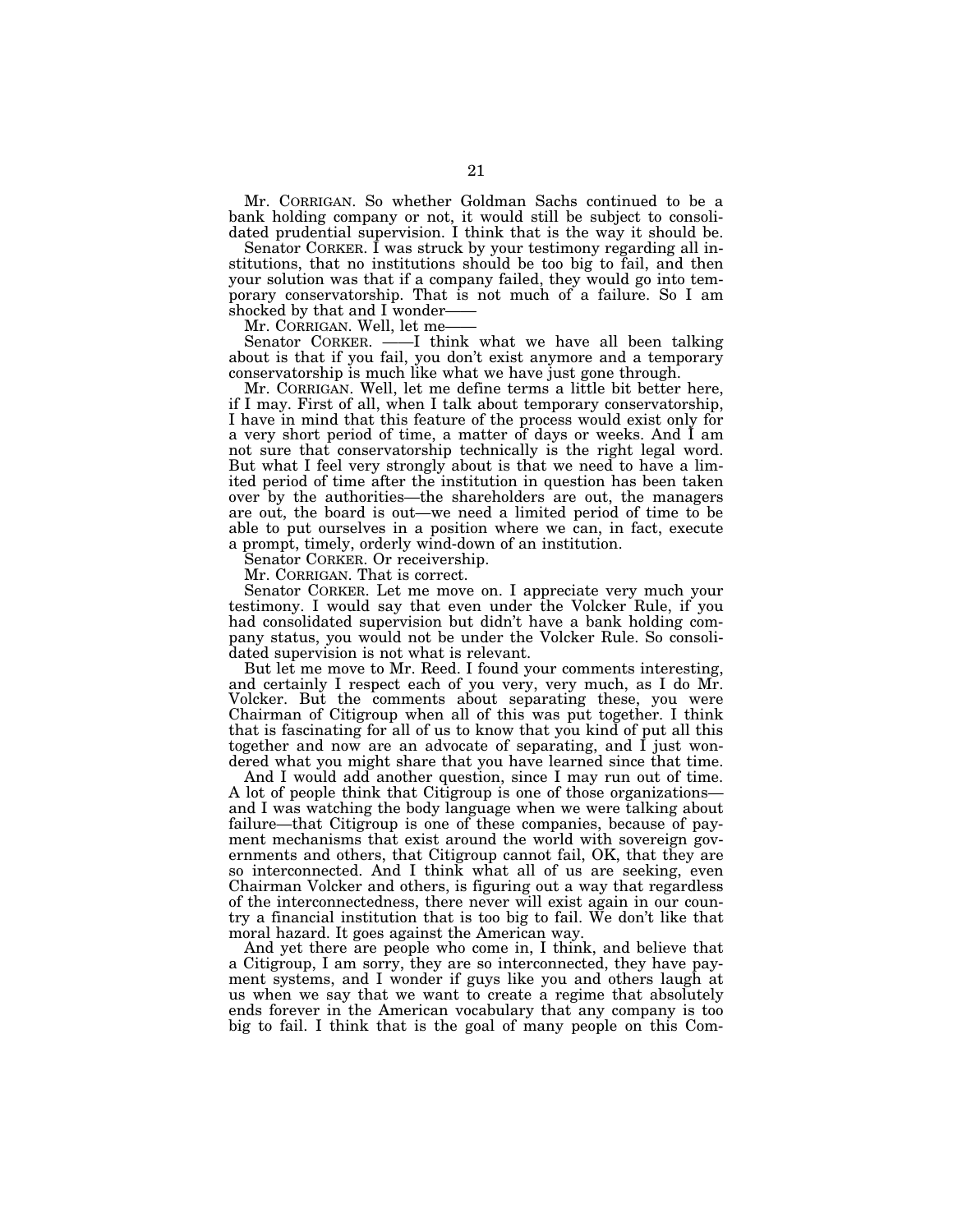Mr. CORRIGAN. So whether Goldman Sachs continued to be a bank holding company or not, it would still be subject to consolidated prudential supervision. I think that is the way it should be.

Senator CORKER. I was struck by your testimony regarding all institutions, that no institutions should be too big to fail, and then your solution was that if a company failed, they would go into temporary conservatorship. That is not much of a failure. So I am shocked by that and I wonder——

Mr. CORRIGAN. Well, let me——

Senator CORKER. ——I think what we have all been talking about is that if you fail, you don't exist anymore and a temporary conservatorship is much like what we have just gone through.

Mr. CORRIGAN. Well, let me define terms a little bit better here, if I may. First of all, when I talk about temporary conservatorship, I have in mind that this feature of the process would exist only for a very short period of time, a matter of days or weeks. And I am not sure that conservatorship technically is the right legal word. But what I feel very strongly about is that we need to have a limited period of time after the institution in question has been taken over by the authorities—the shareholders are out, the managers are out, the board is out—we need a limited period of time to be able to put ourselves in a position where we can, in fact, execute a prompt, timely, orderly wind-down of an institution.

Senator CORKER. Or receivership.

Mr. CORRIGAN. That is correct.

Senator CORKER. Let me move on. I appreciate very much your testimony. I would say that even under the Volcker Rule, if you had consolidated supervision but didn't have a bank holding company status, you would not be under the Volcker Rule. So consolidated supervision is not what is relevant.

But let me move to Mr. Reed. I found your comments interesting, and certainly I respect each of you very, very much, as I do Mr. Volcker. But the comments about separating these, you were Chairman of Citigroup when all of this was put together. I think that is fascinating for all of us to know that you kind of put all this together and now are an advocate of separating, and I just wondered what you might share that you have learned since that time.

And I would add another question, since I may run out of time. A lot of people think that Citigroup is one of those organizations—and I was watching the body language when we were talking about failure—that Citigroup is one of these companies, because of payment mechanisms that exist around the world with sovereign governments and others, that Citigroup cannot fail, OK, that they are so interconnected. And I think what all of us are seeking, even Chairman Volcker and others, is figuring out a way that regardless of the interconnectedness, there never will exist again in our country a financial institution that is too big to fail. We don't like that moral hazard. It goes against the American way.

And yet there are people who come in, I think, and believe that a Citigroup, I am sorry, they are so interconnected, they have payment systems, and I wonder if guys like you and others laugh at us when we say that we want to create a regime that absolutely ends forever in the American vocabulary that any company is too big to fail. I think that is the goal of many people on this Com-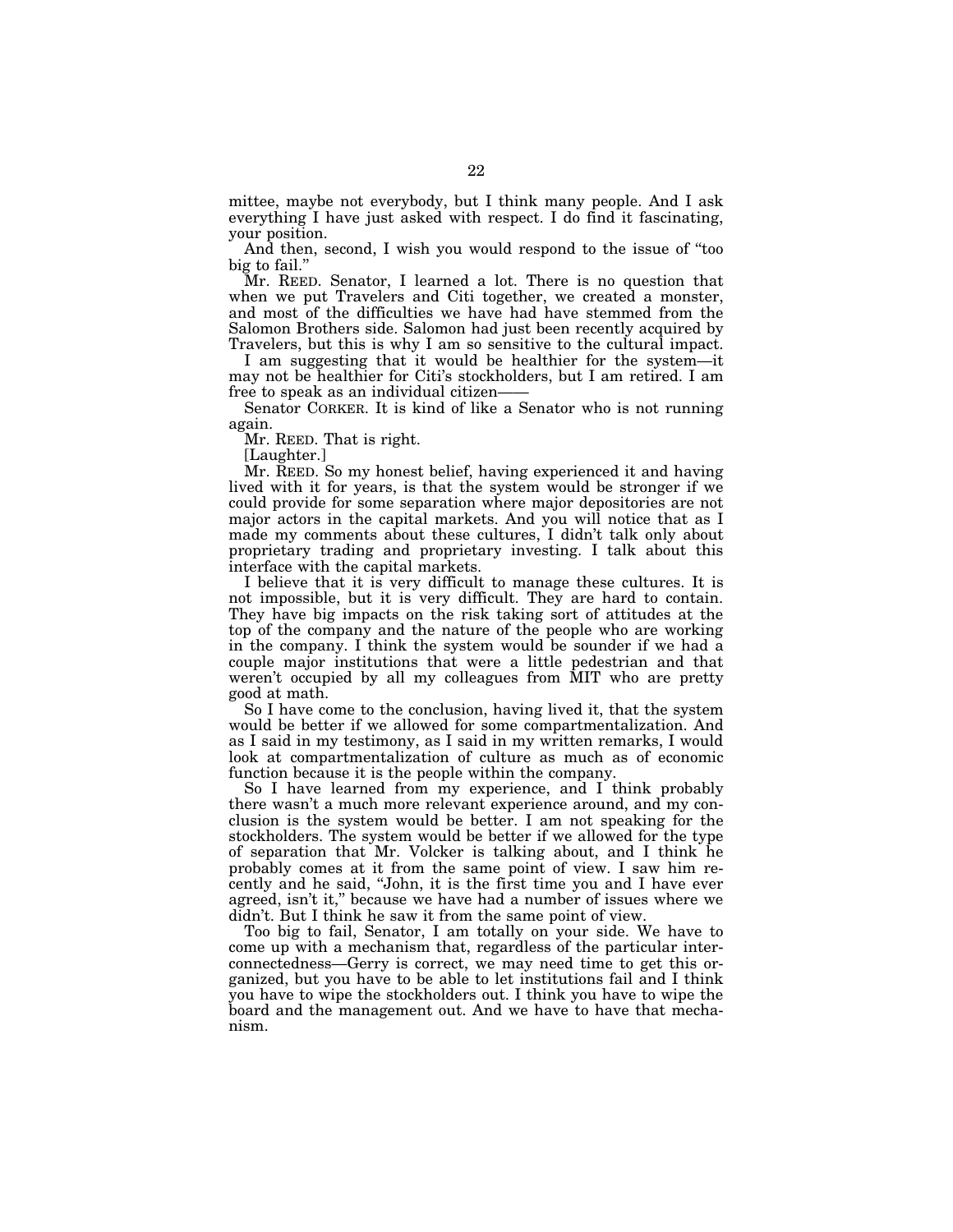mittee, maybe not everybody, but I think many people. And I ask everything I have just asked with respect. I do find it fascinating, your position.

And then, second, I wish you would respond to the issue of "too big to fail."

Mr. REED. Senator, I learned a lot. There is no question that when we put Travelers and Citi together, we created a monster, and most of the difficulties we have had have stemmed from the Salomon Brothers side. Salomon had just been recently acquired by Travelers, but this is why I am so sensitive to the cultural impact.

I am suggesting that it would be healthier for the system—it may not be healthier for Citi's stockholders, but I am retired. I am free to speak as an individual citizen——

Senator CORKER. It is kind of like a Senator who is not running again.

Mr. REED. That is right.

[Laughter.]

Mr. REED. So my honest belief, having experienced it and having lived with it for years, is that the system would be stronger if we could provide for some separation where major depositories are not major actors in the capital markets. And you will notice that as I made my comments about these cultures, I didn't talk only about proprietary trading and proprietary investing. I talk about this interface with the capital markets.

I believe that it is very difficult to manage these cultures. It is not impossible, but it is very difficult. They are hard to contain. They have big impacts on the risk taking sort of attitudes at the top of the company and the nature of the people who are working in the company. I think the system would be sounder if we had a couple major institutions that were a little pedestrian and that weren't occupied by all my colleagues from MIT who are pretty good at math.

So I have come to the conclusion, having lived it, that the system would be better if we allowed for some compartmentalization. And as I said in my testimony, as I said in my written remarks, I would look at compartmentalization of culture as much as of economic function because it is the people within the company.

So I have learned from my experience, and I think probably there wasn't a much more relevant experience around, and my conclusion is the system would be better. I am not speaking for the stockholders. The system would be better if we allowed for the type of separation that Mr. Volcker is talking about, and I think he probably comes at it from the same point of view. I saw him recently and he said, "John, it is the first time you and I have ever agreed, isn't it," because we have had a number of issues where we didn't. But I think he saw it from the same point of view.

Too big to fail, Senator, I am totally on your side. We have to come up with a mechanism that, regardless of the particular interconnectedness—Gerry is correct, we may need time to get this organized, but you have to be able to let institutions fail and I think you have to wipe the stockholders out. I think you have to wipe the board and the management out. And we have to have that mechanism.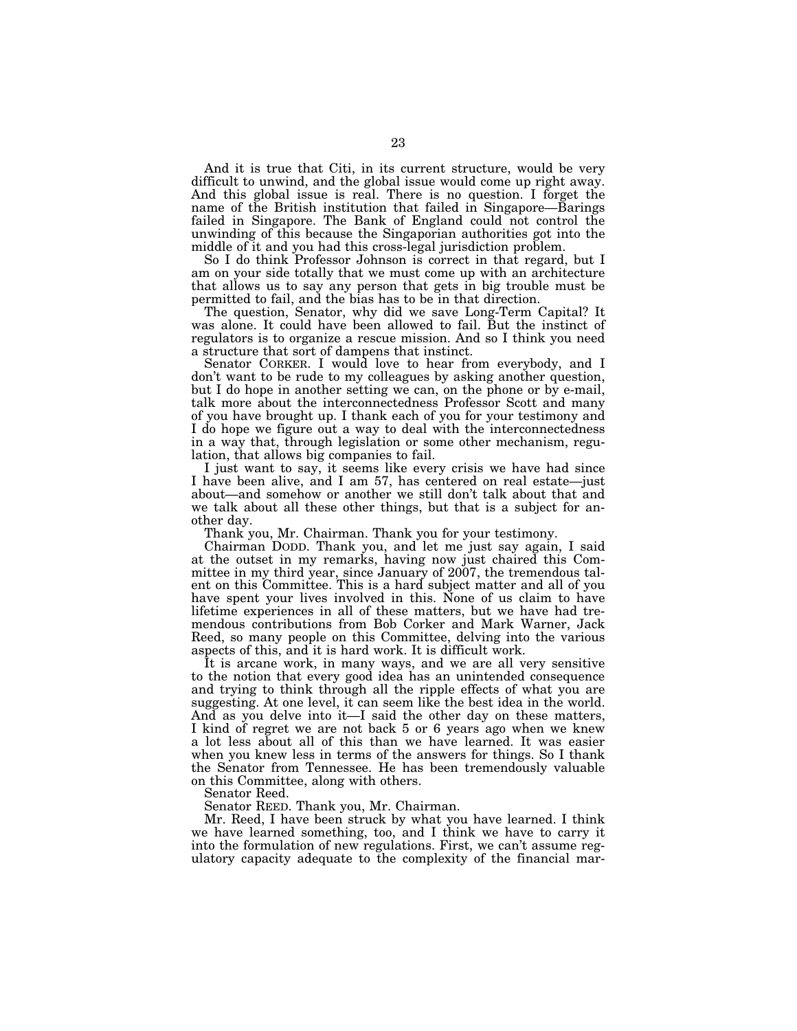And it is true that Citi, in its current structure, would be very difficult to unwind, and the global issue would come up right away. And this global issue is real. There is no question. I forget the name of the British institution that failed in Singapore—Barings failed in Singapore. The Bank of England could not control the unwinding of this because the Singaporian authorities got into the middle of it and you had this cross-legal jurisdiction problem.

So I do think Professor Johnson is correct in that regard, but I am on your side totally that we must come up with an architecture that allows us to say any person that gets in big trouble must be permitted to fail, and the bias has to be in that direction.

The question, Senator, why did we save Long-Term Capital? It was alone. It could have been allowed to fail. But the instinct of regulators is to organize a rescue mission. And so I think you need a structure that sort of dampens that instinct.

Senator CORKER. I would love to hear from everybody, and I don't want to be rude to my colleagues by asking another question, but I do hope in another setting we can, on the phone or by e-mail, talk more about the interconnectedness Professor Scott and many of you have brought up. I thank each of you for your testimony and I do hope we figure out a way to deal with the interconnectedness in a way that, through legislation or some other mechanism, regulation, that allows big companies to fail.

I just want to say, it seems like every crisis we have had since I have been alive, and I am 57, has centered on real estate—just about—and somehow or another we still don't talk about that and we talk about all these other things, but that is a subject for another day.

Thank you, Mr. Chairman. Thank you for your testimony.

Chairman DODD. Thank you, and let me just say again, I said at the outset in my remarks, having now just chaired this Committee in my third year, since January of 2007, the tremendous talent on this Committee. This is a hard subject matter and all of you have spent your lives involved in this. None of us claim to have lifetime experiences in all of these matters, but we have had tremendous contributions from Bob Corker and Mark Warner, Jack Reed, so many people on this Committee, delving into the various aspects of this, and it is hard work. It is difficult work.

It is arcane work, in many ways, and we are all very sensitive to the notion that every good idea has an unintended consequence and trying to think through all the ripple effects of what you are suggesting. At one level, it can seem like the best idea in the world. And as you delve into it—I said the other day on these matters, I kind of regret we are not back 5 or 6 years ago when we knew a lot less about all of this than we have learned. It was easier when you knew less in terms of the answers for things. So I thank the Senator from Tennessee. He has been tremendously valuable on this Committee, along with others.

Senator Reed.

Senator REED. Thank you, Mr. Chairman.

Mr. Reed, I have been struck by what you have learned. I think we have learned something, too, and I think we have to carry it into the formulation of new regulations. First, we can't assume regulatory capacity adequate to the complexity of the financial mar-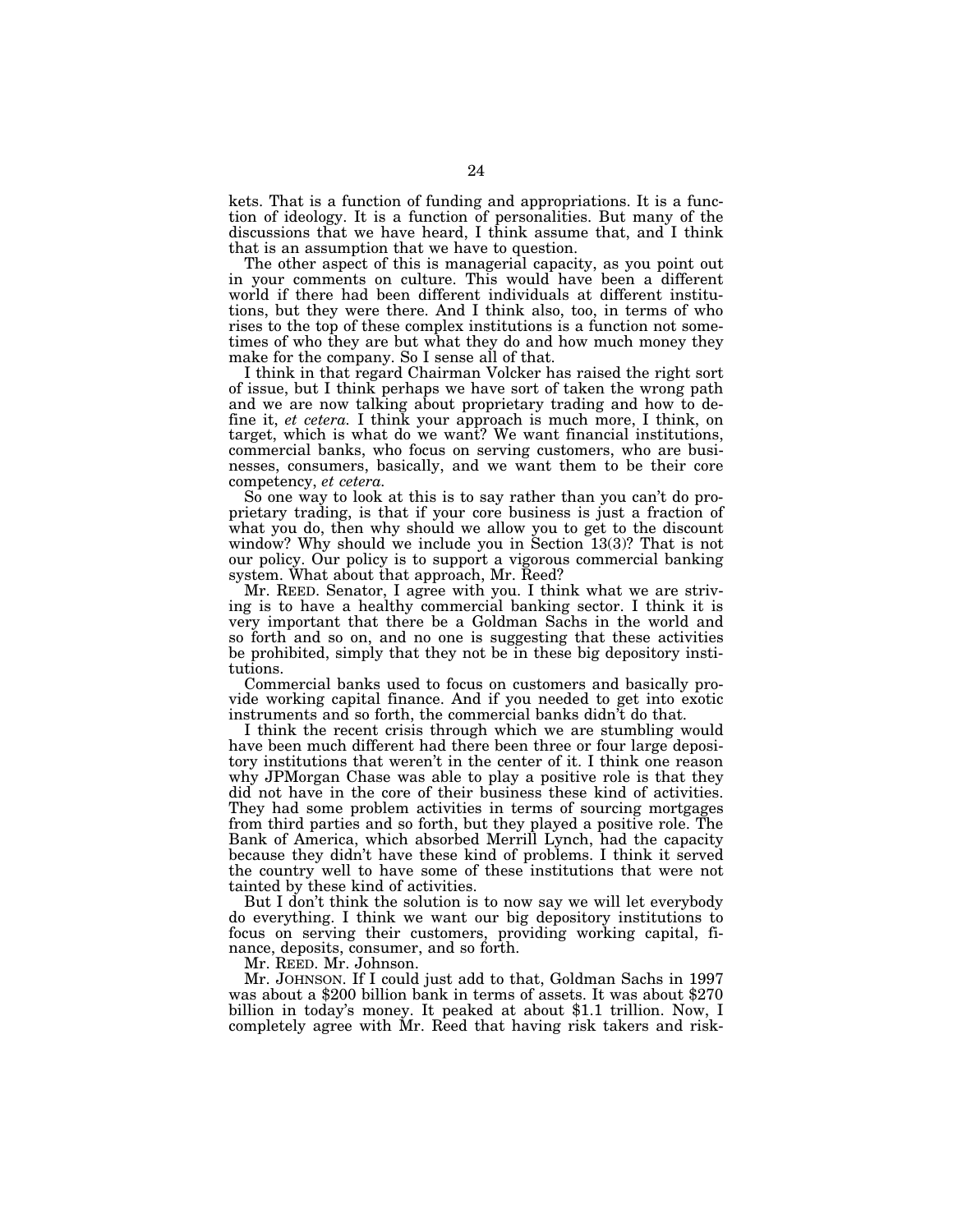kets. That is a function of funding and appropriations. It is a function of ideology. It is a function of personalities. But many of the discussions that we have heard, I think assume that, and I think that is an assumption that we have to question.

The other aspect of this is managerial capacity, as you point out in your comments on culture. This would have been a different world if there had been different individuals at different institutions, but they were there. And I think also, too, in terms of who rises to the top of these complex institutions is a function not sometimes of who they are but what they do and how much money they make for the company. So I sense all of that.

I think in that regard Chairman Volcker has raised the right sort of issue, but I think perhaps we have sort of taken the wrong path and we are now talking about proprietary trading and how to define it, *et cetera*. I think your approach is much more, I think, on target, which is what do we want? We want financial institutions, commercial banks, who focus on serving customers, who are businesses, consumers, basically, and we want them to be their core competency, *et cetera*.

So one way to look at this is to say rather than you can't do proprietary trading, is that if your core business is just a fraction of what you do, then why should we allow you to get to the discount window? Why should we include you in Section 13(3)? That is not our policy. Our policy is to support a vigorous commercial banking system. What about that approach, Mr. Reed?

Mr. REED. Senator, I agree with you. I think what we are striving is to have a healthy commercial banking sector. I think it is very important that there be a Goldman Sachs in the world and so forth and so on, and no one is suggesting that these activities be prohibited, simply that they not be in these big depository institutions.

Commercial banks used to focus on customers and basically provide working capital finance. And if you needed to get into exotic instruments and so forth, the commercial banks didn't do that.

I think the recent crisis through which we are stumbling would have been much different had there been three or four large depository institutions that weren't in the center of it. I think one reason why JPMorgan Chase was able to play a positive role is that they did not have in the core of their business these kind of activities. They had some problem activities in terms of sourcing mortgages from third parties and so forth, but they played a positive role. The Bank of America, which absorbed Merrill Lynch, had the capacity because they didn't have these kind of problems. I think it served the country well to have some of these institutions that were not tainted by these kind of activities.

But I don't think the solution is to now say we will let everybody do everything. I think we want our big depository institutions to focus on serving their customers, providing working capital, finance, deposits, consumer, and so forth.

Mr. REED. Mr. Johnson.

Mr. JOHNSON. If I could just add to that, Goldman Sachs in 1997 was about a $200 billion bank in terms of assets. It was about $270 billion in today's money. It peaked at about $1.1 trillion. Now, I completely agree with Mr. Reed that having risk takers and risk-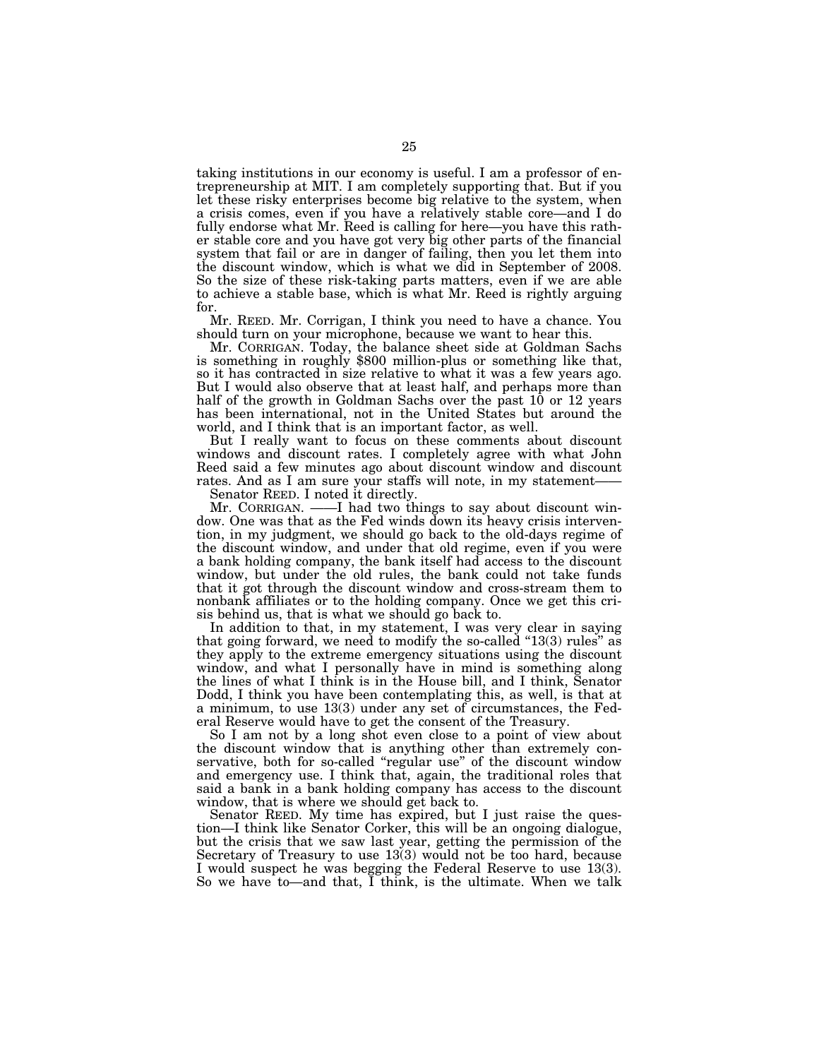taking institutions in our economy is useful. I am a professor of entrepreneurship at MIT. I am completely supporting that. But if you let these risky enterprises become big relative to the system, when a crisis comes, even if you have a relatively stable core—and I do fully endorse what Mr. Reed is calling for here—you have this rather stable core and you have got very big other parts of the financial system that fail or are in danger of failing, then you let them into the discount window, which is what we did in September of 2008. So the size of these risk-taking parts matters, even if we are able to achieve a stable base, which is what Mr. Reed is rightly arguing for.

Mr. REED. Mr. Corrigan, I think you need to have a chance. You should turn on your microphone, because we want to hear this.

Mr. CORRIGAN. Today, the balance sheet side at Goldman Sachs is something in roughly $800 million-plus or something like that, so it has contracted in size relative to what it was a few years ago. But I would also observe that at least half, and perhaps more than half of the growth in Goldman Sachs over the past 10 or 12 years has been international, not in the United States but around the world, and I think that is an important factor, as well.

But I really want to focus on these comments about discount windows and discount rates. I completely agree with what John Reed said a few minutes ago about discount window and discount rates. And as I am sure your staffs will note, in my statement——

Senator REED. I noted it directly.

Mr. CORRIGAN. ——I had two things to say about discount window. One was that as the Fed winds down its heavy crisis intervention, in my judgment, we should go back to the old-days regime of the discount window, and under that old regime, even if you were a bank holding company, the bank itself had access to the discount window, but under the old rules, the bank could not take funds that it got through the discount window and cross-stream them to nonbank affiliates or to the holding company. Once we get this crisis behind us, that is what we should go back to.

In addition to that, in my statement, I was very clear in saying that going forward, we need to modify the so-called "13(3) rules" as they apply to the extreme emergency situations using the discount window, and what I personally have in mind is something along the lines of what I think is in the House bill, and I think, Senator Dodd, I think you have been contemplating this, as well, is that at a minimum, to use 13(3) under any set of circumstances, the Federal Reserve would have to get the consent of the Treasury.

So I am not by a long shot even close to a point of view about the discount window that is anything other than extremely conservative, both for so-called "regular use" of the discount window and emergency use. I think that, again, the traditional roles that said a bank in a bank holding company has access to the discount window, that is where we should get back to.

Senator REED. My time has expired, but I just raise the question—I think like Senator Corker, this will be an ongoing dialogue, but the crisis that we saw last year, getting the permission of the Secretary of Treasury to use 13(3) would not be too hard, because I would suspect he was begging the Federal Reserve to use 13(3). So we have to—and that, I think, is the ultimate. When we talk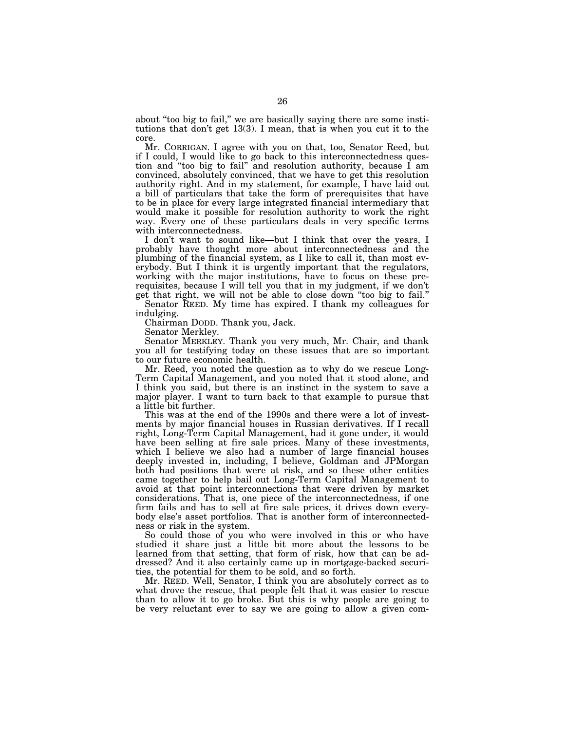about "too big to fail," we are basically saying there are some institutions that don't get 13(3). I mean, that is when you cut it to the core.

Mr. CORRIGAN. I agree with you on that, too, Senator Reed, but if I could, I would like to go back to this interconnectedness question and "too big to fail" and resolution authority, because I am convinced, absolutely convinced, that we have to get this resolution authority right. And in my statement, for example, I have laid out a bill of particulars that take the form of prerequisites that have to be in place for every large integrated financial intermediary that would make it possible for resolution authority to work the right way. Every one of these particulars deals in very specific terms with interconnectedness.

I don't want to sound like—but I think that over the years, I probably have thought more about interconnectedness and the plumbing of the financial system, as I like to call it, than most everybody. But I think it is urgently important that the regulators, working with the major institutions, have to focus on these prerequisites, because I will tell you that in my judgment, if we don't get that right, we will not be able to close down "too big to fail."

Senator REED. My time has expired. I thank my colleagues for indulging.

Chairman DODD. Thank you, Jack.

Senator Merkley.

Senator MERKLEY. Thank you very much, Mr. Chair, and thank you all for testifying today on these issues that are so important to our future economic health.

Mr. Reed, you noted the question as to why do we rescue Long-Term Capital Management, and you noted that it stood alone, and I think you said, but there is an instinct in the system to save a major player. I want to turn back to that example to pursue that a little bit further.

This was at the end of the 1990s and there were a lot of investments by major financial houses in Russian derivatives. If I recall right, Long-Term Capital Management, had it gone under, it would have been selling at fire sale prices. Many of these investments, which I believe we also had a number of large financial houses deeply invested in, including, I believe, Goldman and JPMorgan both had positions that were at risk, and so these other entities came together to help bail out Long-Term Capital Management to avoid at that point interconnections that were driven by market considerations. That is, one piece of the interconnectedness, if one firm fails and has to sell at fire sale prices, it drives down everybody else's asset portfolios. That is another form of interconnectedness or risk in the system.

So could those of you who were involved in this or who have studied it share just a little bit more about the lessons to be learned from that setting, that form of risk, how that can be addressed? And it also certainly came up in mortgage-backed securities, the potential for them to be sold, and so forth.

Mr. REED. Well, Senator, I think you are absolutely correct as to what drove the rescue, that people felt that it was easier to rescue than to allow it to go broke. But this is why people are going to be very reluctant ever to say we are going to allow a given com-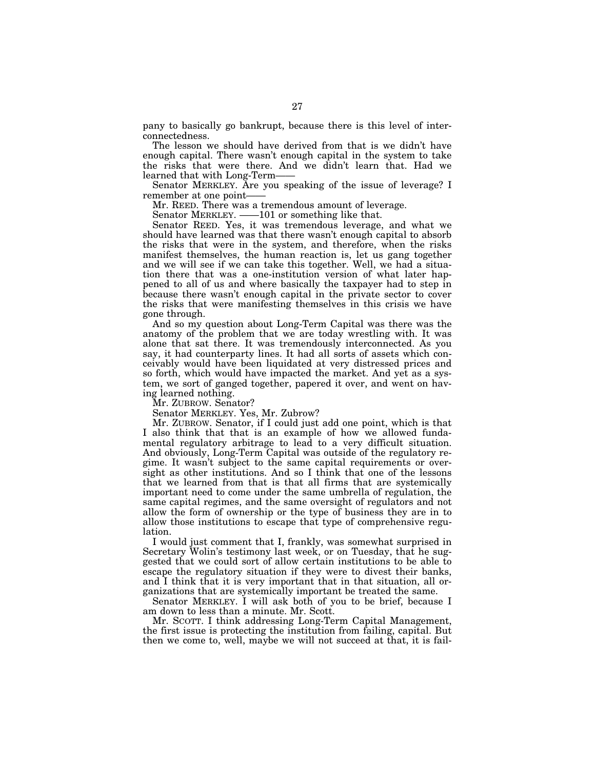pany to basically go bankrupt, because there is this level of interconnectedness.

The lesson we should have derived from that is we didn't have enough capital. There wasn't enough capital in the system to take the risks that were there. And we didn't learn that. Had we learned that with Long-Term——

Senator MERKLEY. Are you speaking of the issue of leverage? I remember at one point——

Mr. REED. There was a tremendous amount of leverage.

Senator MERKLEY. ——101 or something like that.

Senator REED. Yes, it was tremendous leverage, and what we should have learned was that there wasn't enough capital to absorb the risks that were in the system, and therefore, when the risks manifest themselves, the human reaction is, let us gang together and we will see if we can take this together. Well, we had a situation there that was a one-institution version of what later happened to all of us and where basically the taxpayer had to step in because there wasn't enough capital in the private sector to cover the risks that were manifesting themselves in this crisis we have gone through.

And so my question about Long-Term Capital was there was the anatomy of the problem that we are today wrestling with. It was alone that sat there. It was tremendously interconnected. As you say, it had counterparty lines. It had all sorts of assets which conceivably would have been liquidated at very distressed prices and so forth, which would have impacted the market. And yet as a system, we sort of ganged together, papered it over, and went on having learned nothing.

Mr. ZUBROW. Senator?

Senator MERKLEY. Yes, Mr. Zubrow?

Mr. ZUBROW. Senator, if I could just add one point, which is that I also think that that is an example of how we allowed fundamental regulatory arbitrage to lead to a very difficult situation. And obviously, Long-Term Capital was outside of the regulatory regime. It wasn't subject to the same capital requirements or oversight as other institutions. And so I think that one of the lessons that we learned from that is that all firms that are systemically important need to come under the same umbrella of regulation, the same capital regimes, and the same oversight of regulators and not allow the form of ownership or the type of business they are in to allow those institutions to escape that type of comprehensive regulation.

I would just comment that I, frankly, was somewhat surprised in Secretary Wolin's testimony last week, or on Tuesday, that he suggested that we could sort of allow certain institutions to be able to escape the regulatory situation if they were to divest their banks, and I think that it is very important that in that situation, all organizations that are systemically important be treated the same.

Senator MERKLEY. I will ask both of you to be brief, because I am down to less than a minute. Mr. Scott.

Mr. SCOTT. I think addressing Long-Term Capital Management, the first issue is protecting the institution from failing, capital. But then we come to, well, maybe we will not succeed at that, it is fail-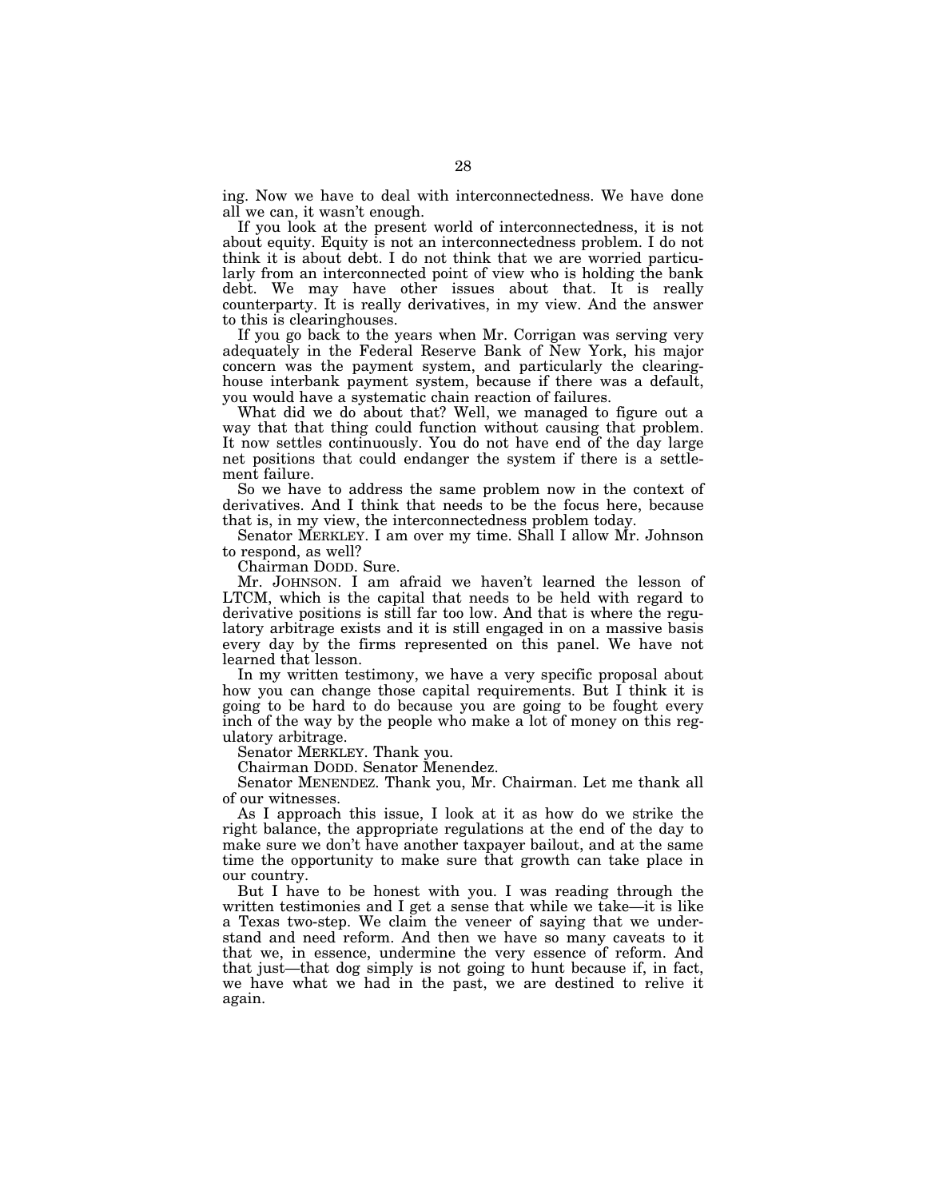ing. Now we have to deal with interconnectedness. We have done all we can, it wasn't enough.

If you look at the present world of interconnectedness, it is not about equity. Equity is not an interconnectedness problem. I do not think it is about debt. I do not think that we are worried particularly from an interconnected point of view who is holding the bank debt. We may have other issues about that. It is really counterparty. It is really derivatives, in my view. And the answer to this is clearinghouses.

If you go back to the years when Mr. Corrigan was serving very adequately in the Federal Reserve Bank of New York, his major concern was the payment system, and particularly the clearinghouse interbank payment system, because if there was a default, you would have a systematic chain reaction of failures.

What did we do about that? Well, we managed to figure out a way that that thing could function without causing that problem. It now settles continuously. You do not have end of the day large net positions that could endanger the system if there is a settlement failure.

So we have to address the same problem now in the context of derivatives. And I think that needs to be the focus here, because that is, in my view, the interconnectedness problem today.

Senator MERKLEY. I am over my time. Shall I allow Mr. Johnson to respond, as well?

Chairman DODD. Sure.

Mr. JOHNSON. I am afraid we haven't learned the lesson of LTCM, which is the capital that needs to be held with regard to derivative positions is still far too low. And that is where the regulatory arbitrage exists and it is still engaged in on a massive basis every day by the firms represented on this panel. We have not learned that lesson.

In my written testimony, we have a very specific proposal about how you can change those capital requirements. But I think it is going to be hard to do because you are going to be fought every inch of the way by the people who make a lot of money on this regulatory arbitrage.

Senator MERKLEY. Thank you.

Chairman DODD. Senator Menendez.

Senator MENENDEZ. Thank you, Mr. Chairman. Let me thank all of our witnesses.

As I approach this issue, I look at it as how do we strike the right balance, the appropriate regulations at the end of the day to make sure we don't have another taxpayer bailout, and at the same time the opportunity to make sure that growth can take place in our country.

But I have to be honest with you. I was reading through the written testimonies and I get a sense that while we take—it is like a Texas two-step. We claim the veneer of saying that we understand and need reform. And then we have so many caveats to it that we, in essence, undermine the very essence of reform. And that just—that dog simply is not going to hunt because if, in fact, we have what we had in the past, we are destined to relive it again.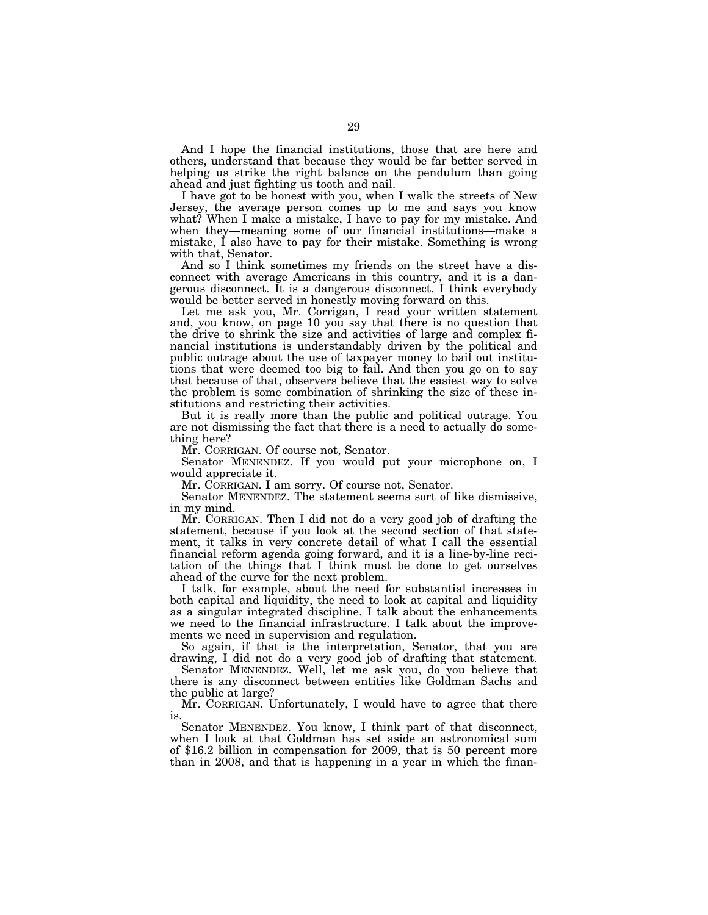And I hope the financial institutions, those that are here and others, understand that because they would be far better served in helping us strike the right balance on the pendulum than going ahead and just fighting us tooth and nail.

I have got to be honest with you, when I walk the streets of New Jersey, the average person comes up to me and says you know what? When I make a mistake, I have to pay for my mistake. And when they—meaning some of our financial institutions—make a mistake, I also have to pay for their mistake. Something is wrong with that, Senator.

And so I think sometimes my friends on the street have a disconnect with average Americans in this country, and it is a dangerous disconnect. It is a dangerous disconnect. I think everybody would be better served in honestly moving forward on this.

Let me ask you, Mr. Corrigan, I read your written statement and, you know, on page 10 you say that there is no question that the drive to shrink the size and activities of large and complex financial institutions is understandably driven by the political and public outrage about the use of taxpayer money to bail out institutions that were deemed too big to fail. And then you go on to say that because of that, observers believe that the easiest way to solve the problem is some combination of shrinking the size of these institutions and restricting their activities.

But it is really more than the public and political outrage. You are not dismissing the fact that there is a need to actually do something here?

Mr. CORRIGAN. Of course not, Senator.

Senator MENENDEZ. If you would put your microphone on, I would appreciate it.

Mr. CORRIGAN. I am sorry. Of course not, Senator.

Senator MENENDEZ. The statement seems sort of like dismissive, in my mind.

Mr. CORRIGAN. Then I did not do a very good job of drafting the statement, because if you look at the second section of that statement, it talks in very concrete detail of what I call the essential financial reform agenda going forward, and it is a line-by-line recitation of the things that I think must be done to get ourselves ahead of the curve for the next problem.

I talk, for example, about the need for substantial increases in both capital and liquidity, the need to look at capital and liquidity as a singular integrated discipline. I talk about the enhancements we need to the financial infrastructure. I talk about the improvements we need in supervision and regulation.

So again, if that is the interpretation, Senator, that you are drawing, I did not do a very good job of drafting that statement.

Senator MENENDEZ. Well, let me ask you, do you believe that there is any disconnect between entities like Goldman Sachs and the public at large?

Mr. CORRIGAN. Unfortunately, I would have to agree that there is.

Senator MENENDEZ. You know, I think part of that disconnect, when I look at that Goldman has set aside an astronomical sum of $16.2 billion in compensation for 2009, that is 50 percent more than in 2008, and that is happening in a year in which the finan-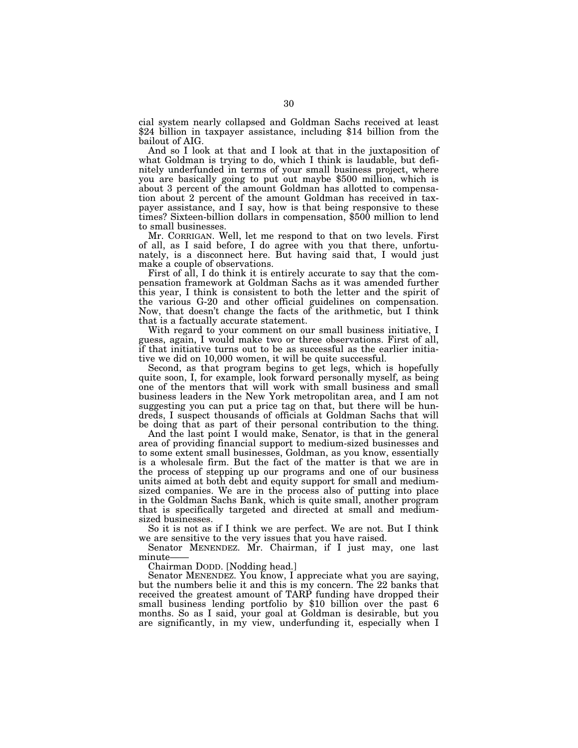cial system nearly collapsed and Goldman Sachs received at least $24 billion in taxpayer assistance, including $14 billion from the bailout of AIG.

And so I look at that and I look at that in the juxtaposition of what Goldman is trying to do, which I think is laudable, but definitely underfunded in terms of your small business project, where you are basically going to put out maybe $500 million, which is about 3 percent of the amount Goldman has allotted to compensation about 2 percent of the amount Goldman has received in taxpayer assistance, and I say, how is that being responsive to these times? Sixteen-billion dollars in compensation, $500 million to lend to small businesses.

Mr. CORRIGAN. Well, let me respond to that on two levels. First of all, as I said before, I do agree with you that there, unfortunately, is a disconnect here. But having said that, I would just make a couple of observations.

First of all, I do think it is entirely accurate to say that the compensation framework at Goldman Sachs as it was amended further this year, I think is consistent to both the letter and the spirit of the various G-20 and other official guidelines on compensation. Now, that doesn't change the facts of the arithmetic, but I think that is a factually accurate statement.

With regard to your comment on our small business initiative, I guess, again, I would make two or three observations. First of all, if that initiative turns out to be as successful as the earlier initiative we did on 10,000 women, it will be quite successful.

Second, as that program begins to get legs, which is hopefully quite soon, I, for example, look forward personally myself, as being one of the mentors that will work with small business and small business leaders in the New York metropolitan area, and I am not suggesting you can put a price tag on that, but there will be hundreds, I suspect thousands of officials at Goldman Sachs that will be doing that as part of their personal contribution to the thing.

And the last point I would make, Senator, is that in the general area of providing financial support to medium-sized businesses and to some extent small businesses, Goldman, as you know, essentially is a wholesale firm. But the fact of the matter is that we are in the process of stepping up our programs and one of our business units aimed at both debt and equity support for small and medium-sized companies. We are in the process also of putting into place in the Goldman Sachs Bank, which is quite small, another program that is specifically targeted and directed at small and medium-sized businesses.

So it is not as if I think we are perfect. We are not. But I think we are sensitive to the very issues that you have raised.

Senator MENENDEZ. Mr. Chairman, if I just may, one last minute——

Chairman DODD. [Nodding head.]

Senator MENENDEZ. You know, I appreciate what you are saying, but the numbers belie it and this is my concern. The 22 banks that received the greatest amount of TARP funding have dropped their small business lending portfolio by $10 billion over the past 6 months. So as I said, your goal at Goldman is desirable, but you are significantly, in my view, underfunding it, especially when I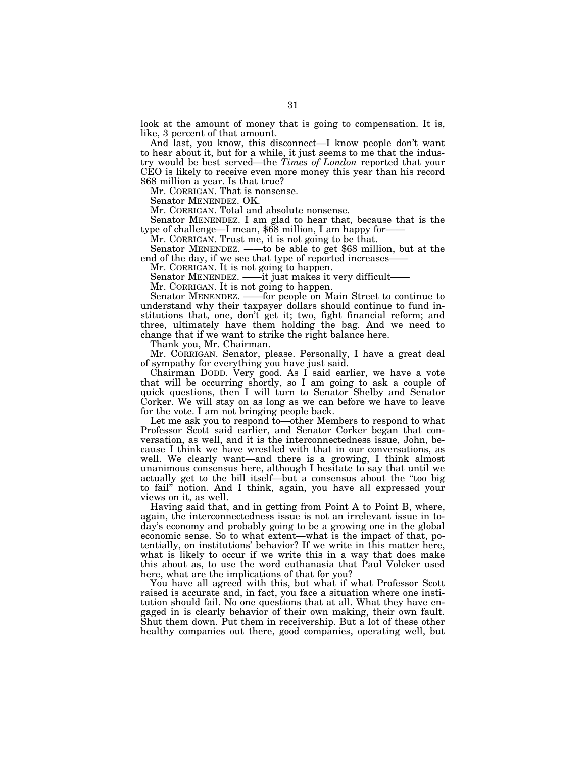look at the amount of money that is going to compensation. It is, like, 3 percent of that amount.

And last, you know, this disconnect—I know people don't want to hear about it, but for a while, it just seems to me that the industry would be best served—the *Times of London* reported that your CEO is likely to receive even more money this year than his record $68 million a year. Is that true?

Mr. CORRIGAN. That is nonsense.

Senator MENENDEZ. OK.

Mr. CORRIGAN. Total and absolute nonsense.

Senator MENENDEZ. I am glad to hear that, because that is the type of challenge—I mean, $68 million, I am happy for——

Mr. CORRIGAN. Trust me, it is not going to be that.

Senator MENENDEZ. ——to be able to get $68 million, but at the end of the day, if we see that type of reported increases——

Mr. CORRIGAN. It is not going to happen.

Senator MENENDEZ. ——it just makes it very difficult——

Mr. CORRIGAN. It is not going to happen.

Senator MENENDEZ. ——for people on Main Street to continue to understand why their taxpayer dollars should continue to fund institutions that, one, don't get it; two, fight financial reform; and three, ultimately have them holding the bag. And we need to change that if we want to strike the right balance here.

Thank you, Mr. Chairman.

Mr. CORRIGAN. Senator, please. Personally, I have a great deal of sympathy for everything you have just said.

Chairman DODD. Very good. As I said earlier, we have a vote that will be occurring shortly, so I am going to ask a couple of quick questions, then I will turn to Senator Shelby and Senator Corker. We will stay on as long as we can before we have to leave for the vote. I am not bringing people back.

Let me ask you to respond to—other Members to respond to what Professor Scott said earlier, and Senator Corker began that conversation, as well, and it is the interconnectedness issue, John, because I think we have wrestled with that in our conversations, as well. We clearly want—and there is a growing, I think almost unanimous consensus here, although I hesitate to say that until we actually get to the bill itself—but a consensus about the "too big to fail" notion. And I think, again, you have all expressed your views on it, as well.

Having said that, and in getting from Point A to Point B, where, again, the interconnectedness issue is not an irrelevant issue in today's economy and probably going to be a growing one in the global economic sense. So to what extent—what is the impact of that, potentially, on institutions' behavior? If we write in this matter here, what is likely to occur if we write this in a way that does make this about as, to use the word euthanasia that Paul Volcker used here, what are the implications of that for you?

You have all agreed with this, but what if what Professor Scott raised is accurate and, in fact, you face a situation where one institution should fail. No one questions that at all. What they have engaged in is clearly behavior of their own making, their own fault. Shut them down. Put them in receivership. But a lot of these other healthy companies out there, good companies, operating well, but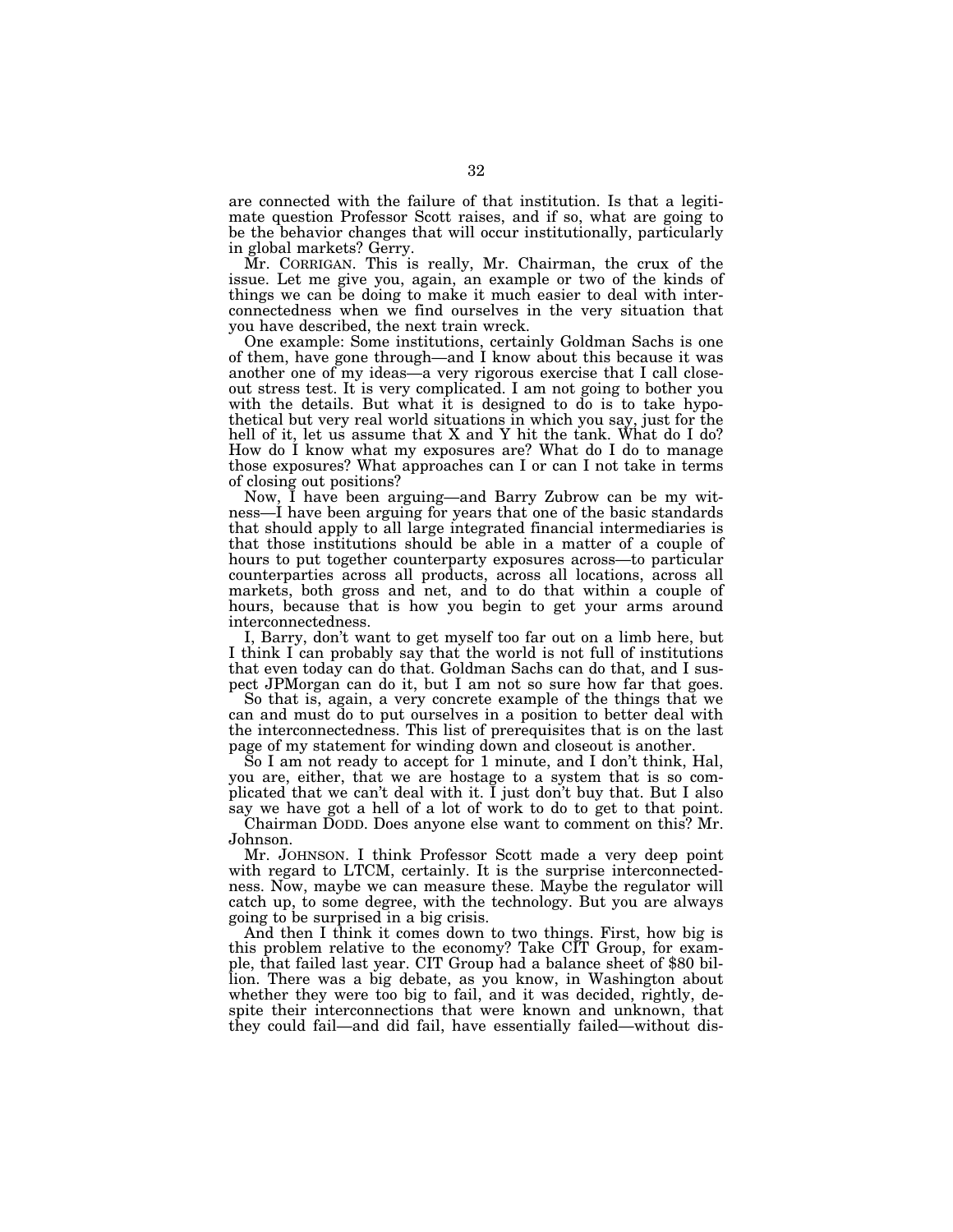are connected with the failure of that institution. Is that a legitimate question Professor Scott raises, and if so, what are going to be the behavior changes that will occur institutionally, particularly in global markets? Gerry.

Mr. CORRIGAN. This is really, Mr. Chairman, the crux of the issue. Let me give you, again, an example or two of the kinds of things we can be doing to make it much easier to deal with interconnectedness when we find ourselves in the very situation that you have described, the next train wreck.

One example: Some institutions, certainly Goldman Sachs is one of them, have gone through—and I know about this because it was another one of my ideas—a very rigorous exercise that I call closeout stress test. It is very complicated. I am not going to bother you with the details. But what it is designed to do is to take hypothetical but very real world situations in which you say, just for the hell of it, let us assume that X and Y hit the tank. What do I do? How do I know what my exposures are? What do I do to manage those exposures? What approaches can I or can I not take in terms of closing out positions?

Now, I have been arguing—and Barry Zubrow can be my witness—I have been arguing for years that one of the basic standards that should apply to all large integrated financial intermediaries is that those institutions should be able in a matter of a couple of hours to put together counterparty exposures across—to particular counterparties across all products, across all locations, across all markets, both gross and net, and to do that within a couple of hours, because that is how you begin to get your arms around interconnectedness.

I, Barry, don't want to get myself too far out on a limb here, but I think I can probably say that the world is not full of institutions that even today can do that. Goldman Sachs can do that, and I suspect JPMorgan can do it, but I am not so sure how far that goes.

So that is, again, a very concrete example of the things that we can and must do to put ourselves in a position to better deal with the interconnectedness. This list of prerequisites that is on the last page of my statement for winding down and closeout is another.

So I am not ready to accept for 1 minute, and I don't think, Hal, you are, either, that we are hostage to a system that is so complicated that we can't deal with it. I just don't buy that. But I also say we have got a hell of a lot of work to do to get to that point.

Chairman DODD. Does anyone else want to comment on this? Mr. Johnson.

Mr. JOHNSON. I think Professor Scott made a very deep point with regard to LTCM, certainly. It is the surprise interconnectedness. Now, maybe we can measure these. Maybe the regulator will catch up, to some degree, with the technology. But you are always going to be surprised in a big crisis.

And then I think it comes down to two things. First, how big is this problem relative to the economy? Take CIT Group, for example, that failed last year. CIT Group had a balance sheet of $80 billion. There was a big debate, as you know, in Washington about whether they were too big to fail, and it was decided, rightly, despite their interconnections that were known and unknown, that they could fail—and did fail, have essentially failed—without dis-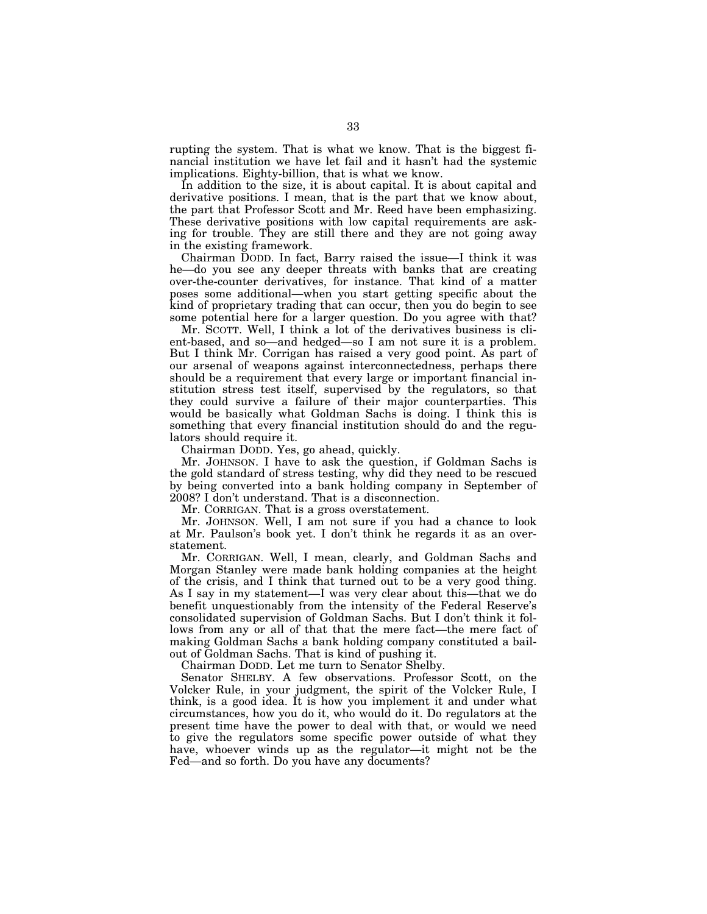rupting the system. That is what we know. That is the biggest financial institution we have let fail and it hasn't had the systemic implications. Eighty-billion, that is what we know.

In addition to the size, it is about capital. It is about capital and derivative positions. I mean, that is the part that we know about, the part that Professor Scott and Mr. Reed have been emphasizing. These derivative positions with low capital requirements are asking for trouble. They are still there and they are not going away in the existing framework.

Chairman DODD. In fact, Barry raised the issue—I think it was he—do you see any deeper threats with banks that are creating over-the-counter derivatives, for instance. That kind of a matter poses some additional—when you start getting specific about the kind of proprietary trading that can occur, then you do begin to see some potential here for a larger question. Do you agree with that?

Mr. SCOTT. Well, I think a lot of the derivatives business is client-based, and so—and hedged—so I am not sure it is a problem. But I think Mr. Corrigan has raised a very good point. As part of our arsenal of weapons against interconnectedness, perhaps there should be a requirement that every large or important financial institution stress test itself, supervised by the regulators, so that they could survive a failure of their major counterparties. This would be basically what Goldman Sachs is doing. I think this is something that every financial institution should do and the regulators should require it.

Chairman DODD. Yes, go ahead, quickly.

Mr. JOHNSON. I have to ask the question, if Goldman Sachs is the gold standard of stress testing, why did they need to be rescued by being converted into a bank holding company in September of 2008? I don't understand. That is a disconnection.

Mr. CORRIGAN. That is a gross overstatement.

Mr. JOHNSON. Well, I am not sure if you had a chance to look at Mr. Paulson's book yet. I don't think he regards it as an overstatement.

Mr. CORRIGAN. Well, I mean, clearly, and Goldman Sachs and Morgan Stanley were made bank holding companies at the height of the crisis, and I think that turned out to be a very good thing. As I say in my statement—I was very clear about this—that we do benefit unquestionably from the intensity of the Federal Reserve's consolidated supervision of Goldman Sachs. But I don't think it follows from any or all of that that the mere fact—the mere fact of making Goldman Sachs a bank holding company constituted a bailout of Goldman Sachs. That is kind of pushing it.

Chairman DODD. Let me turn to Senator Shelby.

Senator SHELBY. A few observations. Professor Scott, on the Volcker Rule, in your judgment, the spirit of the Volcker Rule, I think, is a good idea. It is how you implement it and under what circumstances, how you do it, who would do it. Do regulators at the present time have the power to deal with that, or would we need to give the regulators some specific power outside of what they have, whoever winds up as the regulator—it might not be the Fed—and so forth. Do you have any documents?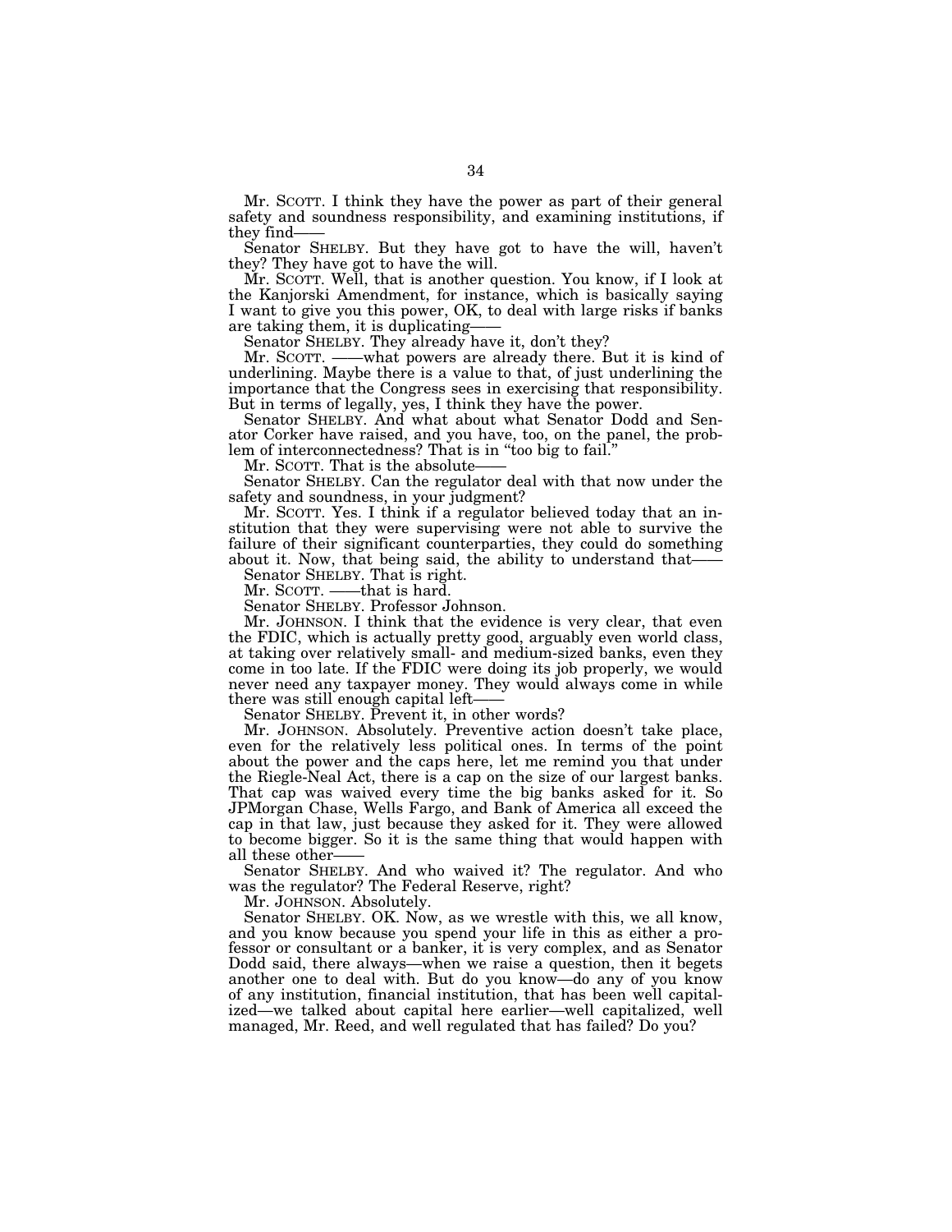Mr. SCOTT. I think they have the power as part of their general safety and soundness responsibility, and examining institutions, if they find——

Senator SHELBY. But they have got to have the will, haven't they? They have got to have the will.

Mr. SCOTT. Well, that is another question. You know, if I look at the Kanjorski Amendment, for instance, which is basically saying I want to give you this power, OK, to deal with large risks if banks are taking them, it is duplicating——

Senator SHELBY. They already have it, don't they?

Mr. SCOTT. ——what powers are already there. But it is kind of underlining. Maybe there is a value to that, of just underlining the importance that the Congress sees in exercising that responsibility. But in terms of legally, yes, I think they have the power.

Senator SHELBY. And what about what Senator Dodd and Senator Corker have raised, and you have, too, on the panel, the problem of interconnectedness? That is in "too big to fail."

Mr. SCOTT. That is the absolute——

Senator SHELBY. Can the regulator deal with that now under the safety and soundness, in your judgment?

Mr. SCOTT. Yes. I think if a regulator believed today that an institution that they were supervising were not able to survive the failure of their significant counterparties, they could do something about it. Now, that being said, the ability to understand that——

Senator SHELBY. That is right.

Mr. SCOTT. ——that is hard.

Senator SHELBY. Professor Johnson.

Mr. JOHNSON. I think that the evidence is very clear, that even the FDIC, which is actually pretty good, arguably even world class, at taking over relatively small- and medium-sized banks, even they come in too late. If the FDIC were doing its job properly, we would never need any taxpayer money. They would always come in while there was still enough capital left——

Senator SHELBY. Prevent it, in other words?

Mr. JOHNSON. Absolutely. Preventive action doesn't take place, even for the relatively less political ones. In terms of the point about the power and the caps here, let me remind you that under the Riegle-Neal Act, there is a cap on the size of our largest banks. That cap was waived every time the big banks asked for it. So JPMorgan Chase, Wells Fargo, and Bank of America all exceed the cap in that law, just because they asked for it. They were allowed to become bigger. So it is the same thing that would happen with all these other——

Senator SHELBY. And who waived it? The regulator. And who was the regulator? The Federal Reserve, right?

Mr. JOHNSON. Absolutely.

Senator SHELBY. OK. Now, as we wrestle with this, we all know, and you know because you spend your life in this as either a professor or consultant or a banker, it is very complex, and as Senator Dodd said, there always—when we raise a question, then it begets another one to deal with. But do you know—do any of you know of any institution, financial institution, that has been well capitalized—we talked about capital here earlier—well capitalized, well managed, Mr. Reed, and well regulated that has failed? Do you?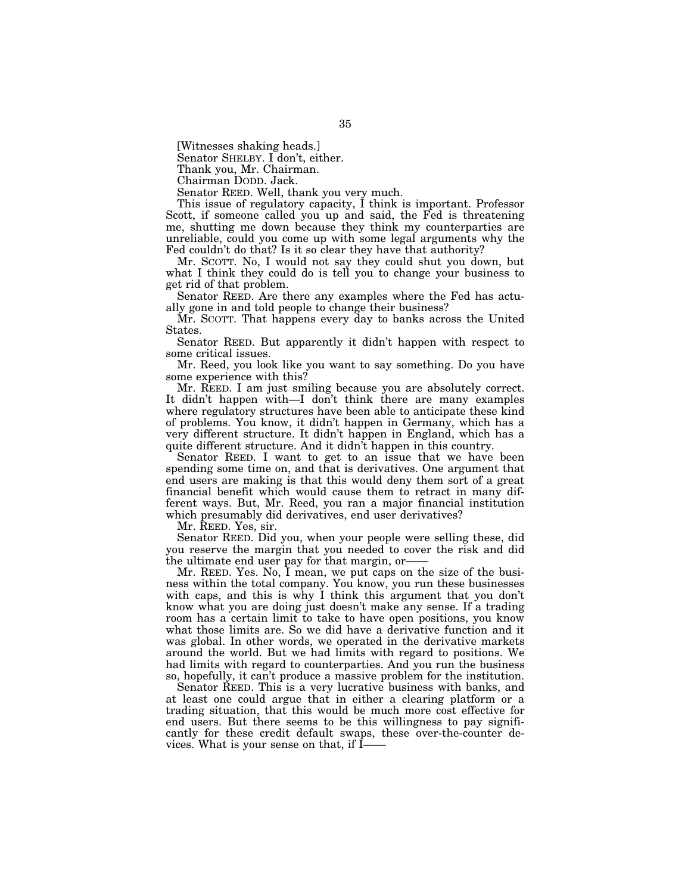[Witnesses shaking heads.]

Senator SHELBY. I don't, either.

Thank you, Mr. Chairman.

Chairman DODD. Jack.

Senator REED. Well, thank you very much.

This issue of regulatory capacity, I think is important. Professor Scott, if someone called you up and said, the Fed is threatening me, shutting me down because they think my counterparties are unreliable, could you come up with some legal arguments why the Fed couldn't do that? Is it so clear they have that authority?

Mr. SCOTT. No, I would not say they could shut you down, but what I think they could do is tell you to change your business to get rid of that problem.

Senator REED. Are there any examples where the Fed has actually gone in and told people to change their business?

Mr. SCOTT. That happens every day to banks across the United States.

Senator REED. But apparently it didn't happen with respect to some critical issues.

Mr. Reed, you look like you want to say something. Do you have some experience with this?

Mr. REED. I am just smiling because you are absolutely correct. It didn't happen with—I don't think there are many examples where regulatory structures have been able to anticipate these kind of problems. You know, it didn't happen in Germany, which has a very different structure. It didn't happen in England, which has a quite different structure. And it didn't happen in this country.

Senator REED. I want to get to an issue that we have been spending some time on, and that is derivatives. One argument that end users are making is that this would deny them sort of a great financial benefit which would cause them to retract in many different ways. But, Mr. Reed, you ran a major financial institution which presumably did derivatives, end user derivatives?

Mr. REED. Yes, sir.

Senator REED. Did you, when your people were selling these, did you reserve the margin that you needed to cover the risk and did the ultimate end user pay for that margin, or——

Mr. REED. Yes. No, I mean, we put caps on the size of the business within the total company. You know, you run these businesses with caps, and this is why I think this argument that you don't know what you are doing just doesn't make any sense. If a trading room has a certain limit to take to have open positions, you know what those limits are. So we did have a derivative function and it was global. In other words, we operated in the derivative markets around the world. But we had limits with regard to positions. We had limits with regard to counterparties. And you run the business so, hopefully, it can't produce a massive problem for the institution.

Senator REED. This is a very lucrative business with banks, and at least one could argue that in either a clearing platform or a trading situation, that this would be much more cost effective for end users. But there seems to be this willingness to pay significantly for these credit default swaps, these over-the-counter devices. What is your sense on that, if I——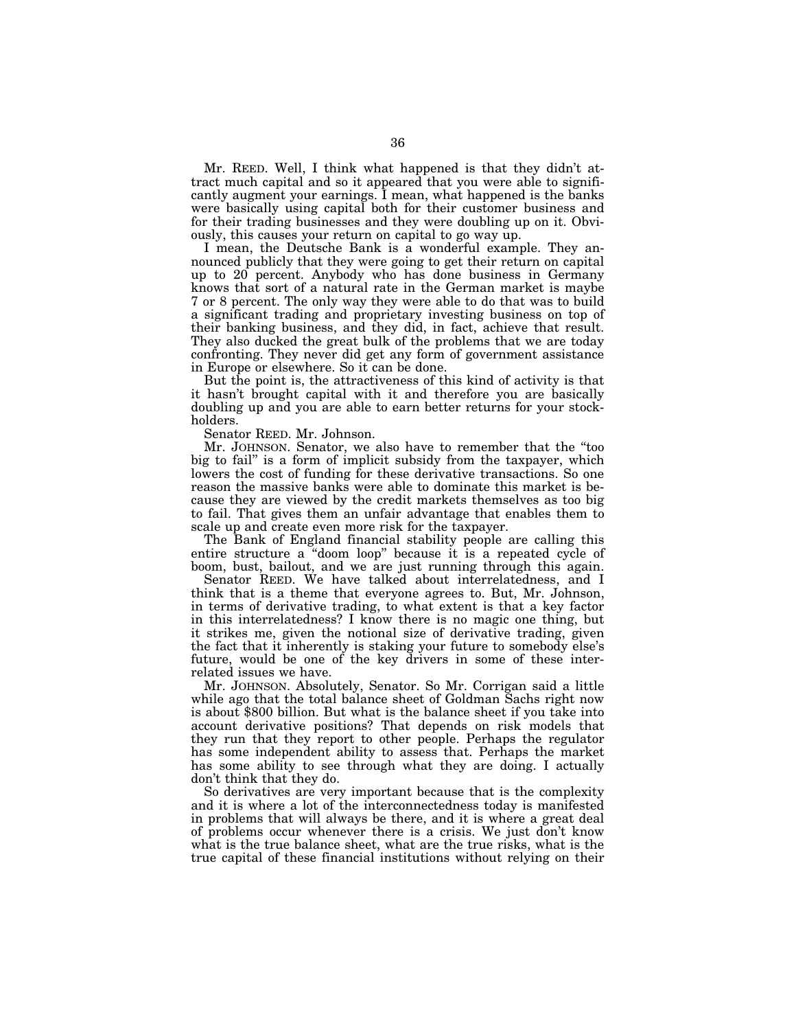Mr. REED. Well, I think what happened is that they didn't attract much capital and so it appeared that you were able to significantly augment your earnings. I mean, what happened is the banks were basically using capital both for their customer business and for their trading businesses and they were doubling up on it. Obviously, this causes your return on capital to go way up.

I mean, the Deutsche Bank is a wonderful example. They announced publicly that they were going to get their return on capital up to 20 percent. Anybody who has done business in Germany knows that sort of a natural rate in the German market is maybe 7 or 8 percent. The only way they were able to do that was to build a significant trading and proprietary investing business on top of their banking business, and they did, in fact, achieve that result. They also ducked the great bulk of the problems that we are today confronting. They never did get any form of government assistance in Europe or elsewhere. So it can be done.

But the point is, the attractiveness of this kind of activity is that it hasn't brought capital with it and therefore you are basically doubling up and you are able to earn better returns for your stockholders.

Senator REED. Mr. Johnson.

Mr. JOHNSON. Senator, we also have to remember that the "too big to fail" is a form of implicit subsidy from the taxpayer, which lowers the cost of funding for these derivative transactions. So one reason the massive banks were able to dominate this market is because they are viewed by the credit markets themselves as too big to fail. That gives them an unfair advantage that enables them to scale up and create even more risk for the taxpayer.

The Bank of England financial stability people are calling this entire structure a "doom loop" because it is a repeated cycle of boom, bust, bailout, and we are just running through this again.

Senator REED. We have talked about interrelatedness, and I think that is a theme that everyone agrees to. But, Mr. Johnson, in terms of derivative trading, to what extent is that a key factor in this interrelatedness? I know there is no magic one thing, but it strikes me, given the notional size of derivative trading, given the fact that it inherently is staking your future to somebody else's future, would be one of the key drivers in some of these interrelated issues we have.

Mr. JOHNSON. Absolutely, Senator. So Mr. Corrigan said a little while ago that the total balance sheet of Goldman Sachs right now is about $800 billion. But what is the balance sheet if you take into account derivative positions? That depends on risk models that they run that they report to other people. Perhaps the regulator has some independent ability to assess that. Perhaps the market has some ability to see through what they are doing. I actually don't think that they do.

So derivatives are very important because that is the complexity and it is where a lot of the interconnectedness today is manifested in problems that will always be there, and it is where a great deal of problems occur whenever there is a crisis. We just don't know what is the true balance sheet, what are the true risks, what is the true capital of these financial institutions without relying on their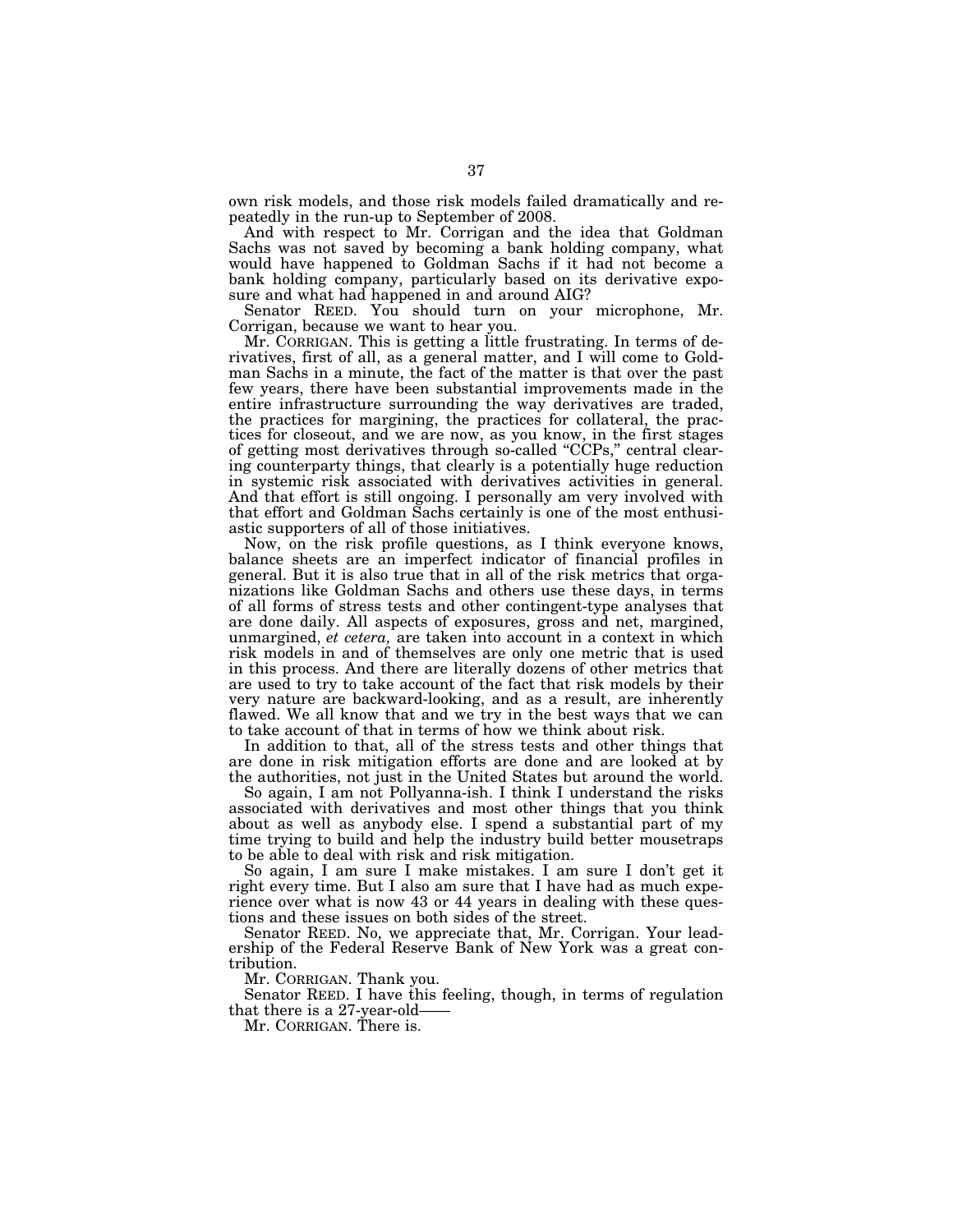own risk models, and those risk models failed dramatically and repeatedly in the run-up to September of 2008.

And with respect to Mr. Corrigan and the idea that Goldman Sachs was not saved by becoming a bank holding company, what would have happened to Goldman Sachs if it had not become a bank holding company, particularly based on its derivative exposure and what had happened in and around AIG?

Senator REED. You should turn on your microphone, Mr. Corrigan, because we want to hear you.

Mr. CORRIGAN. This is getting a little frustrating. In terms of derivatives, first of all, as a general matter, and I will come to Goldman Sachs in a minute, the fact of the matter is that over the past few years, there have been substantial improvements made in the entire infrastructure surrounding the way derivatives are traded, the practices for margining, the practices for collateral, the practices for closeout, and we are now, as you know, in the first stages of getting most derivatives through so-called "CCPs," central clearing counterparty things, that clearly is a potentially huge reduction in systemic risk associated with derivatives activities in general. And that effort is still ongoing. I personally am very involved with that effort and Goldman Sachs certainly is one of the most enthusiastic supporters of all of those initiatives.

Now, on the risk profile questions, as I think everyone knows, balance sheets are an imperfect indicator of financial profiles in general. But it is also true that in all of the risk metrics that organizations like Goldman Sachs and others use these days, in terms of all forms of stress tests and other contingent-type analyses that are done daily. All aspects of exposures, gross and net, margined, unmargined, *et cetera,* are taken into account in a context in which risk models in and of themselves are only one metric that is used in this process. And there are literally dozens of other metrics that are used to try to take account of the fact that risk models by their very nature are backward-looking, and as a result, are inherently flawed. We all know that and we try in the best ways that we can to take account of that in terms of how we think about risk.

In addition to that, all of the stress tests and other things that are done in risk mitigation efforts are done and are looked at by the authorities, not just in the United States but around the world.

So again, I am not Pollyanna-ish. I think I understand the risks associated with derivatives and most other things that you think about as well as anybody else. I spend a substantial part of my time trying to build and help the industry build better mousetraps to be able to deal with risk and risk mitigation.

So again, I am sure I make mistakes. I am sure I don't get it right every time. But I also am sure that I have had as much experience over what is now 43 or 44 years in dealing with these questions and these issues on both sides of the street.

Senator REED. No, we appreciate that, Mr. Corrigan. Your leadership of the Federal Reserve Bank of New York was a great contribution.

Mr. CORRIGAN. Thank you.

Senator REED. I have this feeling, though, in terms of regulation that there is a 27-year-old——

Mr. CORRIGAN. There is.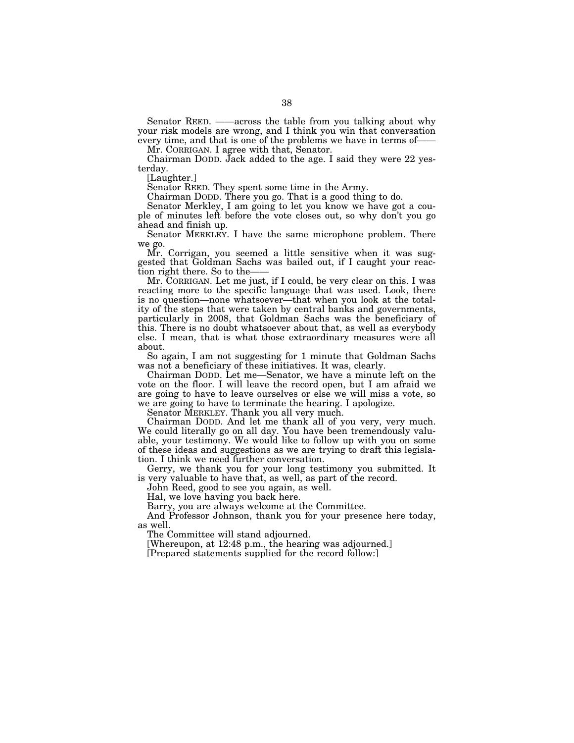Senator REED. ——across the table from you talking about why your risk models are wrong, and I think you win that conversation every time, and that is one of the problems we have in terms of——

Mr. CORRIGAN. I agree with that, Senator.

Chairman DODD. Jack added to the age. I said they were 22 yesterday.

[Laughter.]

Senator REED. They spent some time in the Army.

Chairman DODD. There you go. That is a good thing to do.

Senator Merkley, I am going to let you know we have got a couple of minutes left before the vote closes out, so why don't you go ahead and finish up.

Senator MERKLEY. I have the same microphone problem. There we go.

Mr. Corrigan, you seemed a little sensitive when it was suggested that Goldman Sachs was bailed out, if I caught your reaction right there. So to the——

Mr. CORRIGAN. Let me just, if I could, be very clear on this. I was reacting more to the specific language that was used. Look, there is no question—none whatsoever—that when you look at the totality of the steps that were taken by central banks and governments, particularly in 2008, that Goldman Sachs was the beneficiary of this. There is no doubt whatsoever about that, as well as everybody else. I mean, that is what those extraordinary measures were all about.

So again, I am not suggesting for 1 minute that Goldman Sachs was not a beneficiary of these initiatives. It was, clearly.

Chairman DODD. Let me—Senator, we have a minute left on the vote on the floor. I will leave the record open, but I am afraid we are going to have to leave ourselves or else we will miss a vote, so we are going to have to terminate the hearing. I apologize.

Senator MERKLEY. Thank you all very much.

Chairman DODD. And let me thank all of you very, very much. We could literally go on all day. You have been tremendously valuable, your testimony. We would like to follow up with you on some of these ideas and suggestions as we are trying to draft this legislation. I think we need further conversation.

Gerry, we thank you for your long testimony you submitted. It is very valuable to have that, as well, as part of the record.

John Reed, good to see you again, as well.

Hal, we love having you back here.

Barry, you are always welcome at the Committee.

And Professor Johnson, thank you for your presence here today, as well.

The Committee will stand adjourned.

[Whereupon, at 12:48 p.m., the hearing was adjourned.]

[Prepared statements supplied for the record follow:]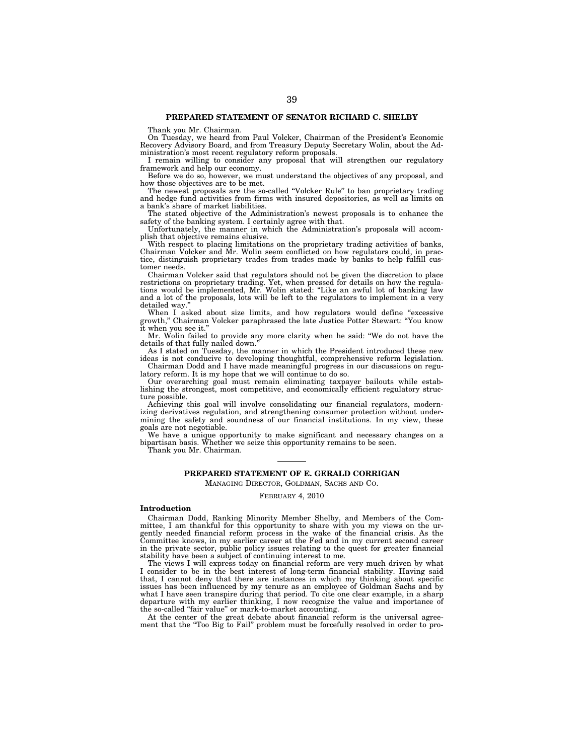## PREPARED STATEMENT OF SENATOR RICHARD C. SHELBY

Thank you Mr. Chairman.

On Tuesday, we heard from Paul Volcker, Chairman of the President's Economic Recovery Advisory Board, and from Treasury Deputy Secretary Wolin, about the Administration's most recent regulatory reform proposals.

I remain willing to consider any proposal that will strengthen our regulatory framework and help our economy.

Before we do so, however, we must understand the objectives of any proposal, and how those objectives are to be met.

The newest proposals are the so-called "Volcker Rule" to ban proprietary trading and hedge fund activities from firms with insured depositories, as well as limits on a bank's share of market liabilities.

The stated objective of the Administration's newest proposals is to enhance the safety of the banking system. I certainly agree with that.

Unfortunately, the manner in which the Administration's proposals will accomplish that objective remains elusive.

With respect to placing limitations on the proprietary trading activities of banks, Chairman Volcker and Mr. Wolin seem conflicted on how regulators could, in practice, distinguish proprietary trades from trades made by banks to help fulfill customer needs.

Chairman Volcker said that regulators should not be given the discretion to place restrictions on proprietary trading. Yet, when pressed for details on how the regulations would be implemented, Mr. Wolin stated: "Like an awful lot of banking law and a lot of the proposals, lots will be left to the regulators to implement in a very detailed way."

When I asked about size limits, and how regulators would define "excessive growth," Chairman Volcker paraphrased the late Justice Potter Stewart: "You know it when you see it."

Mr. Wolin failed to provide any more clarity when he said: "We do not have the details of that fully nailed down."

As I stated on Tuesday, the manner in which the President introduced these new ideas is not conducive to developing thoughtful, comprehensive reform legislation.

Chairman Dodd and I have made meaningful progress in our discussions on regulatory reform. It is my hope that we will continue to do so.

Our overarching goal must remain eliminating taxpayer bailouts while establishing the strongest, most competitive, and economically efficient regulatory structure possible.

Achieving this goal will involve consolidating our financial regulators, modernizing derivatives regulation, and strengthening consumer protection without undermining the safety and soundness of our financial institutions. In my view, these goals are not negotiable.

We have a unique opportunity to make significant and necessary changes on a bipartisan basis. Whether we seize this opportunity remains to be seen.

Thank you Mr. Chairman.

---

## PREPARED STATEMENT OF E. GERALD CORRIGAN

MANAGING DIRECTOR, GOLDMAN, SACHS AND CO.

FEBRUARY 4, 2010

### Introduction

Chairman Dodd, Ranking Minority Member Shelby, and Members of the Committee, I am thankful for this opportunity to share with you my views on the urgently needed financial reform process in the wake of the financial crisis. As the Committee knows, in my earlier career at the Fed and in my current second career in the private sector, public policy issues relating to the quest for greater financial stability have been a subject of continuing interest to me.

The views I will express today on financial reform are very much driven by what I consider to be in the best interest of long-term financial stability. Having said that, I cannot deny that there are instances in which my thinking about specific issues has been influenced by my tenure as an employee of Goldman Sachs and by what I have seen transpire during that period. To cite one clear example, in a sharp departure with my earlier thinking, I now recognize the value and importance of the so-called "fair value" or mark-to-market accounting.

At the center of the great debate about financial reform is the universal agreement that the "Too Big to Fail" problem must be forcefully resolved in order to pro-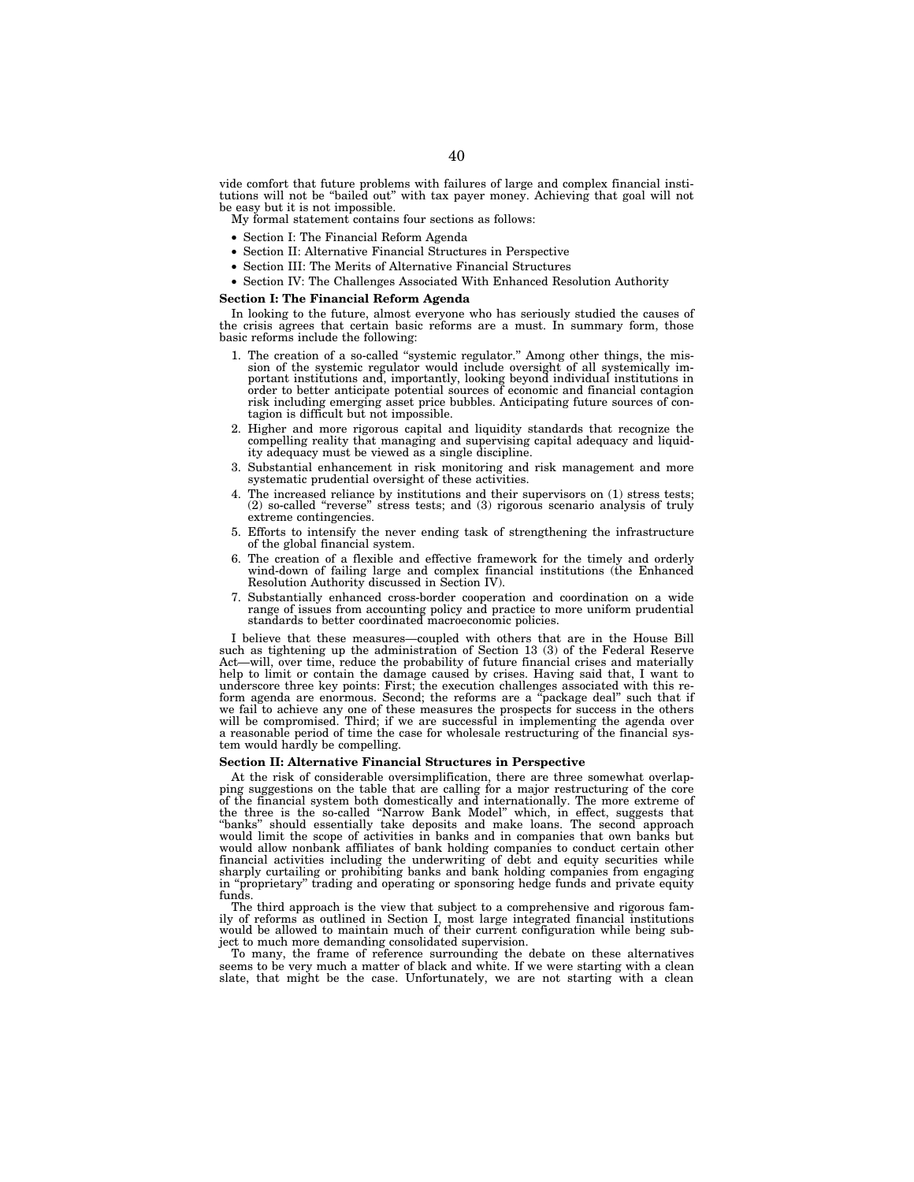vide comfort that future problems with failures of large and complex financial institutions will not be "bailed out" with tax payer money. Achieving that goal will not be easy but it is not impossible.

My formal statement contains four sections as follows:

- Section I: The Financial Reform Agenda
- Section II: Alternative Financial Structures in Perspective
- Section III: The Merits of Alternative Financial Structures
- Section IV: The Challenges Associated With Enhanced Resolution Authority

**Section I: The Financial Reform Agenda**

In looking to the future, almost everyone who has seriously studied the causes of the crisis agrees that certain basic reforms are a must. In summary form, those basic reforms include the following:

1. The creation of a so-called "systemic regulator." Among other things, the mission of the systemic regulator would include oversight of all systemically important institutions and, importantly, looking beyond individual institutions in order to better anticipate potential sources of economic and financial contagion risk including emerging asset price bubbles. Anticipating future sources of contagion is difficult but not impossible.
2. Higher and more rigorous capital and liquidity standards that recognize the compelling reality that managing and supervising capital adequacy and liquidity adequacy must be viewed as a single discipline.
3. Substantial enhancement in risk monitoring and risk management and more systematic prudential oversight of these activities.
4. The increased reliance by institutions and their supervisors on (1) stress tests; (2) so-called "reverse" stress tests; and (3) rigorous scenario analysis of truly extreme contingencies.
5. Efforts to intensify the never ending task of strengthening the infrastructure of the global financial system.
6. The creation of a flexible and effective framework for the timely and orderly wind-down of failing large and complex financial institutions (the Enhanced Resolution Authority discussed in Section IV).
7. Substantially enhanced cross-border cooperation and coordination on a wide range of issues from accounting policy and practice to more uniform prudential standards to better coordinated macroeconomic policies.

I believe that these measures—coupled with others that are in the House Bill such as tightening up the administration of Section 13 (3) of the Federal Reserve Act—will, over time, reduce the probability of future financial crises and materially help to limit or contain the damage caused by crises. Having said that, I want to underscore three key points: First; the execution challenges associated with this reform agenda are enormous. Second; the reforms are a "package deal" such that if we fail to achieve any one of these measures the prospects for success in the others will be compromised. Third; if we are successful in implementing the agenda over a reasonable period of time the case for wholesale restructuring of the financial system would hardly be compelling.

**Section II: Alternative Financial Structures in Perspective**

At the risk of considerable oversimplification, there are three somewhat overlapping suggestions on the table that are calling for a major restructuring of the core of the financial system both domestically and internationally. The more extreme of the three is the so-called "Narrow Bank Model" which, in effect, suggests that "banks" should essentially take deposits and make loans. The second approach would limit the scope of activities in banks and in companies that own banks but would allow nonbank affiliates of bank holding companies to conduct certain other financial activities including the underwriting of debt and equity securities while sharply curtailing or prohibiting banks and bank holding companies from engaging in "proprietary" trading and operating or sponsoring hedge funds and private equity funds.

The third approach is the view that subject to a comprehensive and rigorous family of reforms as outlined in Section I, most large integrated financial institutions would be allowed to maintain much of their current configuration while being subject to much more demanding consolidated supervision.

To many, the frame of reference surrounding the debate on these alternatives seems to be very much a matter of black and white. If we were starting with a clean slate, that might be the case. Unfortunately, we are not starting with a clean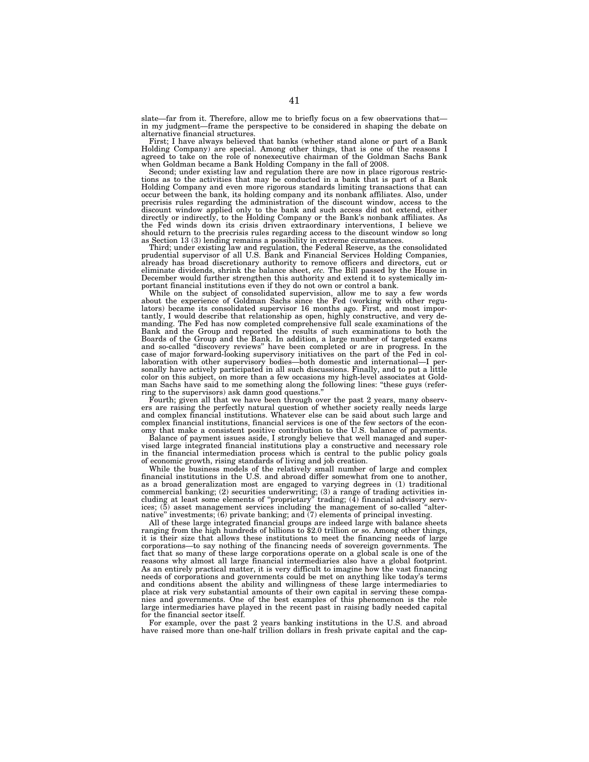slate—far from it. Therefore, allow me to briefly focus on a few observations that—in my judgment—frame the perspective to be considered in shaping the debate on alternative financial structures.

First; I have always believed that banks (whether stand alone or part of a Bank Holding Company) are special. Among other things, that is one of the reasons I agreed to take on the role of nonexecutive chairman of the Goldman Sachs Bank when Goldman became a Bank Holding Company in the fall of 2008.

Second; under existing law and regulation there are now in place rigorous restrictions as to the activities that may be conducted in a bank that is part of a Bank Holding Company and even more rigorous standards limiting transactions that can occur between the bank, its holding company and its nonbank affiliates. Also, under precrisis rules regarding the administration of the discount window, access to the discount window applied only to the bank and such access did not extend, either directly or indirectly, to the Holding Company or the Bank's nonbank affiliates. As the Fed winds down its crisis driven extraordinary interventions, I believe we should return to the precrisis rules regarding access to the discount window so long as Section 13 (3) lending remains a possibility in extreme circumstances.

Third; under existing law and regulation, the Federal Reserve, as the consolidated prudential supervisor of all U.S. Bank and Financial Services Holding Companies, already has broad discretionary authority to remove officers and directors, cut or eliminate dividends, shrink the balance sheet, *etc.* The Bill passed by the House in December would further strengthen this authority and extend it to systemically important financial institutions even if they do not own or control a bank.

While on the subject of consolidated supervision, allow me to say a few words about the experience of Goldman Sachs since the Fed (working with other regulators) became its consolidated supervisor 16 months ago. First, and most importantly, I would describe that relationship as open, highly constructive, and very demanding. The Fed has now completed comprehensive full scale examinations of the Bank and the Group and reported the results of such examinations to both the Boards of the Group and the Bank. In addition, a large number of targeted exams and so-called "discovery reviews" have been completed or are in progress. In the case of major forward-looking supervisory initiatives on the part of the Fed in collaboration with other supervisory bodies—both domestic and international—I personally have actively participated in all such discussions. Finally, and to put a little color on this subject, on more than a few occasions my high-level associates at Goldman Sachs have said to me something along the following lines: "these guys (referring to the supervisors) ask damn good questions."

Fourth; given all that we have been through over the past 2 years, many observers are raising the perfectly natural question of whether society really needs large and complex financial institutions. Whatever else can be said about such large and complex financial institutions, financial services is one of the few sectors of the economy that make a consistent positive contribution to the U.S. balance of payments.

Balance of payment issues aside, I strongly believe that well managed and supervised large integrated financial institutions play a constructive and necessary role in the financial intermediation process which is central to the public policy goals of economic growth, rising standards of living and job creation.

While the business models of the relatively small number of large and complex financial institutions in the U.S. and abroad differ somewhat from one to another, as a broad generalization most are engaged to varying degrees in (1) traditional commercial banking; (2) securities underwriting; (3) a range of trading activities including at least some elements of "proprietary" trading; (4) financial advisory services; (5) asset management services including the management of so-called "alternative" investments; (6) private banking; and (7) elements of principal investing.

All of these large integrated financial groups are indeed large with balance sheets ranging from the high hundreds of billions to $2.0 trillion or so. Among other things, it is their size that allows these institutions to meet the financing needs of large corporations—to say nothing of the financing needs of sovereign governments. The fact that so many of these large corporations operate on a global scale is one of the reasons why almost all large financial intermediaries also have a global footprint. As an entirely practical matter, it is very difficult to imagine how the vast financing needs of corporations and governments could be met on anything like today's terms and conditions absent the ability and willingness of these large intermediaries to place at risk very substantial amounts of their own capital in serving these companies and governments. One of the best examples of this phenomenon is the role large intermediaries have played in the recent past in raising badly needed capital for the financial sector itself.

For example, over the past 2 years banking institutions in the U.S. and abroad have raised more than one-half trillion dollars in fresh private capital and the cap-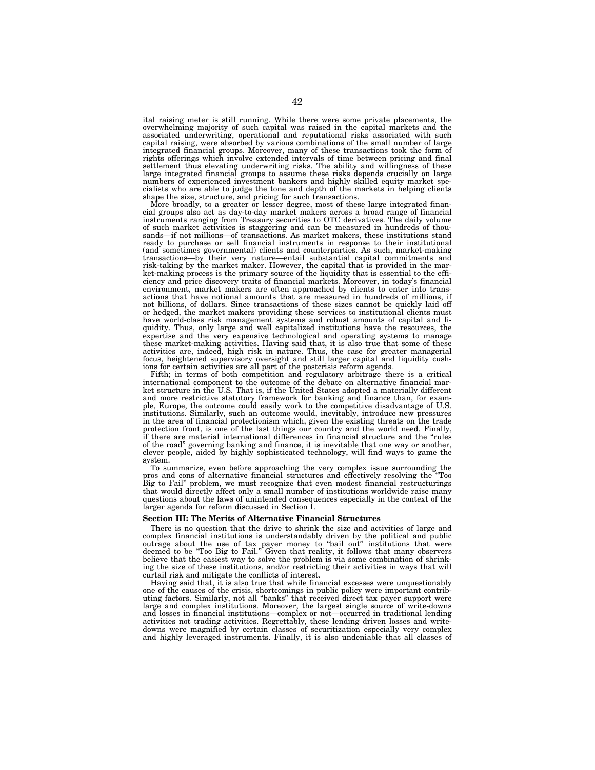ital raising meter is still running. While there were some private placements, the overwhelming majority of such capital was raised in the capital markets and the associated underwriting, operational and reputational risks associated with such capital raising, were absorbed by various combinations of the small number of large integrated financial groups. Moreover, many of these transactions took the form of rights offerings which involve extended intervals of time between pricing and final settlement thus elevating underwriting risks. The ability and willingness of these large integrated financial groups to assume these risks depends crucially on large numbers of experienced investment bankers and highly skilled equity market specialists who are able to judge the tone and depth of the markets in helping clients shape the size, structure, and pricing for such transactions.

More broadly, to a greater or lesser degree, most of these large integrated financial groups also act as day-to-day market makers across a broad range of financial instruments ranging from Treasury securities to OTC derivatives. The daily volume of such market activities is staggering and can be measured in hundreds of thousands—if not millions—of transactions. As market makers, these institutions stand ready to purchase or sell financial instruments in response to their institutional (and sometimes governmental) clients and counterparties. As such, market-making transactions—by their very nature—entail substantial capital commitments and risk-taking by the market maker. However, the capital that is provided in the market-making process is the primary source of the liquidity that is essential to the efficiency and price discovery traits of financial markets. Moreover, in today's financial environment, market makers are often approached by clients to enter into transactions that have notional amounts that are measured in hundreds of millions, if not billions, of dollars. Since transactions of these sizes cannot be quickly laid off or hedged, the market makers providing these services to institutional clients must have world-class risk management systems and robust amounts of capital and liquidity. Thus, only large and well capitalized institutions have the resources, the expertise and the very expensive technological and operating systems to manage these market-making activities. Having said that, it is also true that some of these activities are, indeed, high risk in nature. Thus, the case for greater managerial focus, heightened supervisory oversight and still larger capital and liquidity cushions for certain activities are all part of the postcrisis reform agenda.

Fifth; in terms of both competition and regulatory arbitrage there is a critical international component to the outcome of the debate on alternative financial market structure in the U.S. That is, if the United States adopted a materially different and more restrictive statutory framework for banking and finance than, for example, Europe, the outcome could easily work to the competitive disadvantage of U.S. institutions. Similarly, such an outcome would, inevitably, introduce new pressures in the area of financial protectionism which, given the existing threats on the trade protection front, is one of the last things our country and the world need. Finally, if there are material international differences in financial structure and the "rules of the road" governing banking and finance, it is inevitable that one way or another, clever people, aided by highly sophisticated technology, will find ways to game the system.

To summarize, even before approaching the very complex issue surrounding the pros and cons of alternative financial structures and effectively resolving the "Too Big to Fail" problem, we must recognize that even modest financial restructurings that would directly affect only a small number of institutions worldwide raise many questions about the laws of unintended consequences especially in the context of the larger agenda for reform discussed in Section I.

**Section III: The Merits of Alternative Financial Structures**

There is no question that the drive to shrink the size and activities of large and complex financial institutions is understandably driven by the political and public outrage about the use of tax payer money to "bail out" institutions that were deemed to be "Too Big to Fail." Given that reality, it follows that many observers believe that the easiest way to solve the problem is via some combination of shrinking the size of these institutions, and/or restricting their activities in ways that will curtail risk and mitigate the conflicts of interest.

Having said that, it is also true that while financial excesses were unquestionably one of the causes of the crisis, shortcomings in public policy were important contributing factors. Similarly, not all "banks" that received direct tax payer support were large and complex institutions. Moreover, the largest single source of write-downs and losses in financial institutions—complex or not—occurred in traditional lending activities not trading activities. Regrettably, these lending driven losses and write-downs were magnified by certain classes of securitization especially very complex and highly leveraged instruments. Finally, it is also undeniable that all classes of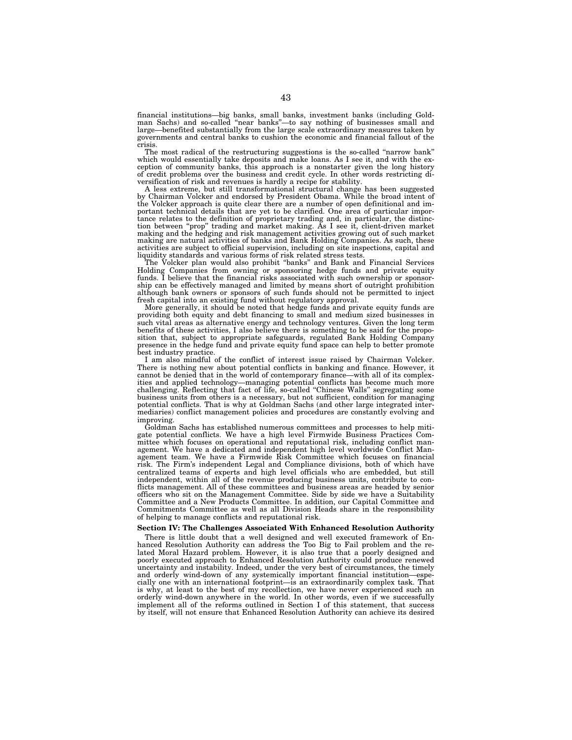financial institutions—big banks, small banks, investment banks (including Goldman Sachs) and so-called "near banks"—to say nothing of businesses small and large—benefited substantially from the large scale extraordinary measures taken by governments and central banks to cushion the economic and financial fallout of the crisis.

The most radical of the restructuring suggestions is the so-called "narrow bank" which would essentially take deposits and make loans. As I see it, and with the exception of community banks, this approach is a nonstarter given the long history of credit problems over the business and credit cycle. In other words restricting diversification of risk and revenues is hardly a recipe for stability.

A less extreme, but still transformational structural change has been suggested by Chairman Volcker and endorsed by President Obama. While the broad intent of the Volcker approach is quite clear there are a number of open definitional and important technical details that are yet to be clarified. One area of particular importance relates to the definition of proprietary trading and, in particular, the distinction between "prop" trading and market making. As I see it, client-driven market making and the hedging and risk management activities growing out of such market making are natural activities of banks and Bank Holding Companies. As such, these activities are subject to official supervision, including on site inspections, capital and liquidity standards and various forms of risk related stress tests.

The Volcker plan would also prohibit "banks" and Bank and Financial Services Holding Companies from owning or sponsoring hedge funds and private equity funds. I believe that the financial risks associated with such ownership or sponsorship can be effectively managed and limited by means short of outright prohibition although bank owners or sponsors of such funds should not be permitted to inject fresh capital into an existing fund without regulatory approval.

More generally, it should be noted that hedge funds and private equity funds are providing both equity and debt financing to small and medium sized businesses in such vital areas as alternative energy and technology ventures. Given the long term benefits of these activities, I also believe there is something to be said for the proposition that, subject to appropriate safeguards, regulated Bank Holding Company presence in the hedge fund and private equity fund space can help to better promote best industry practice.

I am also mindful of the conflict of interest issue raised by Chairman Volcker. There is nothing new about potential conflicts in banking and finance. However, it cannot be denied that in the world of contemporary finance—with all of its complexities and applied technology—managing potential conflicts has become much more challenging. Reflecting that fact of life, so-called "Chinese Walls" segregating some business units from others is a necessary, but not sufficient, condition for managing potential conflicts. That is why at Goldman Sachs (and other large integrated intermediaries) conflict management policies and procedures are constantly evolving and improving.

Goldman Sachs has established numerous committees and processes to help mitigate potential conflicts. We have a high level Firmwide Business Practices Committee which focuses on operational and reputational risk, including conflict management. We have a dedicated and independent high level worldwide Conflict Management team. We have a Firmwide Risk Committee which focuses on financial risk. The Firm's independent Legal and Compliance divisions, both of which have centralized teams of experts and high level officials who are embedded, but still independent, within all of the revenue producing business units, contribute to conflicts management. All of these committees and business areas are headed by senior officers who sit on the Management Committee. Side by side we have a Suitability Committee and a New Products Committee. In addition, our Capital Committee and Commitments Committee as well as all Division Heads share in the responsibility of helping to manage conflicts and reputational risk.

**Section IV: The Challenges Associated With Enhanced Resolution Authority**

There is little doubt that a well designed and well executed framework of Enhanced Resolution Authority can address the Too Big to Fail problem and the related Moral Hazard problem. However, it is also true that a poorly designed and poorly executed approach to Enhanced Resolution Authority could produce renewed uncertainty and instability. Indeed, under the very best of circumstances, the timely and orderly wind-down of any systemically important financial institution—especially one with an international footprint—is an extraordinarily complex task. That is why, at least to the best of my recollection, we have never experienced such an orderly wind-down anywhere in the world. In other words, even if we successfully implement all of the reforms outlined in Section I of this statement, that success by itself, will not ensure that Enhanced Resolution Authority can achieve its desired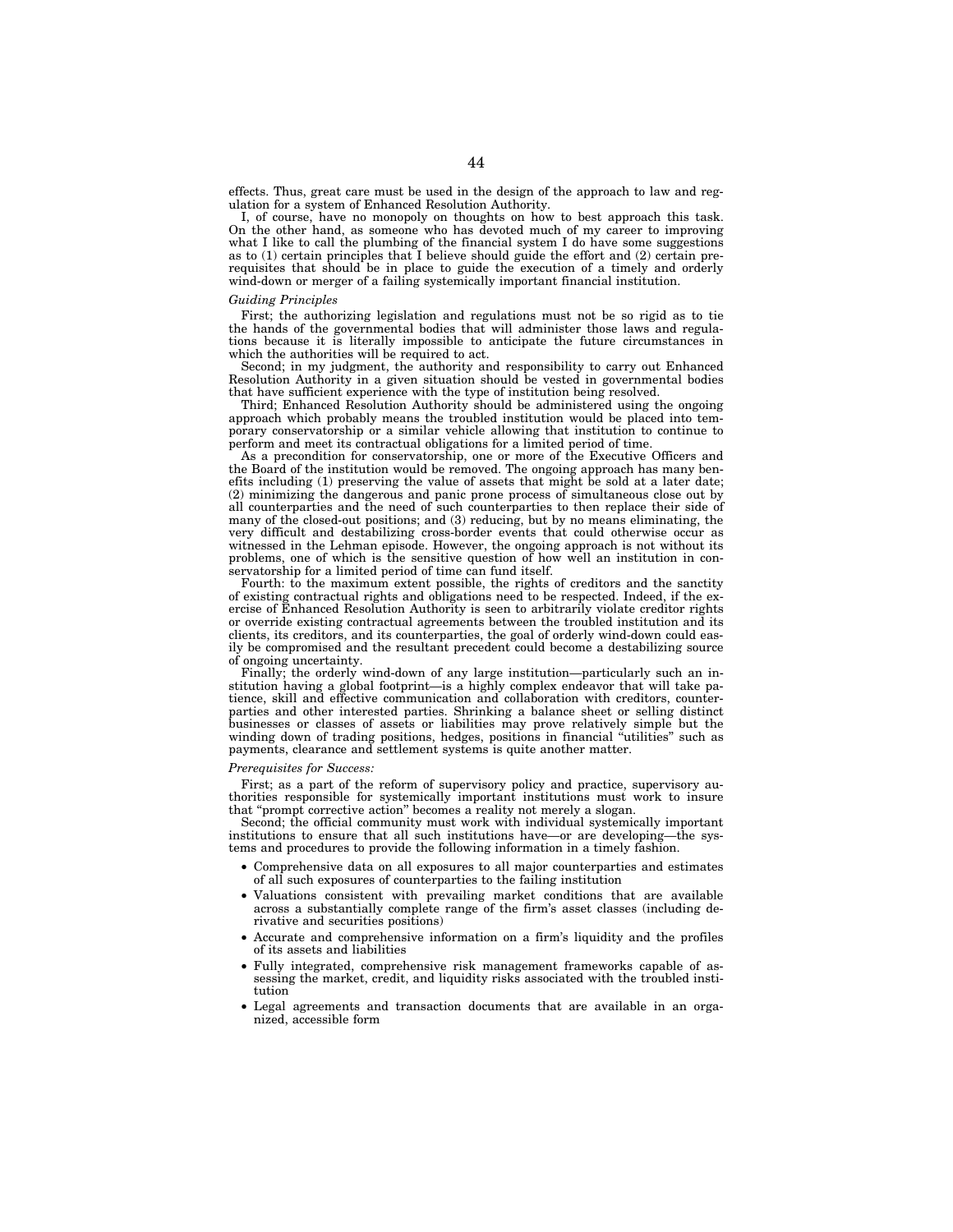effects. Thus, great care must be used in the design of the approach to law and regulation for a system of Enhanced Resolution Authority.

I, of course, have no monopoly on thoughts on how to best approach this task. On the other hand, as someone who has devoted much of my career to improving what I like to call the plumbing of the financial system I do have some suggestions as to (1) certain principles that I believe should guide the effort and (2) certain prerequisites that should be in place to guide the execution of a timely and orderly wind-down or merger of a failing systemically important financial institution.

*Guiding Principles*

First; the authorizing legislation and regulations must not be so rigid as to tie the hands of the governmental bodies that will administer those laws and regulations because it is literally impossible to anticipate the future circumstances in which the authorities will be required to act.

Second; in my judgment, the authority and responsibility to carry out Enhanced Resolution Authority in a given situation should be vested in governmental bodies that have sufficient experience with the type of institution being resolved.

Third; Enhanced Resolution Authority should be administered using the ongoing approach which probably means the troubled institution would be placed into temporary conservatorship or a similar vehicle allowing that institution to continue to perform and meet its contractual obligations for a limited period of time.

As a precondition for conservatorship, one or more of the Executive Officers and the Board of the institution would be removed. The ongoing approach has many benefits including (1) preserving the value of assets that might be sold at a later date; (2) minimizing the dangerous and panic prone process of simultaneous close out by all counterparties and the need of such counterparties to then replace their side of many of the closed-out positions; and (3) reducing, but by no means eliminating, the very difficult and destabilizing cross-border events that could otherwise occur as witnessed in the Lehman episode. However, the ongoing approach is not without its problems, one of which is the sensitive question of how well an institution in conservatorship for a limited period of time can fund itself.

Fourth: to the maximum extent possible, the rights of creditors and the sanctity of existing contractual rights and obligations need to be respected. Indeed, if the exercise of Enhanced Resolution Authority is seen to arbitrarily violate creditor rights or override existing contractual agreements between the troubled institution and its clients, its creditors, and its counterparties, the goal of orderly wind-down could easily be compromised and the resultant precedent could become a destabilizing source of ongoing uncertainty.

Finally; the orderly wind-down of any large institution—particularly such an institution having a global footprint—is a highly complex endeavor that will take patience, skill and effective communication and collaboration with creditors, counterparties and other interested parties. Shrinking a balance sheet or selling distinct businesses or classes of assets or liabilities may prove relatively simple but the winding down of trading positions, hedges, positions in financial "utilities" such as payments, clearance and settlement systems is quite another matter.

*Prerequisites for Success:*

First; as a part of the reform of supervisory policy and practice, supervisory authorities responsible for systemically important institutions must work to insure that "prompt corrective action" becomes a reality not merely a slogan.

Second; the official community must work with individual systemically important institutions to ensure that all such institutions have—or are developing—the systems and procedures to provide the following information in a timely fashion.

- Comprehensive data on all exposures to all major counterparties and estimates of all such exposures of counterparties to the failing institution
- Valuations consistent with prevailing market conditions that are available across a substantially complete range of the firm's asset classes (including derivative and securities positions)
- Accurate and comprehensive information on a firm's liquidity and the profiles of its assets and liabilities
- Fully integrated, comprehensive risk management frameworks capable of assessing the market, credit, and liquidity risks associated with the troubled institution
- Legal agreements and transaction documents that are available in an organized, accessible form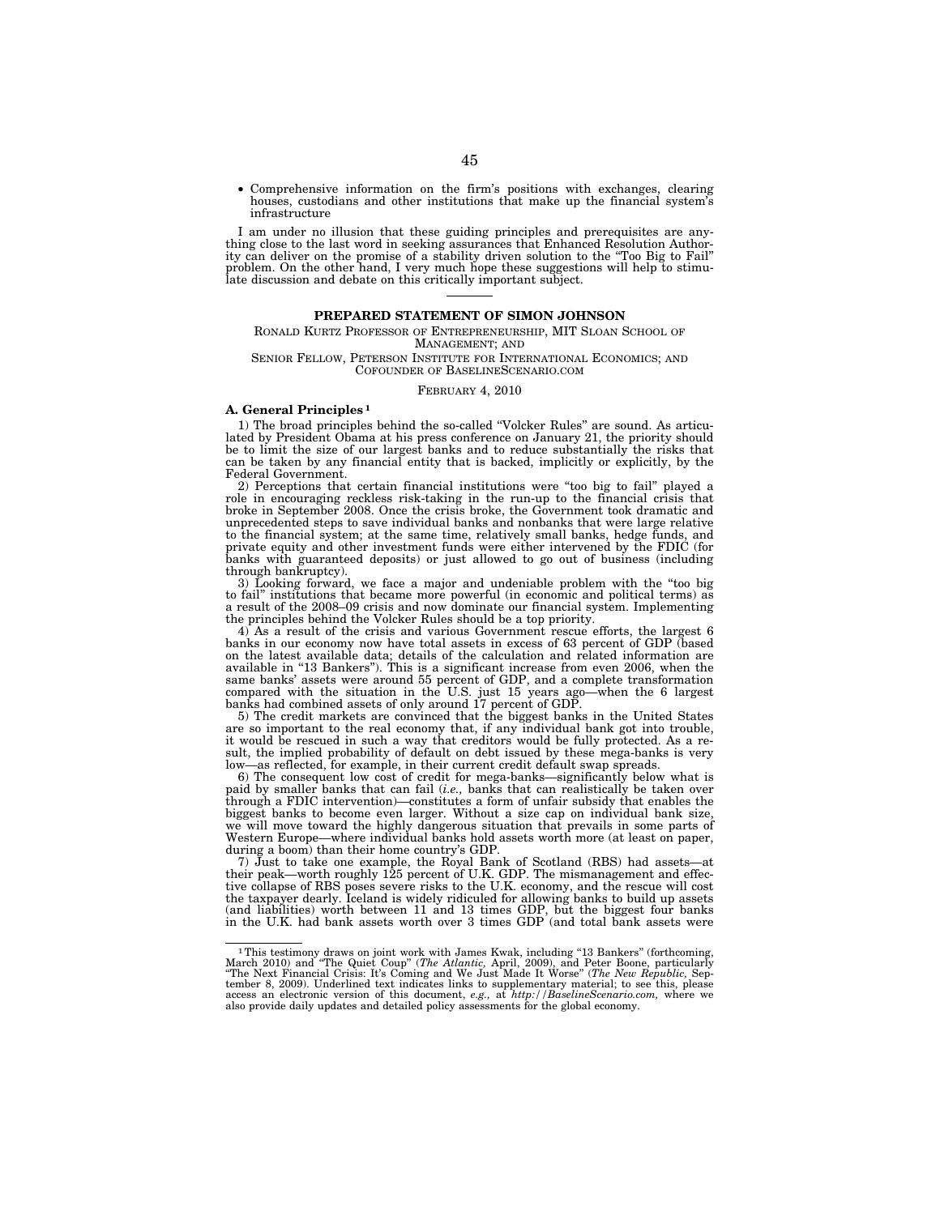- Comprehensive information on the firm's positions with exchanges, clearing houses, custodians and other institutions that make up the financial system's infrastructure

I am under no illusion that these guiding principles and prerequisites are anything close to the last word in seeking assurances that Enhanced Resolution Authority can deliver on the promise of a stability driven solution to the "Too Big to Fail" problem. On the other hand, I very much hope these suggestions will help to stimulate discussion and debate on this critically important subject.

---

## PREPARED STATEMENT OF SIMON JOHNSON

RONALD KURTZ PROFESSOR OF ENTREPRENEURSHIP, MIT SLOAN SCHOOL OF MANAGEMENT; AND

SENIOR FELLOW, PETERSON INSTITUTE FOR INTERNATIONAL ECONOMICS; AND COFOUNDER OF BASELINESCENARIO.COM

FEBRUARY 4, 2010

### A. General Principles [1]

1) The broad principles behind the so-called "Volcker Rules" are sound. As articulated by President Obama at his press conference on January 21, the priority should be to limit the size of our largest banks and to reduce substantially the risks that can be taken by any financial entity that is backed, implicitly or explicitly, by the Federal Government.

2) Perceptions that certain financial institutions were "too big to fail" played a role in encouraging reckless risk-taking in the run-up to the financial crisis that broke in September 2008. Once the crisis broke, the Government took dramatic and unprecedented steps to save individual banks and nonbanks that were large relative to the financial system; at the same time, relatively small banks, hedge funds, and private equity and other investment funds were either intervened by the FDIC (for banks with guaranteed deposits) or just allowed to go out of business (including through bankruptcy).

3) Looking forward, we face a major and undeniable problem with the "too big to fail" institutions that became more powerful (in economic and political terms) as a result of the 2008–09 crisis and now dominate our financial system. Implementing the principles behind the Volcker Rules should be a top priority.

4) As a result of the crisis and various Government rescue efforts, the largest 6 banks in our economy now have total assets in excess of 63 percent of GDP (based on the latest available data; details of the calculation and related information are available in "13 Bankers"). This is a significant increase from even 2006, when the same banks' assets were around 55 percent of GDP, and a complete transformation compared with the situation in the U.S. just 15 years ago—when the 6 largest banks had combined assets of only around 17 percent of GDP.

5) The credit markets are convinced that the biggest banks in the United States are so important to the real economy that, if any individual bank got into trouble, it would be rescued in such a way that creditors would be fully protected. As a result, the implied probability of default on debt issued by these mega-banks is very low—as reflected, for example, in their current credit default swap spreads.

6) The consequent low cost of credit for mega-banks—significantly below what is paid by smaller banks that can fail (*i.e.,* banks that can realistically be taken over through a FDIC intervention)—constitutes a form of unfair subsidy that enables the biggest banks to become even larger. Without a size cap on individual bank size, we will move toward the highly dangerous situation that prevails in some parts of Western Europe—where individual banks hold assets worth more (at least on paper, during a boom) than their home country's GDP.

7) Just to take one example, the Royal Bank of Scotland (RBS) had assets—at their peak—worth roughly 125 percent of U.K. GDP. The mismanagement and effective collapse of RBS poses severe risks to the U.K. economy, and the rescue will cost the taxpayer dearly. Iceland is widely ridiculed for allowing banks to build up assets (and liabilities) worth between 11 and 13 times GDP, but the biggest four banks in the U.K. had bank assets worth over 3 times GDP (and total bank assets were

---

[1] This testimony draws on joint work with James Kwak, including "13 Bankers" (forthcoming, March 2010) and "The Quiet Coup" (*The Atlantic,* April, 2009), and Peter Boone, particularly "The Next Financial Crisis: It's Coming and We Just Made It Worse" (*The New Republic,* September 8, 2009). Underlined text indicates links to supplementary material; to see this, please access an electronic version of this document, *e.g.,* at *http://BaselineScenario.com,* where we also provide daily updates and detailed policy assessments for the global economy.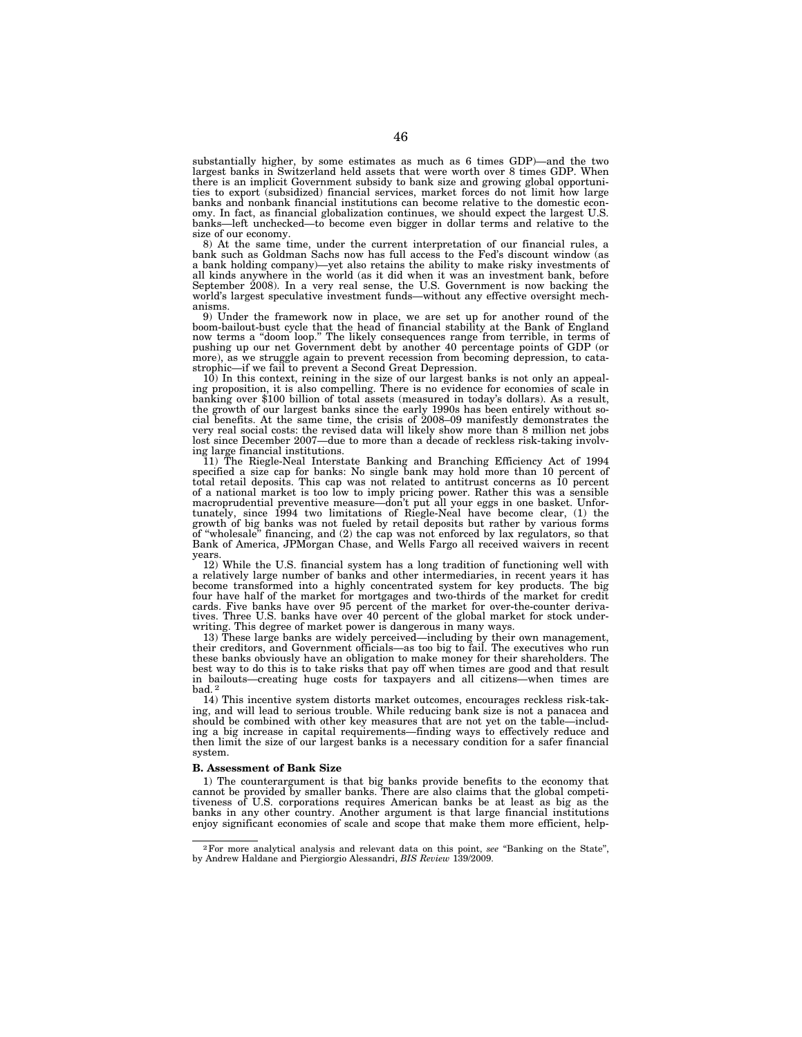substantially higher, by some estimates as much as 6 times GDP)—and the two largest banks in Switzerland held assets that were worth over 8 times GDP. When there is an implicit Government subsidy to bank size and growing global opportunities to export (subsidized) financial services, market forces do not limit how large banks and nonbank financial institutions can become relative to the domestic economy. In fact, as financial globalization continues, we should expect the largest U.S. banks—left unchecked—to become even bigger in dollar terms and relative to the size of our economy.

8) At the same time, under the current interpretation of our financial rules, a bank such as Goldman Sachs now has full access to the Fed's discount window (as a bank holding company)—yet also retains the ability to make risky investments of all kinds anywhere in the world (as it did when it was an investment bank, before September 2008). In a very real sense, the U.S. Government is now backing the world's largest speculative investment funds—without any effective oversight mechanisms.

9) Under the framework now in place, we are set up for another round of the boom-bailout-bust cycle that the head of financial stability at the Bank of England now terms a "doom loop." The likely consequences range from terrible, in terms of pushing up our net Government debt by another 40 percentage points of GDP (or more), as we struggle again to prevent recession from becoming depression, to catastrophic—if we fail to prevent a Second Great Depression.

10) In this context, reining in the size of our largest banks is not only an appealing proposition, it is also compelling. There is no evidence for economies of scale in banking over $100 billion of total assets (measured in today's dollars). As a result, the growth of our largest banks since the early 1990s has been entirely without social benefits. At the same time, the crisis of 2008–09 manifestly demonstrates the very real social costs: the revised data will likely show more than 8 million net jobs lost since December 2007—due to more than a decade of reckless risk-taking involving large financial institutions.

11) The Riegle-Neal Interstate Banking and Branching Efficiency Act of 1994 specified a size cap for banks: No single bank may hold more than 10 percent of total retail deposits. This cap was not related to antitrust concerns as 10 percent of a national market is too low to imply pricing power. Rather this was a sensible macroprudential preventive measure—don't put all your eggs in one basket. Unfortunately, since 1994 two limitations of Riegle-Neal have become clear, (1) the growth of big banks was not fueled by retail deposits but rather by various forms of "wholesale" financing, and (2) the cap was not enforced by lax regulators, so that Bank of America, JPMorgan Chase, and Wells Fargo all received waivers in recent years.

12) While the U.S. financial system has a long tradition of functioning well with a relatively large number of banks and other intermediaries, in recent years it has become transformed into a highly concentrated system for key products. The big four have half of the market for mortgages and two-thirds of the market for credit cards. Five banks have over 95 percent of the market for over-the-counter derivatives. Three U.S. banks have over 40 percent of the global market for stock underwriting. This degree of market power is dangerous in many ways.

13) These large banks are widely perceived—including by their own management, their creditors, and Government officials—as too big to fail. The executives who run these banks obviously have an obligation to make money for their shareholders. The best way to do this is to take risks that pay off when times are good and that result in bailouts—creating huge costs for taxpayers and all citizens—when times are bad.[2]

14) This incentive system distorts market outcomes, encourages reckless risk-taking, and will lead to serious trouble. While reducing bank size is not a panacea and should be combined with other key measures that are not yet on the table—including a big increase in capital requirements—finding ways to effectively reduce and then limit the size of our largest banks is a necessary condition for a safer financial system.

**B. Assessment of Bank Size**

1) The counterargument is that big banks provide benefits to the economy that cannot be provided by smaller banks. There are also claims that the global competitiveness of U.S. corporations requires American banks be at least as big as the banks in any other country. Another argument is that large financial institutions enjoy significant economies of scale and scope that make them more efficient, help-

---

[2] For more analytical analysis and relevant data on this point, *see* "Banking on the State", by Andrew Haldane and Piergiorgio Alessandri, *BIS Review* 139/2009.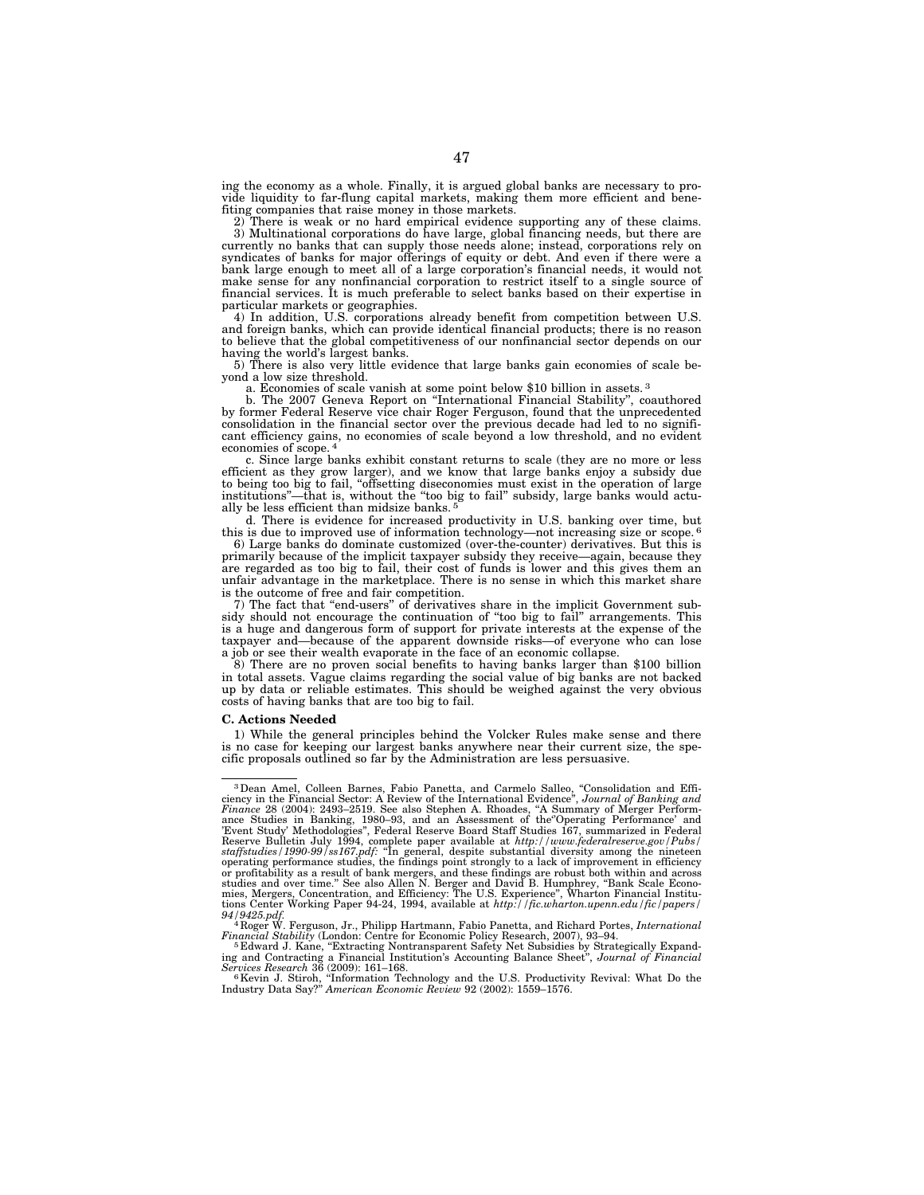ing the economy as a whole. Finally, it is argued global banks are necessary to provide liquidity to far-flung capital markets, making them more efficient and benefiting companies that raise money in those markets.

2) There is weak or no hard empirical evidence supporting any of these claims.

3) Multinational corporations do have large, global financing needs, but there are currently no banks that can supply those needs alone; instead, corporations rely on syndicates of banks for major offerings of equity or debt. And even if there were a bank large enough to meet all of a large corporation's financial needs, it would not make sense for any nonfinancial corporation to restrict itself to a single source of financial services. It is much preferable to select banks based on their expertise in particular markets or geographies.

4) In addition, U.S. corporations already benefit from competition between U.S. and foreign banks, which can provide identical financial products; there is no reason to believe that the global competitiveness of our nonfinancial sector depends on our having the world's largest banks.

5) There is also very little evidence that large banks gain economies of scale beyond a low size threshold.

a. Economies of scale vanish at some point below $10 billion in assets.[3]

b. The 2007 Geneva Report on "International Financial Stability", coauthored by former Federal Reserve vice chair Roger Ferguson, found that the unprecedented consolidation in the financial sector over the previous decade had led to no significant efficiency gains, no economies of scale beyond a low threshold, and no evident economies of scope.[4]

c. Since large banks exhibit constant returns to scale (they are no more or less efficient as they grow larger), and we know that large banks enjoy a subsidy due to being too big to fail, "offsetting diseconomies must exist in the operation of large institutions"—that is, without the "too big to fail" subsidy, large banks would actually be less efficient than midsize banks.[5]

d. There is evidence for increased productivity in U.S. banking over time, but this is due to improved use of information technology—not increasing size or scope.[6]

6) Large banks do dominate customized (over-the-counter) derivatives. But this is primarily because of the implicit taxpayer subsidy they receive—again, because they are regarded as too big to fail, their cost of funds is lower and this gives them an unfair advantage in the marketplace. There is no sense in which this market share is the outcome of free and fair competition.

7) The fact that "end-users" of derivatives share in the implicit Government subsidy should not encourage the continuation of "too big to fail" arrangements. This is a huge and dangerous form of support for private interests at the expense of the taxpayer and—because of the apparent downside risks—of everyone who can lose a job or see their wealth evaporate in the face of an economic collapse.

8) There are no proven social benefits to having banks larger than $100 billion in total assets. Vague claims regarding the social value of big banks are not backed up by data or reliable estimates. This should be weighed against the very obvious costs of having banks that are too big to fail.

**C. Actions Needed**

1) While the general principles behind the Volcker Rules make sense and there is no case for keeping our largest banks anywhere near their current size, the specific proposals outlined so far by the Administration are less persuasive.

---

[3] Dean Amel, Colleen Barnes, Fabio Panetta, and Carmelo Salleo, "Consolidation and Efficiency in the Financial Sector: A Review of the International Evidence", *Journal of Banking and Finance* 28 (2004): 2493–2519. See also Stephen A. Rhoades, "A Summary of Merger Performance Studies in Banking, 1980–93, and an Assessment of the 'Operating Performance' and 'Event Study' Methodologies", Federal Reserve Board Staff Studies 167, summarized in Federal Reserve Bulletin July 1994, complete paper available at *http://www.federalreserve.gov/Pubs/staffstudies/1990-99/ss167.pdf*: "In general, despite substantial diversity among the nineteen operating performance studies, the findings point strongly to a lack of improvement in efficiency or profitability as a result of bank mergers, and these findings are robust both within and across studies and over time." See also Allen N. Berger and David B. Humphrey, "Bank Scale Economies, Mergers, Concentration, and Efficiency: The U.S. Experience", Wharton Financial Institutions Center Working Paper 94-24, 1994, available at *http://fic.wharton.upenn.edu/fic/papers/94/9425.pdf*.

[4] Roger W. Ferguson, Jr., Philipp Hartmann, Fabio Panetta, and Richard Portes, *International Financial Stability* (London: Centre for Economic Policy Research, 2007), 93–94.

[5] Edward J. Kane, "Extracting Nontransparent Safety Net Subsidies by Strategically Expanding and Contracting a Financial Institution's Accounting Balance Sheet", *Journal of Financial Services Research* 36 (2009): 161–168.

[6] Kevin J. Stiroh, "Information Technology and the U.S. Productivity Revival: What Do the Industry Data Say?" *American Economic Review* 92 (2002): 1559–1576.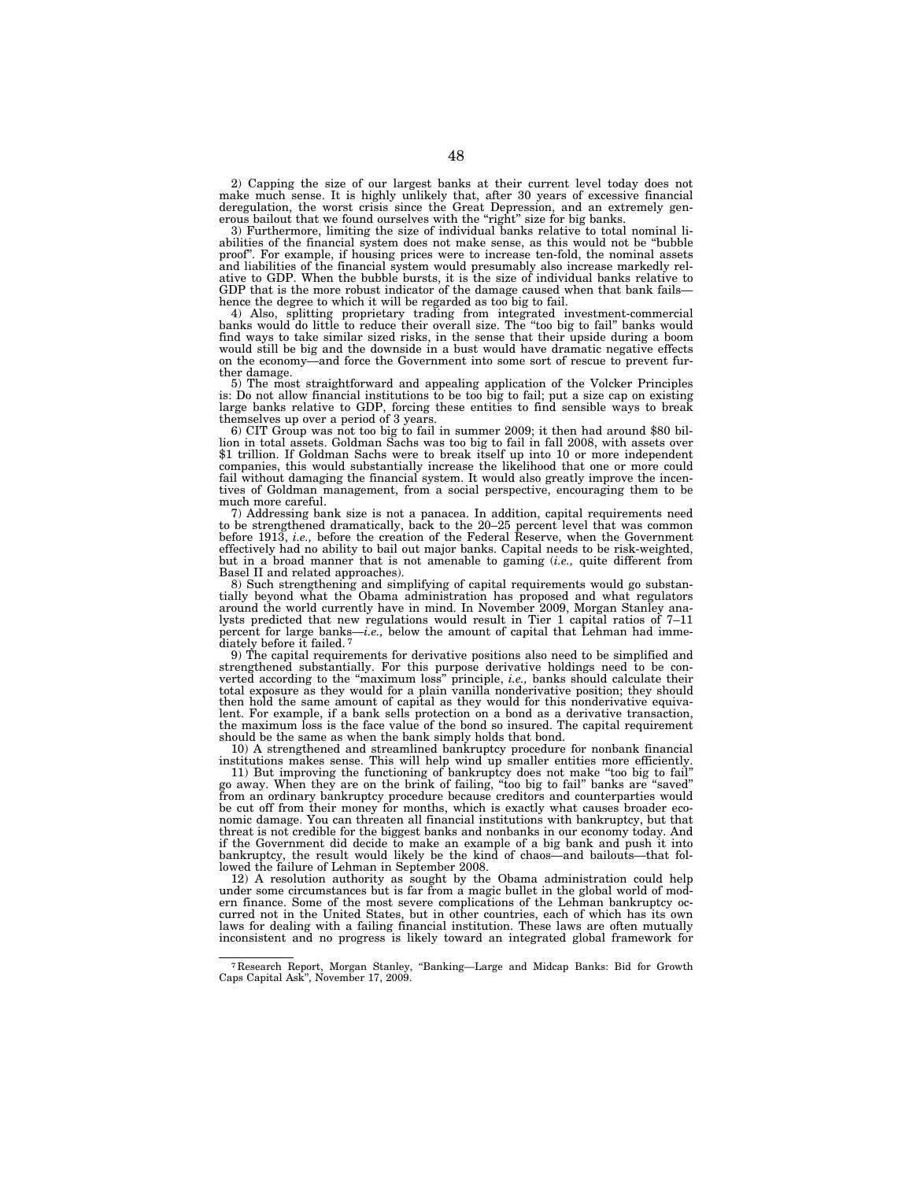2) Capping the size of our largest banks at their current level today does not make much sense. It is highly unlikely that, after 30 years of excessive financial deregulation, the worst crisis since the Great Depression, and an extremely generous bailout that we found ourselves with the "right" size for big banks.

3) Furthermore, limiting the size of individual banks relative to total nominal liabilities of the financial system does not make sense, as this would not be "bubble proof". For example, if housing prices were to increase ten-fold, the nominal assets and liabilities of the financial system would presumably also increase markedly relative to GDP. When the bubble bursts, it is the size of individual banks relative to GDP that is the more robust indicator of the damage caused when that bank fails—hence the degree to which it will be regarded as too big to fail.

4) Also, splitting proprietary trading from integrated investment-commercial banks would do little to reduce their overall size. The "too big to fail" banks would find ways to take similar sized risks, in the sense that their upside during a boom would still be big and the downside in a bust would have dramatic negative effects on the economy—and force the Government into some sort of rescue to prevent further damage.

5) The most straightforward and appealing application of the Volcker Principles is: Do not allow financial institutions to be too big to fail; put a size cap on existing large banks relative to GDP, forcing these entities to find sensible ways to break themselves up over a period of 3 years.

6) CIT Group was not too big to fail in summer 2009; it then had around $80 billion in total assets. Goldman Sachs was too big to fail in fall 2008, with assets over $1 trillion. If Goldman Sachs were to break itself up into 10 or more independent companies, this would substantially increase the likelihood that one or more could fail without damaging the financial system. It would also greatly improve the incentives of Goldman management, from a social perspective, encouraging them to be much more careful.

7) Addressing bank size is not a panacea. In addition, capital requirements need to be strengthened dramatically, back to the 20–25 percent level that was common before 1913, *i.e.,* before the creation of the Federal Reserve, when the Government effectively had no ability to bail out major banks. Capital needs to be risk-weighted, but in a broad manner that is not amenable to gaming (*i.e.,* quite different from Basel II and related approaches).

8) Such strengthening and simplifying of capital requirements would go substantially beyond what the Obama administration has proposed and what regulators around the world currently have in mind. In November 2009, Morgan Stanley analysts predicted that new regulations would result in Tier 1 capital ratios of 7–11 percent for large banks—*i.e.,* below the amount of capital that Lehman had immediately before it failed.[7]

9) The capital requirements for derivative positions also need to be simplified and strengthened substantially. For this purpose derivative holdings need to be converted according to the "maximum loss" principle, *i.e.,* banks should calculate their total exposure as they would for a plain vanilla nonderivative position; they should then hold the same amount of capital as they would for this nonderivative equivalent. For example, if a bank sells protection on a bond as a derivative transaction, the maximum loss is the face value of the bond so insured. The capital requirement should be the same as when the bank simply holds that bond.

10) A strengthened and streamlined bankruptcy procedure for nonbank financial institutions makes sense. This will help wind up smaller entities more efficiently.

11) But improving the functioning of bankruptcy does not make "too big to fail" go away. When they are on the brink of failing, "too big to fail" banks are "saved" from an ordinary bankruptcy procedure because creditors and counterparties would be cut off from their money for months, which is exactly what causes broader economic damage. You can threaten all financial institutions with bankruptcy, but that threat is not credible for the biggest banks and nonbanks in our economy today. And if the Government did decide to make an example of a big bank and push it into bankruptcy, the result would likely be the kind of chaos—and bailouts—that followed the failure of Lehman in September 2008.

12) A resolution authority as sought by the Obama administration could help under some circumstances but is far from a magic bullet in the global world of modern finance. Some of the most severe complications of the Lehman bankruptcy occurred not in the United States, but in other countries, each of which has its own laws for dealing with a failing financial institution. These laws are often mutually inconsistent and no progress is likely toward an integrated global framework for

[7] Research Report, Morgan Stanley, "Banking—Large and Midcap Banks: Bid for Growth Caps Capital Ask", November 17, 2009.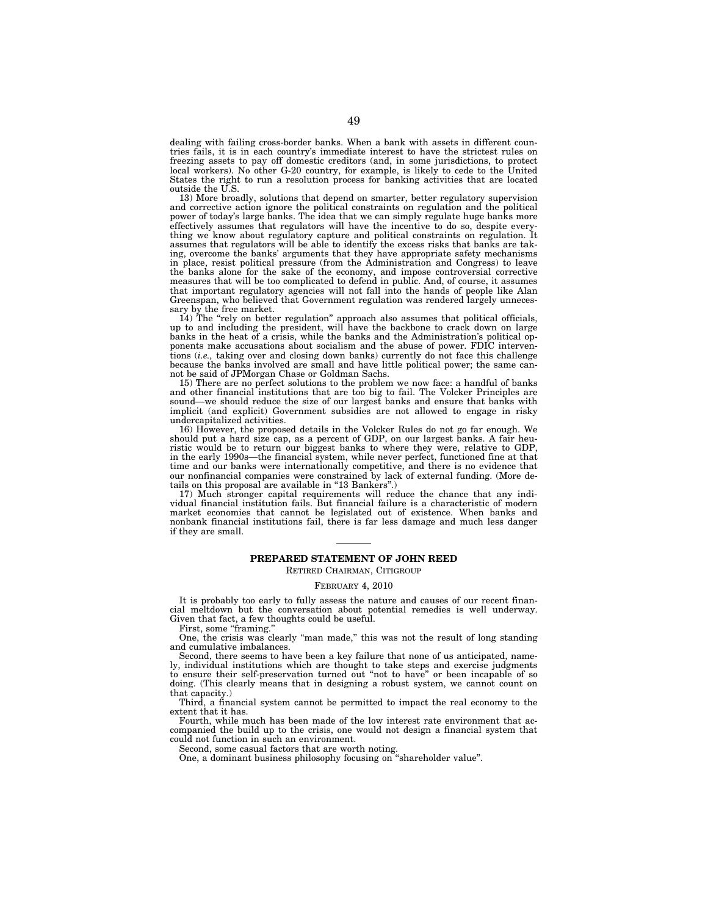dealing with failing cross-border banks. When a bank with assets in different countries fails, it is in each country's immediate interest to have the strictest rules on freezing assets to pay off domestic creditors (and, in some jurisdictions, to protect local workers). No other G-20 country, for example, is likely to cede to the United States the right to run a resolution process for banking activities that are located outside the U.S.

13) More broadly, solutions that depend on smarter, better regulatory supervision and corrective action ignore the political constraints on regulation and the political power of today's large banks. The idea that we can simply regulate huge banks more effectively assumes that regulators will have the incentive to do so, despite everything we know about regulatory capture and political constraints on regulation. It assumes that regulators will be able to identify the excess risks that banks are taking, overcome the banks' arguments that they have appropriate safety mechanisms in place, resist political pressure (from the Administration and Congress) to leave the banks alone for the sake of the economy, and impose controversial corrective measures that will be too complicated to defend in public. And, of course, it assumes that important regulatory agencies will not fall into the hands of people like Alan Greenspan, who believed that Government regulation was rendered largely unnecessary by the free market.

14) The "rely on better regulation" approach also assumes that political officials, up to and including the president, will have the backbone to crack down on large banks in the heat of a crisis, while the banks and the Administration's political opponents make accusations about socialism and the abuse of power. FDIC interventions (*i.e.,* taking over and closing down banks) currently do not face this challenge because the banks involved are small and have little political power; the same cannot be said of JPMorgan Chase or Goldman Sachs.

15) There are no perfect solutions to the problem we now face: a handful of banks and other financial institutions that are too big to fail. The Volcker Principles are sound—we should reduce the size of our largest banks and ensure that banks with implicit (and explicit) Government subsidies are not allowed to engage in risky undercapitalized activities.

16) However, the proposed details in the Volcker Rules do not go far enough. We should put a hard size cap, as a percent of GDP, on our largest banks. A fair heuristic would be to return our biggest banks to where they were, relative to GDP, in the early 1990s—the financial system, while never perfect, functioned fine at that time and our banks were internationally competitive, and there is no evidence that our nonfinancial companies were constrained by lack of external funding. (More details on this proposal are available in "13 Bankers".)

17) Much stronger capital requirements will reduce the chance that any individual financial institution fails. But financial failure is a characteristic of modern market economies that cannot be legislated out of existence. When banks and nonbank financial institutions fail, there is far less damage and much less danger if they are small.

---

## PREPARED STATEMENT OF JOHN REED

RETIRED CHAIRMAN, CITIGROUP

FEBRUARY 4, 2010

It is probably too early to fully assess the nature and causes of our recent financial meltdown but the conversation about potential remedies is well underway. Given that fact, a few thoughts could be useful.

First, some "framing."

One, the crisis was clearly "man made," this was not the result of long standing and cumulative imbalances.

Second, there seems to have been a key failure that none of us anticipated, namely, individual institutions which are thought to take steps and exercise judgments to ensure their self-preservation turned out "not to have" or been incapable of so doing. (This clearly means that in designing a robust system, we cannot count on that capacity.)

Third, a financial system cannot be permitted to impact the real economy to the extent that it has.

Fourth, while much has been made of the low interest rate environment that accompanied the build up to the crisis, one would not design a financial system that could not function in such an environment.

Second, some casual factors that are worth noting.

One, a dominant business philosophy focusing on "shareholder value".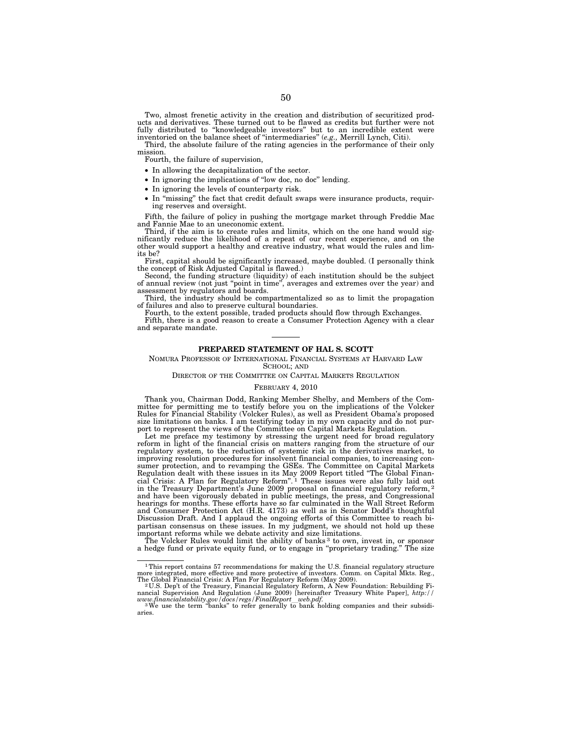Two, almost frenetic activity in the creation and distribution of securitized products and derivatives. These turned out to be flawed as credits but further were not fully distributed to "knowledgeable investors" but to an incredible extent were inventoried on the balance sheet of "intermediaries" (*e.g.,* Merrill Lynch, Citi).

Third, the absolute failure of the rating agencies in the performance of their only mission.

Fourth, the failure of supervision,

- In allowing the decapitalization of the sector.
- In ignoring the implications of "low doc, no doc" lending.
- In ignoring the levels of counterparty risk.
- In "missing" the fact that credit default swaps were insurance products, requiring reserves and oversight.

Fifth, the failure of policy in pushing the mortgage market through Freddie Mac and Fannie Mae to an uneconomic extent.

Third, if the aim is to create rules and limits, which on the one hand would significantly reduce the likelihood of a repeat of our recent experience, and on the other would support a healthy and creative industry, what would the rules and limits be?

First, capital should be significantly increased, maybe doubled. (I personally think the concept of Risk Adjusted Capital is flawed.)

Second, the funding structure (liquidity) of each institution should be the subject of annual review (not just "point in time", averages and extremes over the year) and assessment by regulators and boards.

Third, the industry should be compartmentalized so as to limit the propagation of failures and also to preserve cultural boundaries.

Fourth, to the extent possible, traded products should flow through Exchanges.

Fifth, there is a good reason to create a Consumer Protection Agency with a clear and separate mandate.

---

## PREPARED STATEMENT OF HAL S. SCOTT

NOMURA PROFESSOR OF INTERNATIONAL FINANCIAL SYSTEMS AT HARVARD LAW SCHOOL; AND

DIRECTOR OF THE COMMITTEE ON CAPITAL MARKETS REGULATION

FEBRUARY 4, 2010

Thank you, Chairman Dodd, Ranking Member Shelby, and Members of the Committee for permitting me to testify before you on the implications of the Volcker Rules for Financial Stability (Volcker Rules), as well as President Obama's proposed size limitations on banks. I am testifying today in my own capacity and do not purport to represent the views of the Committee on Capital Markets Regulation.

Let me preface my testimony by stressing the urgent need for broad regulatory reform in light of the financial crisis on matters ranging from the structure of our regulatory system, to the reduction of systemic risk in the derivatives market, to improving resolution procedures for insolvent financial companies, to increasing consumer protection, and to revamping the GSEs. The Committee on Capital Markets Regulation dealt with these issues in its May 2009 Report titled "The Global Financial Crisis: A Plan for Regulatory Reform".[1] These issues were also fully laid out in the Treasury Department's June 2009 proposal on financial regulatory reform,[2] and have been vigorously debated in public meetings, the press, and Congressional hearings for months. These efforts have so far culminated in the Wall Street Reform and Consumer Protection Act (H.R. 4173) as well as in Senator Dodd's thoughtful Discussion Draft. And I applaud the ongoing efforts of this Committee to reach bipartisan consensus on these issues. In my judgment, we should not hold up these important reforms while we debate activity and size limitations.

The Volcker Rules would limit the ability of banks[3] to own, invest in, or sponsor a hedge fund or private equity fund, or to engage in "proprietary trading." The size

---

[1] This report contains 57 recommendations for making the U.S. financial regulatory structure more integrated, more effective and more protective of investors. Comm. on Capital Mkts. Reg., The Global Financial Crisis: A Plan For Regulatory Reform (May 2009).

[2] U.S. Dep't of the Treasury, Financial Regulatory Reform, A New Foundation: Rebuilding Financial Supervision And Regulation (June 2009) [hereinafter Treasury White Paper], *http://www.financialstability.gov/docs/regs/FinalReport_web.pdf.*

[3] We use the term "banks" to refer generally to bank holding companies and their subsidiaries.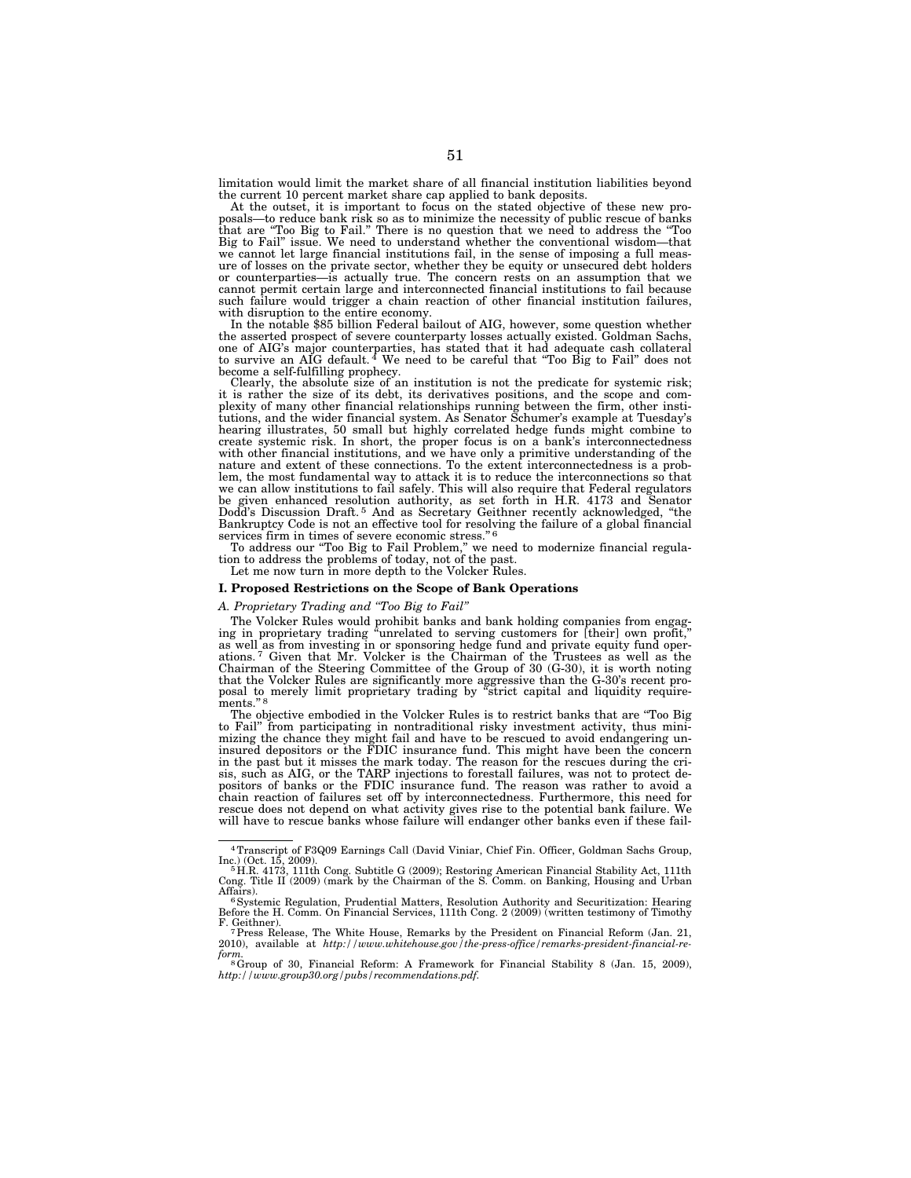limitation would limit the market share of all financial institution liabilities beyond the current 10 percent market share cap applied to bank deposits.

At the outset, it is important to focus on the stated objective of these new proposals—to reduce bank risk so as to minimize the necessity of public rescue of banks that are "Too Big to Fail." There is no question that we need to address the "Too Big to Fail" issue. We need to understand whether the conventional wisdom—that we cannot let large financial institutions fail, in the sense of imposing a full measure of losses on the private sector, whether they be equity or unsecured debt holders or counterparties—is actually true. The concern rests on an assumption that we cannot permit certain large and interconnected financial institutions to fail because such failure would trigger a chain reaction of other financial institution failures, with disruption to the entire economy.

In the notable $85 billion Federal bailout of AIG, however, some question whether the asserted prospect of severe counterparty losses actually existed. Goldman Sachs, one of AIG's major counterparties, has stated that it had adequate cash collateral to survive an AIG default.[4] We need to be careful that "Too Big to Fail" does not become a self-fulfilling prophecy.

Clearly, the absolute size of an institution is not the predicate for systemic risk; it is rather the size of its debt, its derivatives positions, and the scope and complexity of many other financial relationships running between the firm, other institutions, and the wider financial system. As Senator Schumer's example at Tuesday's hearing illustrates, 50 small but highly correlated hedge funds might combine to create systemic risk. In short, the proper focus is on a bank's interconnectedness with other financial institutions, and we have only a primitive understanding of the nature and extent of these connections. To the extent interconnectedness is a problem, the most fundamental way to attack it is to reduce the interconnections so that we can allow institutions to fail safely. This will also require that Federal regulators be given enhanced resolution authority, as set forth in H.R. 4173 and Senator Dodd's Discussion Draft.[5] And as Secretary Geithner recently acknowledged, "the Bankruptcy Code is not an effective tool for resolving the failure of a global financial services firm in times of severe economic stress."[6]

To address our "Too Big to Fail Problem," we need to modernize financial regulation to address the problems of today, not of the past.

Let me now turn in more depth to the Volcker Rules.

## I. Proposed Restrictions on the Scope of Bank Operations

### *A. Proprietary Trading and "Too Big to Fail"*

The Volcker Rules would prohibit banks and bank holding companies from engaging in proprietary trading "unrelated to serving customers for [their] own profit," as well as from investing in or sponsoring hedge fund and private equity fund operations.[7] Given that Mr. Volcker is the Chairman of the Trustees as well as the Chairman of the Steering Committee of the Group of 30 (G-30), it is worth noting that the Volcker Rules are significantly more aggressive than the G-30's recent proposal to merely limit proprietary trading by "strict capital and liquidity requirements."[8]

The objective embodied in the Volcker Rules is to restrict banks that are "Too Big to Fail" from participating in nontraditional risky investment activity, thus minimizing the chance they might fail and have to be rescued to avoid endangering uninsured depositors or the FDIC insurance fund. This might have been the concern in the past but it misses the mark today. The reason for the rescues during the crisis, such as AIG, or the TARP injections to forestall failures, was not to protect depositors of banks or the FDIC insurance fund. The reason was rather to avoid a chain reaction of failures set off by interconnectedness. Furthermore, this need for rescue does not depend on what activity gives rise to the potential bank failure. We will have to rescue banks whose failure will endanger other banks even if these fail-

---

[4] Transcript of F3Q09 Earnings Call (David Viniar, Chief Fin. Officer, Goldman Sachs Group, Inc.) (Oct. 15, 2009).

[5] H.R. 4173, 111th Cong. Subtitle G (2009); Restoring American Financial Stability Act, 111th Cong. Title II (2009) (mark by the Chairman of the S. Comm. on Banking, Housing and Urban Affairs).

[6] Systemic Regulation, Prudential Matters, Resolution Authority and Securitization: Hearing Before the H. Comm. On Financial Services, 111th Cong. 2 (2009) (written testimony of Timothy F. Geithner).

[7] Press Release, The White House, Remarks by the President on Financial Reform (Jan. 21, 2010), available at *http://www.whitehouse.gov/the-press-office/remarks-president-financial-reform.*

[8] Group of 30, Financial Reform: A Framework for Financial Stability 8 (Jan. 15, 2009), *http://www.group30.org/pubs/recommendations.pdf.*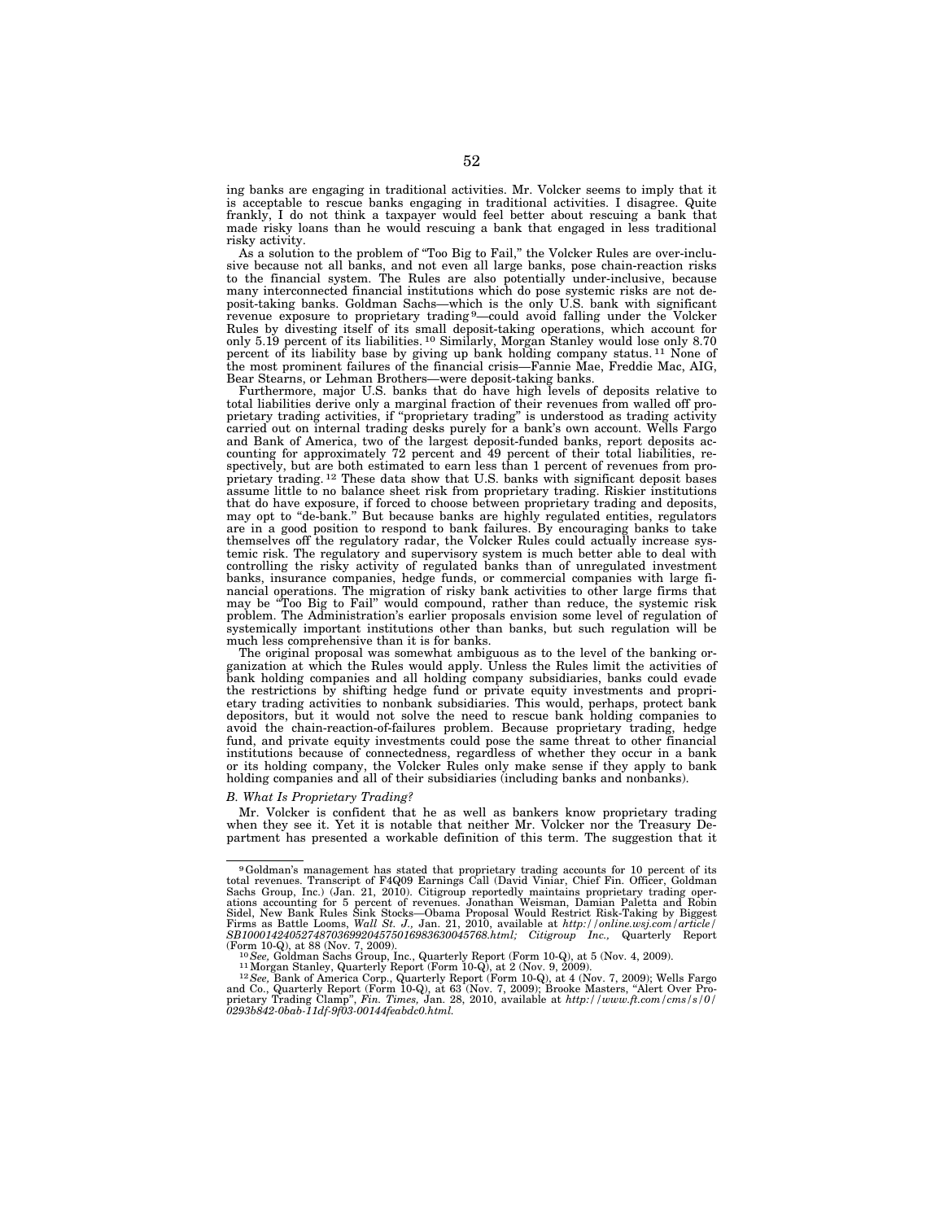ing banks are engaging in traditional activities. Mr. Volcker seems to imply that it is acceptable to rescue banks engaging in traditional activities. I disagree. Quite frankly, I do not think a taxpayer would feel better about rescuing a bank that made risky loans than he would rescuing a bank that engaged in less traditional risky activity.

As a solution to the problem of "Too Big to Fail," the Volcker Rules are over-inclusive because not all banks, and not even all large banks, pose chain-reaction risks to the financial system. The Rules are also potentially under-inclusive, because many interconnected financial institutions which do pose systemic risks are not deposit-taking banks. Goldman Sachs—which is the only U.S. bank with significant revenue exposure to proprietary trading[9]—could avoid falling under the Volcker Rules by divesting itself of its small deposit-taking operations, which account for only 5.19 percent of its liabilities.[10] Similarly, Morgan Stanley would lose only 8.70 percent of its liability base by giving up bank holding company status.[11] None of the most prominent failures of the financial crisis—Fannie Mae, Freddie Mac, AIG, Bear Stearns, or Lehman Brothers—were deposit-taking banks.

Furthermore, major U.S. banks that do have high levels of deposits relative to total liabilities derive only a marginal fraction of their revenues from walled off proprietary trading activities, if "proprietary trading" is understood as trading activity carried out on internal trading desks purely for a bank's own account. Wells Fargo and Bank of America, two of the largest deposit-funded banks, report deposits accounting for approximately 72 percent and 49 percent of their total liabilities, respectively, but are both estimated to earn less than 1 percent of revenues from proprietary trading.[12] These data show that U.S. banks with significant deposit bases assume little to no balance sheet risk from proprietary trading. Riskier institutions that do have exposure, if forced to choose between proprietary trading and deposits, may opt to "de-bank." But because banks are highly regulated entities, regulators are in a good position to respond to bank failures. By encouraging banks to take themselves off the regulatory radar, the Volcker Rules could actually increase systemic risk. The regulatory and supervisory system is much better able to deal with controlling the risky activity of regulated banks than of unregulated investment banks, insurance companies, hedge funds, or commercial companies with large financial operations. The migration of risky bank activities to other large firms that may be "Too Big to Fail" would compound, rather than reduce, the systemic risk problem. The Administration's earlier proposals envision some level of regulation of systemically important institutions other than banks, but such regulation will be much less comprehensive than it is for banks.

The original proposal was somewhat ambiguous as to the level of the banking organization at which the Rules would apply. Unless the Rules limit the activities of bank holding companies and all holding company subsidiaries, banks could evade the restrictions by shifting hedge fund or private equity investments and proprietary trading activities to nonbank subsidiaries. This would, perhaps, protect bank depositors, but it would not solve the need to rescue bank holding companies to avoid the chain-reaction-of-failures problem. Because proprietary trading, hedge fund, and private equity investments could pose the same threat to other financial institutions because of connectedness, regardless of whether they occur in a bank or its holding company, the Volcker Rules only make sense if they apply to bank holding companies and all of their subsidiaries (including banks and nonbanks).

### *B. What Is Proprietary Trading?*

Mr. Volcker is confident that he as well as bankers know proprietary trading when they see it. Yet it is notable that neither Mr. Volcker nor the Treasury Department has presented a workable definition of this term. The suggestion that it

---

[9] Goldman's management has stated that proprietary trading accounts for 10 percent of its total revenues. Transcript of F4Q09 Earnings Call (David Viniar, Chief Fin. Officer, Goldman Sachs Group, Inc.) (Jan. 21, 2010). Citigroup reportedly maintains proprietary trading operations accounting for 5 percent of revenues. Jonathan Weisman, Damian Paletta and Robin Sidel, New Bank Rules Sink Stocks—Obama Proposal Would Restrict Risk-Taking by Biggest Firms as Battle Looms, *Wall St. J.,* Jan. 21, 2010, available at *http://online.wsj.com/article/SB10001424052748703699204575016983630045768.html; Citigroup Inc.,* Quarterly Report (Form 10-Q), at 88 (Nov. 7, 2009).

[10] *See,* Goldman Sachs Group, Inc., Quarterly Report (Form 10-Q), at 5 (Nov. 4, 2009).

[11] Morgan Stanley, Quarterly Report (Form 10-Q), at 2 (Nov. 9, 2009).

[12] *See,* Bank of America Corp., Quarterly Report (Form 10-Q), at 4 (Nov. 7, 2009); Wells Fargo and Co., Quarterly Report (Form 10-Q), at 63 (Nov. 7, 2009); Brooke Masters, "Alert Over Proprietary Trading Clamp", *Fin. Times,* Jan. 28, 2010, available at *http://www.ft.com/cms/s/0/0293b842-0bab-11df-9f03-00144feabdc0.html.*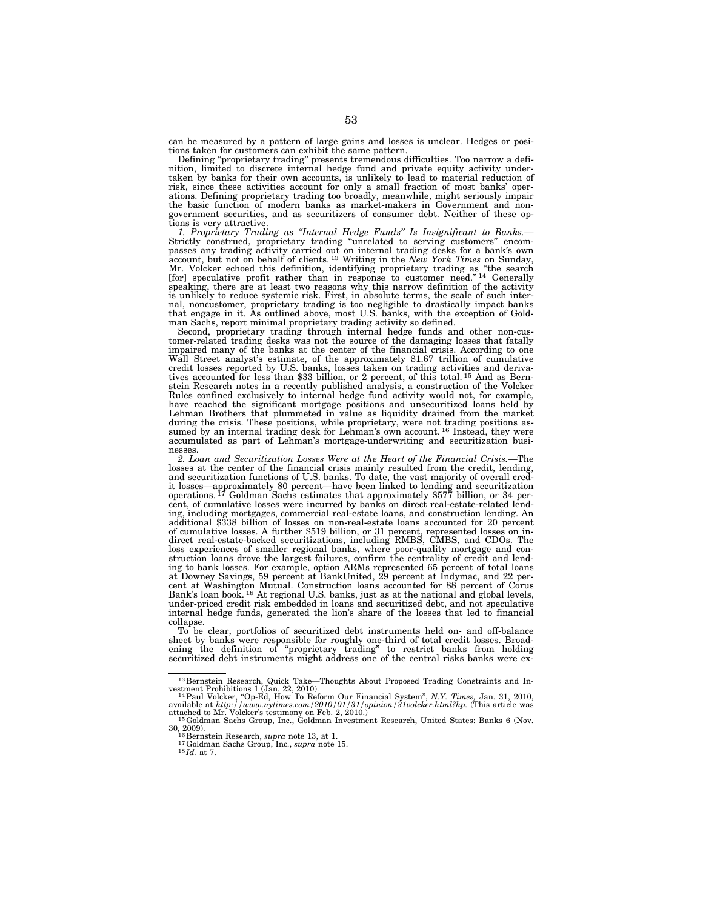can be measured by a pattern of large gains and losses is unclear. Hedges or positions taken for customers can exhibit the same pattern.

Defining "proprietary trading" presents tremendous difficulties. Too narrow a definition, limited to discrete internal hedge fund and private equity activity undertaken by banks for their own accounts, is unlikely to lead to material reduction of risk, since these activities account for only a small fraction of most banks' operations. Defining proprietary trading too broadly, meanwhile, might seriously impair the basic function of modern banks as market-makers in Government and non-government securities, and as securitizers of consumer debt. Neither of these options is very attractive.

*1. Proprietary Trading as "Internal Hedge Funds" Is Insignificant to Banks.*— Strictly construed, proprietary trading "unrelated to serving customers" encompasses any trading activity carried out on internal trading desks for a bank's own account, but not on behalf of clients.[13] Writing in the *New York Times* on Sunday, Mr. Volcker echoed this definition, identifying proprietary trading as "the search [for] speculative profit rather than in response to customer need."[14] Generally speaking, there are at least two reasons why this narrow definition of the activity is unlikely to reduce systemic risk. First, in absolute terms, the scale of such internal, noncustomer, proprietary trading is too negligible to drastically impact banks that engage in it. As outlined above, most U.S. banks, with the exception of Goldman Sachs, report minimal proprietary trading activity so defined.

Second, proprietary trading through internal hedge funds and other non-customer-related trading desks was not the source of the damaging losses that fatally impaired many of the banks at the center of the financial crisis. According to one Wall Street analyst's estimate, of the approximately $1.67 trillion of cumulative credit losses reported by U.S. banks, losses taken on trading activities and derivatives accounted for less than $33 billion, or 2 percent, of this total.[15] And as Bernstein Research notes in a recently published analysis, a construction of the Volcker Rules confined exclusively to internal hedge fund activity would not, for example, have reached the significant mortgage positions and unsecuritized loans held by Lehman Brothers that plummeted in value as liquidity drained from the market during the crisis. These positions, while proprietary, were not trading positions assumed by an internal trading desk for Lehman's own account.[16] Instead, they were accumulated as part of Lehman's mortgage-underwriting and securitization businesses.

*2. Loan and Securitization Losses Were at the Heart of the Financial Crisis.*—The losses at the center of the financial crisis mainly resulted from the credit, lending, and securitization functions of U.S. banks. To date, the vast majority of overall credit losses—approximately 80 percent—have been linked to lending and securitization operations.[17] Goldman Sachs estimates that approximately $577 billion, or 34 percent, of cumulative losses were incurred by banks on direct real-estate-related lending, including mortgages, commercial real-estate loans, and construction lending. An additional $338 billion of losses on non-real-estate loans accounted for 20 percent of cumulative losses. A further $519 billion, or 31 percent, represented losses on indirect real-estate-backed securitizations, including RMBS, CMBS, and CDOs. The loss experiences of smaller regional banks, where poor-quality mortgage and construction loans drove the largest failures, confirm the centrality of credit and lending to bank losses. For example, option ARMs represented 65 percent of total loans at Downey Savings, 59 percent at BankUnited, 29 percent at Indymac, and 22 percent at Washington Mutual. Construction loans accounted for 88 percent of Corus Bank's loan book.[18] At regional U.S. banks, just as at the national and global levels, under-priced credit risk embedded in loans and securitized debt, and not speculative internal hedge funds, generated the lion's share of the losses that led to financial collapse.

To be clear, portfolios of securitized debt instruments held on- and off-balance sheet by banks were responsible for roughly one-third of total credit losses. Broadening the definition of "proprietary trading" to restrict banks from holding securitized debt instruments might address one of the central risks banks were ex-

---

[13] Bernstein Research, Quick Take—Thoughts About Proposed Trading Constraints and Investment Prohibitions 1 (Jan. 22, 2010).

[14] Paul Volcker, "Op-Ed, How To Reform Our Financial System", *N.Y. Times*, Jan. 31, 2010, available at *http://www.nytimes.com/2010/01/31/opinion/31volcker.html?hp.* (This article was attached to Mr. Volcker's testimony on Feb. 2, 2010.)

[15] Goldman Sachs Group, Inc., Goldman Investment Research, United States: Banks 6 (Nov. 30, 2009).

[16] Bernstein Research, *supra* note 13, at 1.

[17] Goldman Sachs Group, Inc., *supra* note 15.

[18] *Id.* at 7.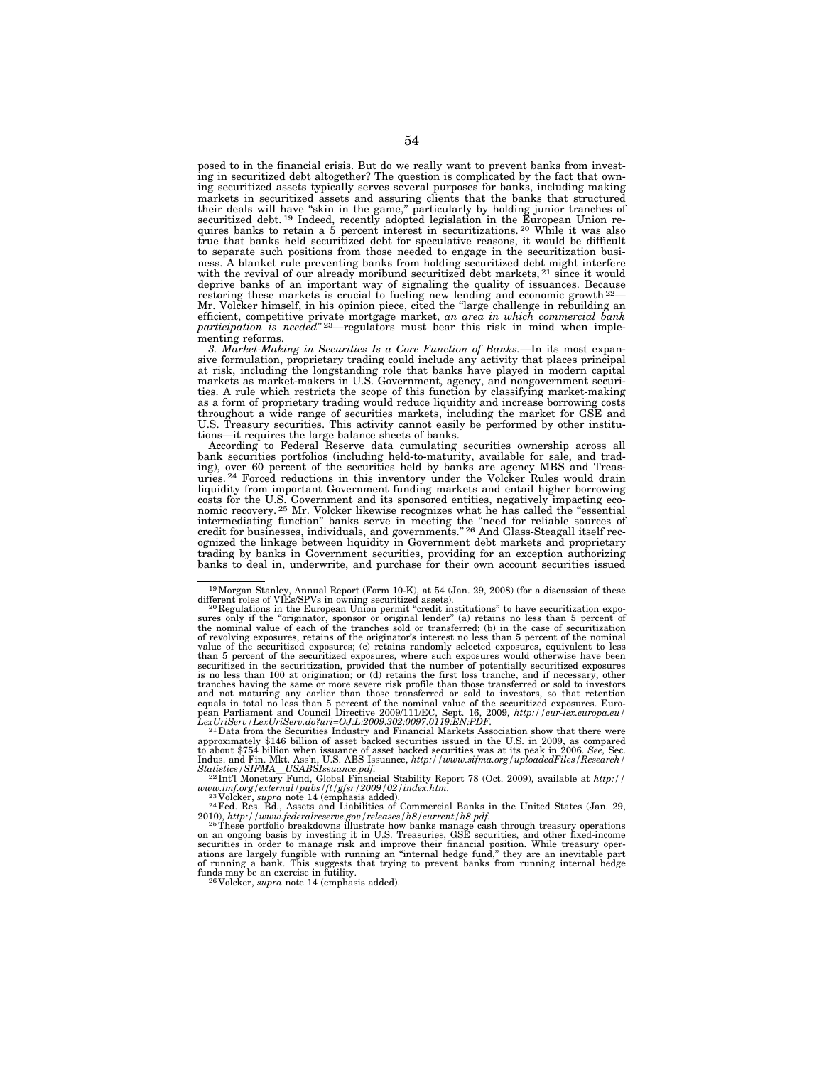posed to in the financial crisis. But do we really want to prevent banks from investing in securitized debt altogether? The question is complicated by the fact that owning securitized assets typically serves several purposes for banks, including making markets in securitized assets and assuring clients that the banks that structured their deals will have "skin in the game," particularly by holding junior tranches of securitized debt.[19] Indeed, recently adopted legislation in the European Union requires banks to retain a 5 percent interest in securitizations.[20] While it was also true that banks held securitized debt for speculative reasons, it would be difficult to separate such positions from those needed to engage in the securitization business. A blanket rule preventing banks from holding securitized debt might interfere with the revival of our already moribund securitized debt markets,[21] since it would deprive banks of an important way of signaling the quality of issuances. Because restoring these markets is crucial to fueling new lending and economic growth[22]—Mr. Volcker himself, in his opinion piece, cited the "large challenge in rebuilding an efficient, competitive private mortgage market, *an area in which commercial bank participation is needed*"[23]—regulators must bear this risk in mind when implementing reforms.

*3. Market-Making in Securities Is a Core Function of Banks.*—In its most expansive formulation, proprietary trading could include any activity that places principal at risk, including the longstanding role that banks have played in modern capital markets as market-makers in U.S. Government, agency, and nongovernment securities. A rule which restricts the scope of this function by classifying market-making as a form of proprietary trading would reduce liquidity and increase borrowing costs throughout a wide range of securities markets, including the market for GSE and U.S. Treasury securities. This activity cannot easily be performed by other institutions—it requires the large balance sheets of banks.

According to Federal Reserve data cumulating securities ownership across all bank securities portfolios (including held-to-maturity, available for sale, and trading), over 60 percent of the securities held by banks are agency MBS and Treasuries.[24] Forced reductions in this inventory under the Volcker Rules would drain liquidity from important Government funding markets and entail higher borrowing costs for the U.S. Government and its sponsored entities, negatively impacting economic recovery.[25] Mr. Volcker likewise recognizes what he has called the "essential intermediating function" banks serve in meeting the "need for reliable sources of credit for businesses, individuals, and governments."[26] And Glass-Steagall itself recognized the linkage between liquidity in Government debt markets and proprietary trading by banks in Government securities, providing for an exception authorizing banks to deal in, underwrite, and purchase for their own account securities issued

---

[19] Morgan Stanley, Annual Report (Form 10-K), at 54 (Jan. 29, 2008) (for a discussion of these different roles of VIEs/SPVs in owning securitized assets).

[20] Regulations in the European Union permit "credit institutions" to have securitization exposures only if the "originator, sponsor or original lender" (a) retains no less than 5 percent of the nominal value of each of the tranches sold or transferred; (b) in the case of securitization of revolving exposures, retains of the originator's interest no less than 5 percent of the nominal value of the securitized exposures; (c) retains randomly selected exposures, equivalent to less than 5 percent of the securitized exposures, where such exposures would otherwise have been securitized in the securitization, provided that the number of potentially securitized exposures is no less than 100 at origination; or (d) retains the first loss tranche, and if necessary, other tranches having the same or more severe risk profile than those transferred or sold to investors and not maturing any earlier than those transferred or sold to investors, so that retention equals in total no less than 5 percent of the nominal value of the securitized exposures. European Parliament and Council Directive 2009/111/EC, Sept. 16, 2009, *http://eur-lex.europa.eu/LexUriServ/LexUriServ.do?uri=OJ:L:2009:302:0097:0119:EN:PDF*.

[21] Data from the Securities Industry and Financial Markets Association show that there were approximately $146 billion of asset backed securities issued in the U.S. in 2009, as compared to about $754 billion when issuance of asset backed securities was at its peak in 2006. *See,* Sec. Indus. and Fin. Mkt. Ass'n, U.S. ABS Issuance, *http://www.sifma.org/uploadedFiles/Research/Statistics/SIFMA_USABSIssuance.pdf*.

[22] Int'l Monetary Fund, Global Financial Stability Report 78 (Oct. 2009), available at *http://www.imf.org/external/pubs/ft/gfsr/2009/02/index.htm*.

[23] Volcker, *supra* note 14 (emphasis added).

[24] Fed. Res. Bd., Assets and Liabilities of Commercial Banks in the United States (Jan. 29, 2010), *http://www.federalreserve.gov/releases/h8/current/h8.pdf*.

[25] These portfolio breakdowns illustrate how banks manage cash through treasury operations on an ongoing basis by investing it in U.S. Treasuries, GSE securities, and other fixed-income securities in order to manage risk and improve their financial position. While treasury operations are largely fungible with running an "internal hedge fund," they are an inevitable part of running a bank. This suggests that trying to prevent banks from running internal hedge funds may be an exercise in futility.

[26] Volcker, *supra* note 14 (emphasis added).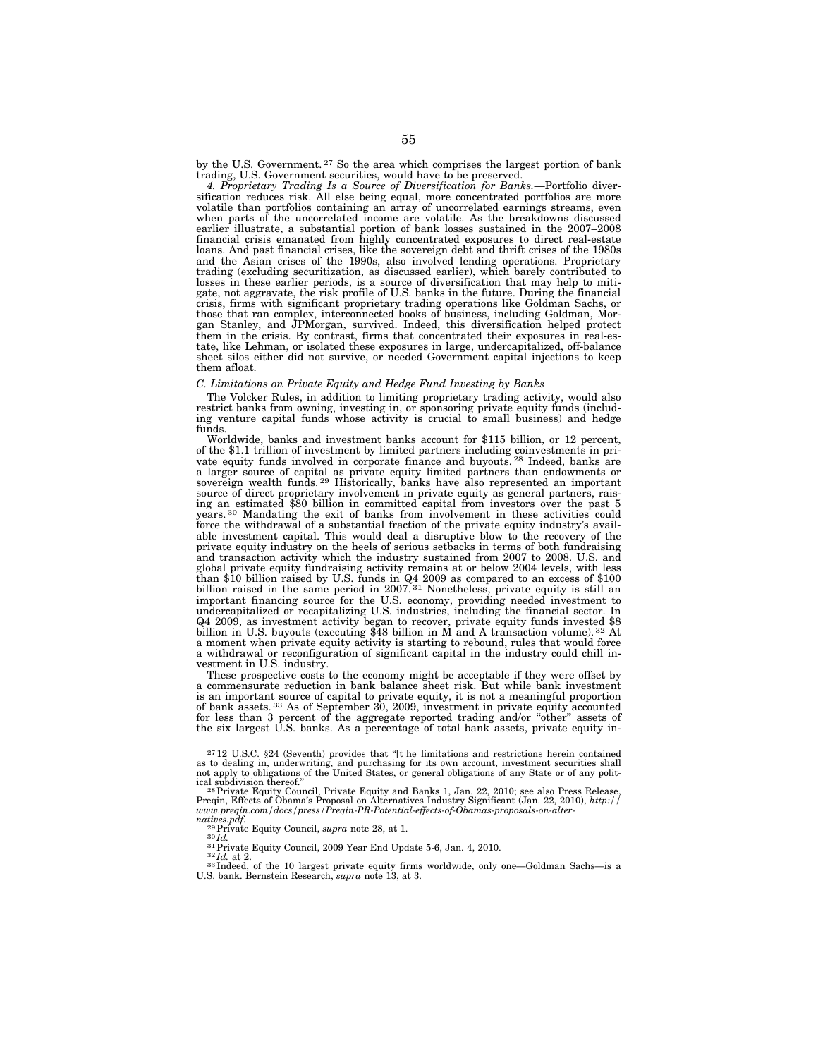by the U.S. Government.[27] So the area which comprises the largest portion of bank trading, U.S. Government securities, would have to be preserved.

*4. Proprietary Trading Is a Source of Diversification for Banks.*—Portfolio diversification reduces risk. All else being equal, more concentrated portfolios are more volatile than portfolios containing an array of uncorrelated earnings streams, even when parts of the uncorrelated income are volatile. As the breakdowns discussed earlier illustrate, a substantial portion of bank losses sustained in the 2007–2008 financial crisis emanated from highly concentrated exposures to direct real-estate loans. And past financial crises, like the sovereign debt and thrift crises of the 1980s and the Asian crises of the 1990s, also involved lending operations. Proprietary trading (excluding securitization, as discussed earlier), which barely contributed to losses in these earlier periods, is a source of diversification that may help to mitigate, not aggravate, the risk profile of U.S. banks in the future. During the financial crisis, firms with significant proprietary trading operations like Goldman Sachs, or those that ran complex, interconnected books of business, including Goldman, Morgan Stanley, and JPMorgan, survived. Indeed, this diversification helped protect them in the crisis. By contrast, firms that concentrated their exposures in real-estate, like Lehman, or isolated these exposures in large, undercapitalized, off-balance sheet silos either did not survive, or needed Government capital injections to keep them afloat.

*C. Limitations on Private Equity and Hedge Fund Investing by Banks*

The Volcker Rules, in addition to limiting proprietary trading activity, would also restrict banks from owning, investing in, or sponsoring private equity funds (including venture capital funds whose activity is crucial to small business) and hedge funds.

Worldwide, banks and investment banks account for $115 billion, or 12 percent, of the $1.1 trillion of investment by limited partners including coinvestments in private equity funds involved in corporate finance and buyouts.[28] Indeed, banks are a larger source of capital as private equity limited partners than endowments or sovereign wealth funds.[29] Historically, banks have also represented an important source of direct proprietary involvement in private equity as general partners, raising an estimated $80 billion in committed capital from investors over the past 5 years.[30] Mandating the exit of banks from involvement in these activities could force the withdrawal of a substantial fraction of the private equity industry's available investment capital. This would deal a disruptive blow to the recovery of the private equity industry on the heels of serious setbacks in terms of both fundraising and transaction activity which the industry sustained from 2007 to 2008. U.S. and global private equity fundraising activity remains at or below 2004 levels, with less than $10 billion raised by U.S. funds in Q4 2009 as compared to an excess of $100 billion raised in the same period in 2007.[31] Nonetheless, private equity is still an important financing source for the U.S. economy, providing needed investment to undercapitalized or recapitalizing U.S. industries, including the financial sector. In Q4 2009, as investment activity began to recover, private equity funds invested $8 billion in U.S. buyouts (executing $48 billion in M and A transaction volume).[32] At a moment when private equity activity is starting to rebound, rules that would force a withdrawal or reconfiguration of significant capital in the industry could chill investment in U.S. industry.

These prospective costs to the economy might be acceptable if they were offset by a commensurate reduction in bank balance sheet risk. But while bank investment is an important source of capital to private equity, it is not a meaningful proportion of bank assets.[33] As of September 30, 2009, investment in private equity accounted for less than 3 percent of the aggregate reported trading and/or "other" assets of the six largest U.S. banks. As a percentage of total bank assets, private equity in-

---

[27] 12 U.S.C. §24 (Seventh) provides that "[t]he limitations and restrictions herein contained as to dealing in, underwriting, and purchasing for its own account, investment securities shall not apply to obligations of the United States, or general obligations of any State or of any political subdivision thereof."

[28] Private Equity Council, Private Equity and Banks 1, Jan. 22, 2010; see also Press Release, Preqin, Effects of Obama's Proposal on Alternatives Industry Significant (Jan. 22, 2010), *http://www.preqin.com/docs/press/Preqin-PR-Potential-effects-of-Obamas-proposals-on-alternatives.pdf.*

[29] Private Equity Council, *supra* note 28, at 1.

[30] *Id.*

[31] Private Equity Council, 2009 Year End Update 5-6, Jan. 4, 2010.

[32] *Id.* at 2.

[33] Indeed, of the 10 largest private equity firms worldwide, only one—Goldman Sachs—is a U.S. bank. Bernstein Research, *supra* note 13, at 3.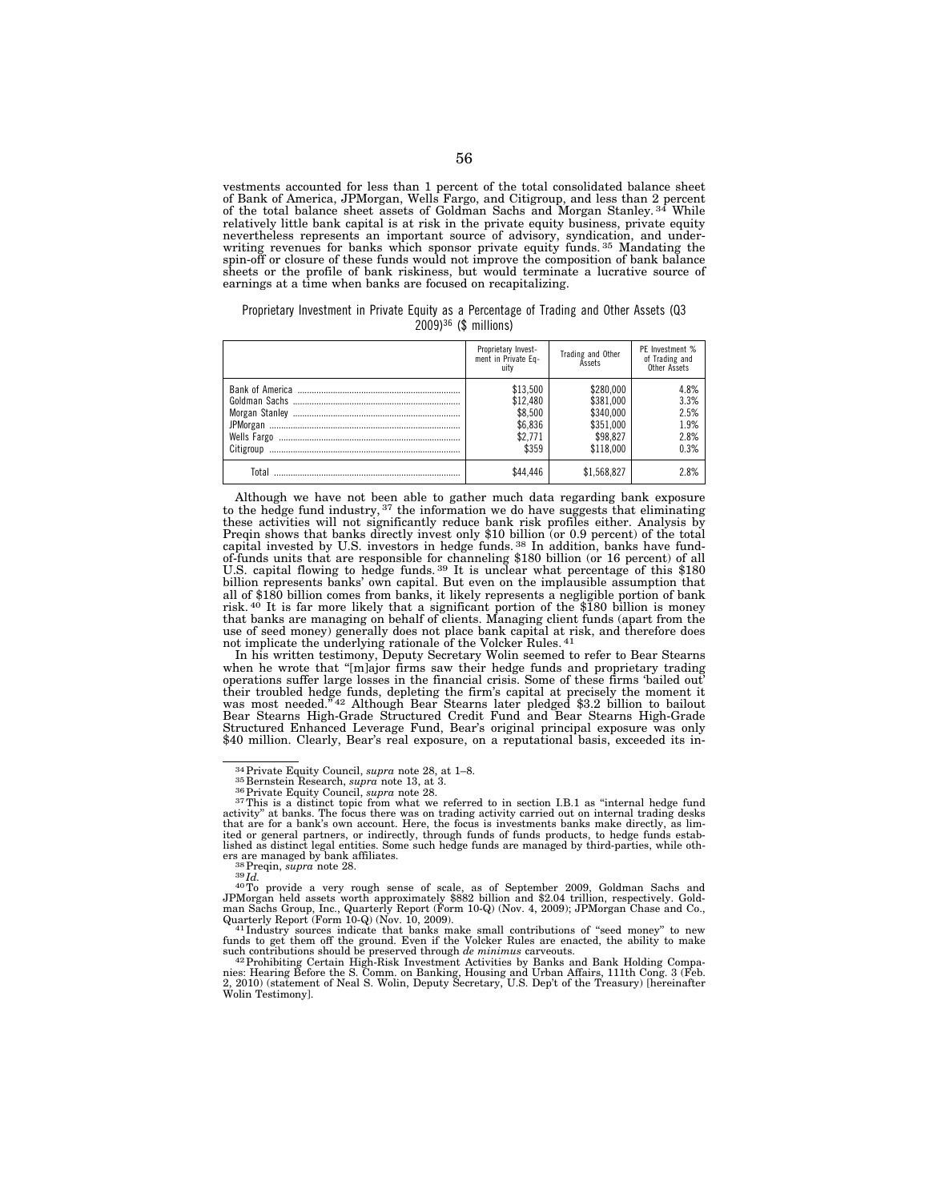vestments accounted for less than 1 percent of the total consolidated balance sheet of Bank of America, JPMorgan, Wells Fargo, and Citigroup, and less than 2 percent of the total balance sheet assets of Goldman Sachs and Morgan Stanley.[34] While relatively little bank capital is at risk in the private equity business, private equity nevertheless represents an important source of advisory, syndication, and underwriting revenues for banks which sponsor private equity funds.[35] Mandating the spin-off or closure of these funds would not improve the composition of bank balance sheets or the profile of bank riskiness, but would terminate a lucrative source of earnings at a time when banks are focused on recapitalizing.

Proprietary Investment in Private Equity as a Percentage of Trading and Other Assets (Q3 2009)[36] ($ millions)

| | Proprietary Investment in Private Equity | Trading and Other Assets | PE Investment % of Trading and Other Assets |
|---|---|---|---|
| Bank of America | $13,500 | $280,000 | 4.8% |
| Goldman Sachs | $12,480 | $381,000 | 3.3% |
| Morgan Stanley | $8,500 | $340,000 | 2.5% |
| JPMorgan | $6,836 | $351,000 | 1.9% |
| Wells Fargo | $2,771 | $98,827 | 2.8% |
| Citigroup | $359 | $118,000 | 0.3% |
| Total | $44,446 | $1,568,827 | 2.8% |

Although we have not been able to gather much data regarding bank exposure to the hedge fund industry,[37] the information we do have suggests that eliminating these activities will not significantly reduce bank risk profiles either. Analysis by Preqin shows that banks directly invest only $10 billion (or 0.9 percent) of the total capital invested by U.S. investors in hedge funds.[38] In addition, banks have fund-of-funds units that are responsible for channeling $180 billion (or 16 percent) of all U.S. capital flowing to hedge funds.[39] It is unclear what percentage of this $180 billion represents banks' own capital. But even on the implausible assumption that all of $180 billion comes from banks, it likely represents a negligible portion of bank risk.[40] It is far more likely that a significant portion of the $180 billion is money that banks are managing on behalf of clients. Managing client funds (apart from the use of seed money) generally does not place bank capital at risk, and therefore does not implicate the underlying rationale of the Volcker Rules.[41]

In his written testimony, Deputy Secretary Wolin seemed to refer to Bear Stearns when he wrote that "[m]ajor firms saw their hedge funds and proprietary trading operations suffer large losses in the financial crisis. Some of these firms 'bailed out' their troubled hedge funds, depleting the firm's capital at precisely the moment it was most needed."[42] Although Bear Stearns later pledged $3.2 billion to bailout Bear Stearns High-Grade Structured Credit Fund and Bear Stearns High-Grade Structured Enhanced Leverage Fund, Bear's original principal exposure was only $40 million. Clearly, Bear's real exposure, on a reputational basis, exceeded its in-

---

[34] Private Equity Council, *supra* note 28, at 1–8.

[35] Bernstein Research, *supra* note 13, at 3.

[36] Private Equity Council, *supra* note 28.

[37] This is a distinct topic from what we referred to in section I.B.1 as "internal hedge fund activity" at banks. The focus there was on trading activity carried out on internal trading desks that are for a bank's own account. Here, the focus is investments banks make directly, as limited or general partners, or indirectly, through funds of funds products, to hedge funds established as distinct legal entities. Some such hedge funds are managed by third-parties, while others are managed by bank affiliates.

[38] Preqin, *supra* note 28.

[39] *Id.*

[40] To provide a very rough sense of scale, as of September 2009, Goldman Sachs and JPMorgan held assets worth approximately $882 billion and $2.04 trillion, respectively. Goldman Sachs Group, Inc., Quarterly Report (Form 10-Q) (Nov. 4, 2009); JPMorgan Chase and Co., Quarterly Report (Form 10-Q) (Nov. 10, 2009).

[41] Industry sources indicate that banks make small contributions of "seed money" to new funds to get them off the ground. Even if the Volcker Rules are enacted, the ability to make such contributions should be preserved through *de minimus* carveouts.

[42] Prohibiting Certain High-Risk Investment Activities by Banks and Bank Holding Companies: Hearing Before the S. Comm. on Banking, Housing and Urban Affairs, 111th Cong. 3 (Feb. 2, 2010) (statement of Neal S. Wolin, Deputy Secretary, U.S. Dep't of the Treasury) [hereinafter Wolin Testimony].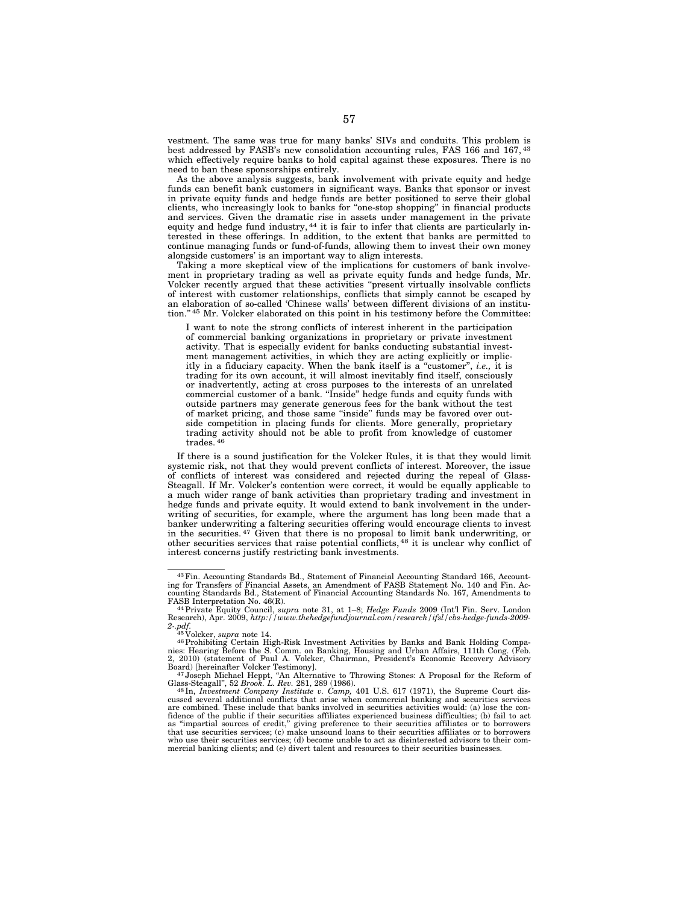vestment. The same was true for many banks' SIVs and conduits. This problem is best addressed by FASB's new consolidation accounting rules, FAS 166 and 167,[43] which effectively require banks to hold capital against these exposures. There is no need to ban these sponsorships entirely.

As the above analysis suggests, bank involvement with private equity and hedge funds can benefit bank customers in significant ways. Banks that sponsor or invest in private equity funds and hedge funds are better positioned to serve their global clients, who increasingly look to banks for "one-stop shopping" in financial products and services. Given the dramatic rise in assets under management in the private equity and hedge fund industry,[44] it is fair to infer that clients are particularly interested in these offerings. In addition, to the extent that banks are permitted to continue managing funds or fund-of-funds, allowing them to invest their own money alongside customers' is an important way to align interests.

Taking a more skeptical view of the implications for customers of bank involvement in proprietary trading as well as private equity funds and hedge funds, Mr. Volcker recently argued that these activities "present virtually insolvable conflicts of interest with customer relationships, conflicts that simply cannot be escaped by an elaboration of so-called 'Chinese walls' between different divisions of an institution."[45] Mr. Volcker elaborated on this point in his testimony before the Committee:

> I want to note the strong conflicts of interest inherent in the participation of commercial banking organizations in proprietary or private investment activity. That is especially evident for banks conducting substantial investment management activities, in which they are acting explicitly or implicitly in a fiduciary capacity. When the bank itself is a "customer", *i.e.,* it is trading for its own account, it will almost inevitably find itself, consciously or inadvertently, acting at cross purposes to the interests of an unrelated commercial customer of a bank. "Inside" hedge funds and equity funds with outside partners may generate generous fees for the bank without the test of market pricing, and those same "inside" funds may be favored over outside competition in placing funds for clients. More generally, proprietary trading activity should not be able to profit from knowledge of customer trades.[46]

If there is a sound justification for the Volcker Rules, it is that they would limit systemic risk, not that they would prevent conflicts of interest. Moreover, the issue of conflicts of interest was considered and rejected during the repeal of Glass-Steagall. If Mr. Volcker's contention were correct, it would be equally applicable to a much wider range of bank activities than proprietary trading and investment in hedge funds and private equity. It would extend to bank involvement in the underwriting of securities, for example, where the argument has long been made that a banker underwriting a faltering securities offering would encourage clients to invest in the securities.[47] Given that there is no proposal to limit bank underwriting, or other securities services that raise potential conflicts,[48] it is unclear why conflict of interest concerns justify restricting bank investments.

---

[43] Fin. Accounting Standards Bd., Statement of Financial Accounting Standard 166, Accounting for Transfers of Financial Assets, an Amendment of FASB Statement No. 140 and Fin. Accounting Standards Bd., Statement of Financial Accounting Standards No. 167, Amendments to FASB Interpretation No. 46(R).

[44] Private Equity Council, *supra* note 31, at 1–8; *Hedge Funds* 2009 (Int'l Fin. Serv. London Research), Apr. 2009, *http://www.thehedgefundjournal.com/research/ifsl/cbs-hedge-funds-2009-2-.pdf.*

[45] Volcker, *supra* note 14.

[46] Prohibiting Certain High-Risk Investment Activities by Banks and Bank Holding Companies: Hearing Before the S. Comm. on Banking, Housing and Urban Affairs, 111th Cong. (Feb. 2, 2010) (statement of Paul A. Volcker, Chairman, President's Economic Recovery Advisory Board) [hereinafter Volcker Testimony].

[47] Joseph Michael Heppt, "An Alternative to Throwing Stones: A Proposal for the Reform of Glass-Steagall", 52 *Brook. L. Rev.* 281, 289 (1986).

[48] In, *Investment Company Institute v. Camp,* 401 U.S. 617 (1971), the Supreme Court discussed several additional conflicts that arise when commercial banking and securities services are combined. These include that banks involved in securities activities would: (a) lose the confidence of the public if their securities affiliates experienced business difficulties; (b) fail to act as "impartial sources of credit," giving preference to their securities affiliates or to borrowers that use securities services; (c) make unsound loans to their securities affiliates or to borrowers who use their securities services; (d) become unable to act as disinterested advisors to their commercial banking clients; and (e) divert talent and resources to their securities businesses.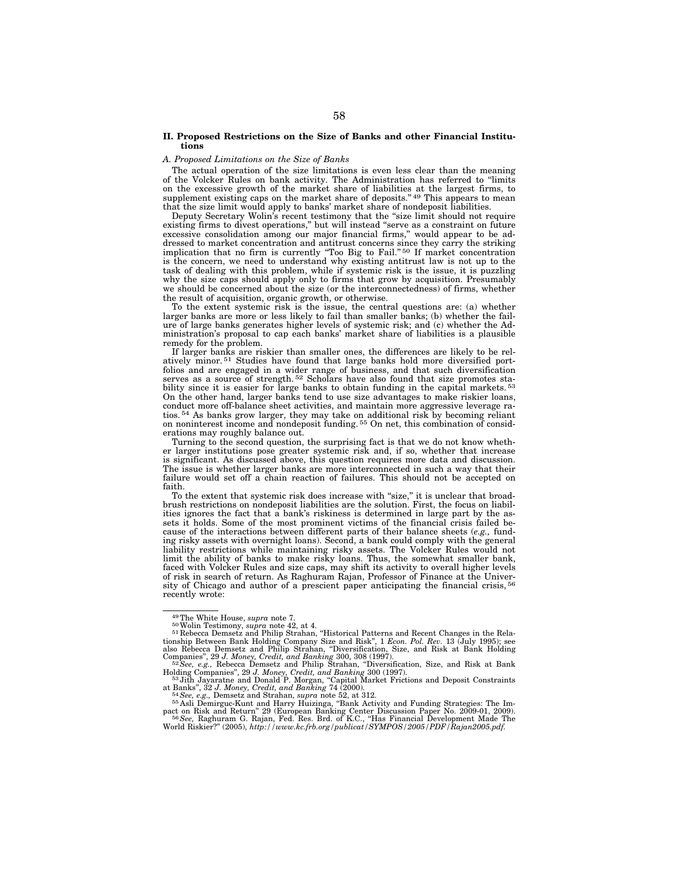## II. Proposed Restrictions on the Size of Banks and other Financial Institutions

### *A. Proposed Limitations on the Size of Banks*

The actual operation of the size limitations is even less clear than the meaning of the Volcker Rules on bank activity. The Administration has referred to "limits on the excessive growth of the market share of liabilities at the largest firms, to supplement existing caps on the market share of deposits."[49] This appears to mean that the size limit would apply to banks' market share of nondeposit liabilities.

Deputy Secretary Wolin's recent testimony that the "size limit should not require existing firms to divest operations," but will instead "serve as a constraint on future excessive consolidation among our major financial firms," would appear to be addressed to market concentration and antitrust concerns since they carry the striking implication that no firm is currently "Too Big to Fail."[50] If market concentration is the concern, we need to understand why existing antitrust law is not up to the task of dealing with this problem, while if systemic risk is the issue, it is puzzling why the size caps should apply only to firms that grow by acquisition. Presumably we should be concerned about the size (or the interconnectedness) of firms, whether the result of acquisition, organic growth, or otherwise.

To the extent systemic risk is the issue, the central questions are: (a) whether larger banks are more or less likely to fail than smaller banks; (b) whether the failure of large banks generates higher levels of systemic risk; and (c) whether the Administration's proposal to cap each banks' market share of liabilities is a plausible remedy for the problem.

If larger banks are riskier than smaller ones, the differences are likely to be relatively minor.[51] Studies have found that large banks hold more diversified portfolios and are engaged in a wider range of business, and that such diversification serves as a source of strength.[52] Scholars have also found that size promotes stability since it is easier for large banks to obtain funding in the capital markets.[53] On the other hand, larger banks tend to use size advantages to make riskier loans, conduct more off-balance sheet activities, and maintain more aggressive leverage ratios.[54] As banks grow larger, they may take on additional risk by becoming reliant on noninterest income and nondeposit funding.[55] On net, this combination of considerations may roughly balance out.

Turning to the second question, the surprising fact is that we do not know whether larger institutions pose greater systemic risk and, if so, whether that increase is significant. As discussed above, this question requires more data and discussion. The issue is whether larger banks are more interconnected in such a way that their failure would set off a chain reaction of failures. This should not be accepted on faith.

To the extent that systemic risk does increase with "size," it is unclear that broad-brush restrictions on nondeposit liabilities are the solution. First, the focus on liabilities ignores the fact that a bank's riskiness is determined in large part by the assets it holds. Some of the most prominent victims of the financial crisis failed because of the interactions between different parts of their balance sheets (*e.g.,* funding risky assets with overnight loans). Second, a bank could comply with the general liability restrictions while maintaining risky assets. The Volcker Rules would not limit the ability of banks to make risky loans. Thus, the somewhat smaller bank, faced with Volcker Rules and size caps, may shift its activity to overall higher levels of risk in search of return. As Raghuram Rajan, Professor of Finance at the University of Chicago and author of a prescient paper anticipating the financial crisis,[56] recently wrote:

---

[49] The White House, *supra* note 7.

[50] Wolin Testimony, *supra* note 42, at 4.

[51] Rebecca Demsetz and Philip Strahan, "Historical Patterns and Recent Changes in the Relationship Between Bank Holding Company Size and Risk", 1 *Econ. Pol. Rev*. 13 (July 1995); see also Rebecca Demsetz and Philip Strahan, "Diversification, Size, and Risk at Bank Holding Companies", 29 *J. Money, Credit, and Banking* 300, 308 (1997).

[52] *See, e.g.,* Rebecca Demsetz and Philip Strahan, "Diversification, Size, and Risk at Bank Holding Companies", 29 *J. Money, Credit, and Banking* 300 (1997).

[53] Jith Jayaratne and Donald P. Morgan, "Capital Market Frictions and Deposit Constraints at Banks", 32 *J. Money, Credit, and Banking* 74 (2000).

[54] *See, e.g.,* Demsetz and Strahan, *supra* note 52, at 312.

[55] Asli Demirguc-Kunt and Harry Huizinga, "Bank Activity and Funding Strategies: The Impact on Risk and Return" 29 (European Banking Center Discussion Paper No. 2009-01, 2009).

[56] *See,* Raghuram G. Rajan, Fed. Res. Brd. of K.C., "Has Financial Development Made The World Riskier?" (2005), *http://www.kc.frb.org/publicat/SYMPOS/2005/PDF/Rajan2005.pdf.*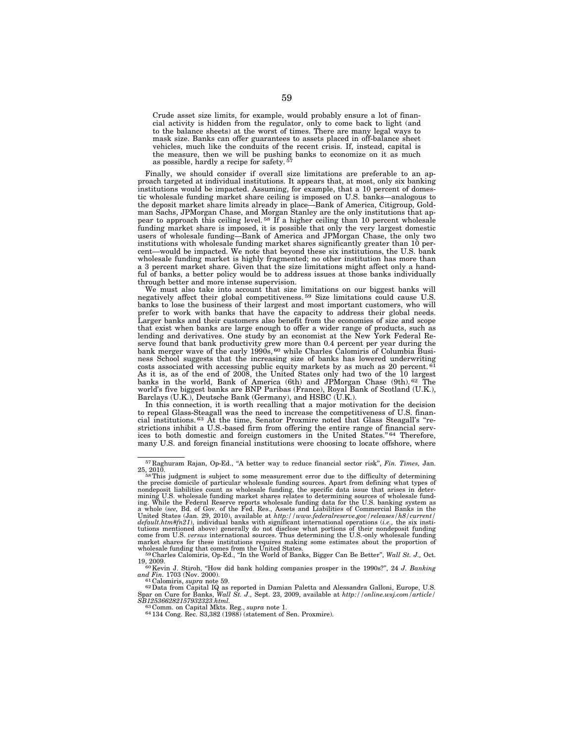> Crude asset size limits, for example, would probably ensure a lot of financial activity is hidden from the regulator, only to come back to light (and to the balance sheets) at the worst of times. There are many legal ways to mask size. Banks can offer guarantees to assets placed in off-balance sheet vehicles, much like the conduits of the recent crisis. If, instead, capital is the measure, then we will be pushing banks to economize on it as much as possible, hardly a recipe for safety. [57]

Finally, we should consider if overall size limitations are preferable to an approach targeted at individual institutions. It appears that, at most, only six banking institutions would be impacted. Assuming, for example, that a 10 percent of domestic wholesale funding market share ceiling is imposed on U.S. banks—analogous to the deposit market share limits already in place—Bank of America, Citigroup, Goldman Sachs, JPMorgan Chase, and Morgan Stanley are the only institutions that appear to approach this ceiling level. [58] If a higher ceiling than 10 percent wholesale funding market share is imposed, it is possible that only the very largest domestic users of wholesale funding—Bank of America and JPMorgan Chase, the only two institutions with wholesale funding market shares significantly greater than 10 percent—would be impacted. We note that beyond these six institutions, the U.S. bank wholesale funding market is highly fragmented; no other institution has more than a 3 percent market share. Given that the size limitations might affect only a handful of banks, a better policy would be to address issues at those banks individually through better and more intense supervision.

We must also take into account that size limitations on our biggest banks will negatively affect their global competitiveness. [59] Size limitations could cause U.S. banks to lose the business of their largest and most important customers, who will prefer to work with banks that have the capacity to address their global needs. Larger banks and their customers also benefit from the economies of size and scope that exist when banks are large enough to offer a wider range of products, such as lending and derivatives. One study by an economist at the New York Federal Reserve found that bank productivity grew more than 0.4 percent per year during the bank merger wave of the early 1990s, [60] while Charles Calomiris of Columbia Business School suggests that the increasing size of banks has lowered underwriting costs associated with accessing public equity markets by as much as 20 percent. [61] As it is, as of the end of 2008, the United States only had two of the 10 largest banks in the world, Bank of America (6th) and JPMorgan Chase (9th). [62] The world's five biggest banks are BNP Paribas (France), Royal Bank of Scotland (U.K.), Barclays (U.K.), Deutsche Bank (Germany), and HSBC (U.K.).

In this connection, it is worth recalling that a major motivation for the decision to repeal Glass-Steagall was the need to increase the competitiveness of U.S. financial institutions. [63] At the time, Senator Proxmire noted that Glass Steagall's "restrictions inhibit a U.S.-based firm from offering the entire range of financial services to both domestic and foreign customers in the United States." [64] Therefore, many U.S. and foreign financial institutions were choosing to locate offshore, where

---

[57] Raghuram Rajan, Op-Ed., "A better way to reduce financial sector risk", *Fin. Times,* Jan. 25, 2010.

[58] This judgment is subject to some measurement error due to the difficulty of determining the precise domicile of particular wholesale funding sources. Apart from defining what types of nondeposit liabilities count as wholesale funding, the specific data issue that arises in determining U.S. wholesale funding market shares relates to determining sources of wholesale funding. While the Federal Reserve reports wholesale funding data for the U.S. banking system as a whole (*see,* Bd. of Gov. of the Fed. Res., Assets and Liabilities of Commercial Banks in the United States (Jan. 29, 2010), available at *http://www.federalreserve.gov/releases/h8/current/default.htm#fn21*), individual banks with significant international operations (*i.e.,* the six institutions mentioned above) generally do not disclose what portions of their nondeposit funding come from U.S. *versus* international sources. Thus determining the U.S.-only wholesale funding market shares for these institutions requires making some estimates about the proportion of wholesale funding that comes from the United States.

[59] Charles Calomiris, Op-Ed., "In the World of Banks, Bigger Can Be Better", *Wall St. J.,* Oct. 19, 2009.

[60] Kevin J. Stiroh, "How did bank holding companies prosper in the 1990s?", 24 *J. Banking and Fin.* 1703 (Nov. 2000).

[61] Calomiris, *supra* note 59.

[62] Data from Capital IQ as reported in Damian Paletta and Alessandra Galloni, Europe, U.S. Spar on Cure for Banks, *Wall St. J.,* Sept. 23, 2009, available at *http://online.wsj.com/article/SB125366282157932323.html.*

[63] Comm. on Capital Mkts. Reg., *supra* note 1.

[64] 134 Cong. Rec. S3,382 (1988) (statement of Sen. Proxmire).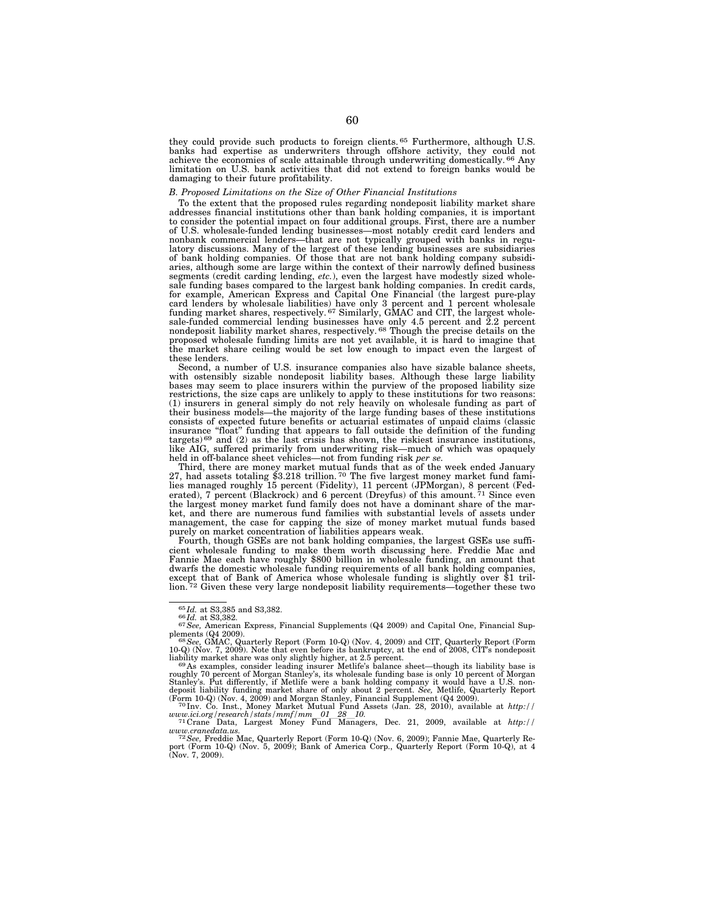they could provide such products to foreign clients.[65] Furthermore, although U.S. banks had expertise as underwriters through offshore activity, they could not achieve the economies of scale attainable through underwriting domestically.[66] Any limitation on U.S. bank activities that did not extend to foreign banks would be damaging to their future profitability.

*B. Proposed Limitations on the Size of Other Financial Institutions*

To the extent that the proposed rules regarding nondeposit liability market share addresses financial institutions other than bank holding companies, it is important to consider the potential impact on four additional groups. First, there are a number of U.S. wholesale-funded lending businesses—most notably credit card lenders and nonbank commercial lenders—that are not typically grouped with banks in regulatory discussions. Many of the largest of these lending businesses are subsidiaries of bank holding companies. Of those that are not bank holding company subsidiaries, although some are large within the context of their narrowly defined business segments (credit carding lending, *etc.*), even the largest have modestly sized wholesale funding bases compared to the largest bank holding companies. In credit cards, for example, American Express and Capital One Financial (the largest pure-play card lenders by wholesale liabilities) have only 3 percent and 1 percent wholesale funding market shares, respectively.[67] Similarly, GMAC and CIT, the largest wholesale-funded commercial lending businesses have only 4.5 percent and 2.2 percent nondeposit liability market shares, respectively.[68] Though the precise details on the proposed wholesale funding limits are not yet available, it is hard to imagine that the market share ceiling would be set low enough to impact even the largest of these lenders.

Second, a number of U.S. insurance companies also have sizable balance sheets, with ostensibly sizable nondeposit liability bases. Although these large liability bases may seem to place insurers within the purview of the proposed liability size restrictions, the size caps are unlikely to apply to these institutions for two reasons: (1) insurers in general simply do not rely heavily on wholesale funding as part of their business models—the majority of the large funding bases of these institutions consists of expected future benefits or actuarial estimates of unpaid claims (classic insurance "float" funding that appears to fall outside the definition of the funding targets)[69] and (2) as the last crisis has shown, the riskiest insurance institutions, like AIG, suffered primarily from underwriting risk—much of which was opaquely held in off-balance sheet vehicles—not from funding risk *per se*.

Third, there are money market mutual funds that as of the week ended January 27, had assets totaling $3.218 trillion.[70] The five largest money market fund families managed roughly 15 percent (Fidelity), 11 percent (JPMorgan), 8 percent (Federated), 7 percent (Blackrock) and 6 percent (Dreyfus) of this amount.[71] Since even the largest money market fund family does not have a dominant share of the market, and there are numerous fund families with substantial levels of assets under management, the case for capping the size of money market mutual funds based purely on market concentration of liabilities appears weak.

Fourth, though GSEs are not bank holding companies, the largest GSEs use sufficient wholesale funding to make them worth discussing here. Freddie Mac and Fannie Mae each have roughly $800 billion in wholesale funding, an amount that dwarfs the domestic wholesale funding requirements of all bank holding companies, except that of Bank of America whose wholesale funding is slightly over $1 trillion.[72] Given these very large nondeposit liability requirements—together these two

---

[65] *Id.* at S3,385 and S3,382.

[66] *Id.* at S3,382.

[67] *See,* American Express, Financial Supplements (Q4 2009) and Capital One, Financial Supplements (Q4 2009).

[68] *See,* GMAC, Quarterly Report (Form 10-Q) (Nov. 4, 2009) and CIT, Quarterly Report (Form 10-Q) (Nov. 7, 2009). Note that even before its bankruptcy, at the end of 2008, CIT's nondeposit liability market share was only slightly higher, at 2.5 percent.

[69] As examples, consider leading insurer Metlife's balance sheet—though its liability base is roughly 70 percent of Morgan Stanley's, its wholesale funding base is only 10 percent of Morgan Stanley's. Put differently, if Metlife were a bank holding company it would have a U.S. nondeposit liability funding market share of only about 2 percent. *See,* Metlife, Quarterly Report (Form 10-Q) (Nov. 4, 2009) and Morgan Stanley, Financial Supplement (Q4 2009).

[70] Inv. Co. Inst., Money Market Mutual Fund Assets (Jan. 28, 2010), available at *http://www.ici.org/research/stats/mmf/mm_01_28_10*.

[71] Crane Data, Largest Money Fund Managers, Dec. 21, 2009, available at *http://www.cranedata.us*.

[72] *See,* Freddie Mac, Quarterly Report (Form 10-Q) (Nov. 6, 2009); Fannie Mae, Quarterly Report (Form 10-Q) (Nov. 5, 2009); Bank of America Corp., Quarterly Report (Form 10-Q), at 4 (Nov. 7, 2009).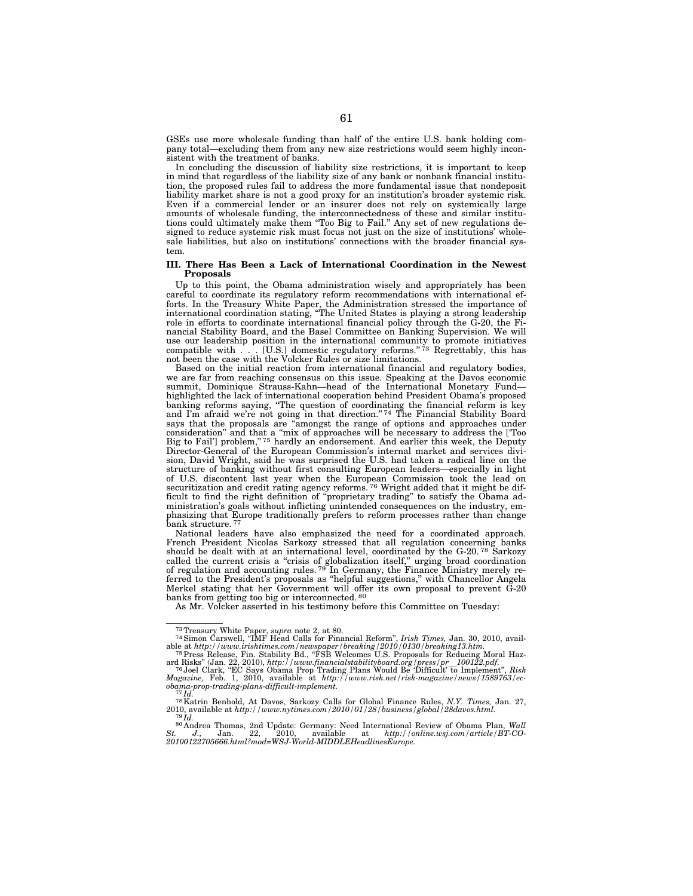GSEs use more wholesale funding than half of the entire U.S. bank holding company total—excluding them from any new size restrictions would seem highly inconsistent with the treatment of banks.

In concluding the discussion of liability size restrictions, it is important to keep in mind that regardless of the liability size of any bank or nonbank financial institution, the proposed rules fail to address the more fundamental issue that nondeposit liability market share is not a good proxy for an institution's broader systemic risk. Even if a commercial lender or an insurer does not rely on systemically large amounts of wholesale funding, the interconnectedness of these and similar institutions could ultimately make them "Too Big to Fail." Any set of new regulations designed to reduce systemic risk must focus not just on the size of institutions' wholesale liabilities, but also on institutions' connections with the broader financial system.

**III. There Has Been a Lack of International Coordination in the Newest Proposals**

Up to this point, the Obama administration wisely and appropriately has been careful to coordinate its regulatory reform recommendations with international efforts. In the Treasury White Paper, the Administration stressed the importance of international coordination stating, "The United States is playing a strong leadership role in efforts to coordinate international financial policy through the G-20, the Financial Stability Board, and the Basel Committee on Banking Supervision. We will use our leadership position in the international community to promote initiatives compatible with . . . [U.S.] domestic regulatory reforms."[73] Regrettably, this has not been the case with the Volcker Rules or size limitations.

Based on the initial reaction from international financial and regulatory bodies, we are far from reaching consensus on this issue. Speaking at the Davos economic summit, Dominique Strauss-Kahn—head of the International Monetary Fund—highlighted the lack of international cooperation behind President Obama's proposed banking reforms saying, "The question of coordinating the financial reform is key and I'm afraid we're not going in that direction."[74] The Financial Stability Board says that the proposals are "amongst the range of options and approaches under consideration" and that a "mix of approaches will be necessary to address the ['Too Big to Fail'] problem,"[75] hardly an endorsement. And earlier this week, the Deputy Director-General of the European Commission's internal market and services division, David Wright, said he was surprised the U.S. had taken a radical line on the structure of banking without first consulting European leaders—especially in light of U.S. discontent last year when the European Commission took the lead on securitization and credit rating agency reforms.[76] Wright added that it might be difficult to find the right definition of "proprietary trading" to satisfy the Obama administration's goals without inflicting unintended consequences on the industry, emphasizing that Europe traditionally prefers to reform processes rather than change bank structure.[77]

National leaders have also emphasized the need for a coordinated approach. French President Nicolas Sarkozy stressed that all regulation concerning banks should be dealt with at an international level, coordinated by the G-20.[78] Sarkozy called the current crisis a "crisis of globalization itself," urging broad coordination of regulation and accounting rules.[79] In Germany, the Finance Ministry merely referred to the President's proposals as "helpful suggestions," with Chancellor Angela Merkel stating that her Government will offer its own proposal to prevent G-20 banks from getting too big or interconnected.[80]

As Mr. Volcker asserted in his testimony before this Committee on Tuesday:

---

[73] Treasury White Paper, *supra* note 2, at 80.

[74] Simon Carswell, "IMF Head Calls for Financial Reform", *Irish Times,* Jan. 30, 2010, available at *http://www.irishtimes.com/newspaper/breaking/2010/0130/breaking13.htm.*

[75] Press Release, Fin. Stability Bd., "FSB Welcomes U.S. Proposals for Reducing Moral Hazard Risks" (Jan. 22, 2010), *http://www.financialstabilityboard.org/press/pr_100122.pdf.*

[76] Joel Clark, "EC Says Obama Prop Trading Plans Would Be 'Difficult' to Implement", *Risk Magazine,* Feb. 1, 2010, available at *http://www.risk.net/risk-magazine/news/1589763/ec-obama-prop-trading-plans-difficult-implement.*

[77] *Id.*

[78] Katrin Benhold, At Davos, Sarkozy Calls for Global Finance Rules, *N.Y. Times,* Jan. 27, 2010, available at *http://www.nytimes.com/2010/01/28/business/global/28davos.html.*

[79] *Id.*

[80] Andrea Thomas, 2nd Update: Germany: Need International Review of Obama Plan, *Wall St. J.,* Jan. 22, 2010, available at *http://online.wsj.com/article/BT-CO-20100122705666.html?mod=WSJ-World-MIDDLEHeadlinesEurope.*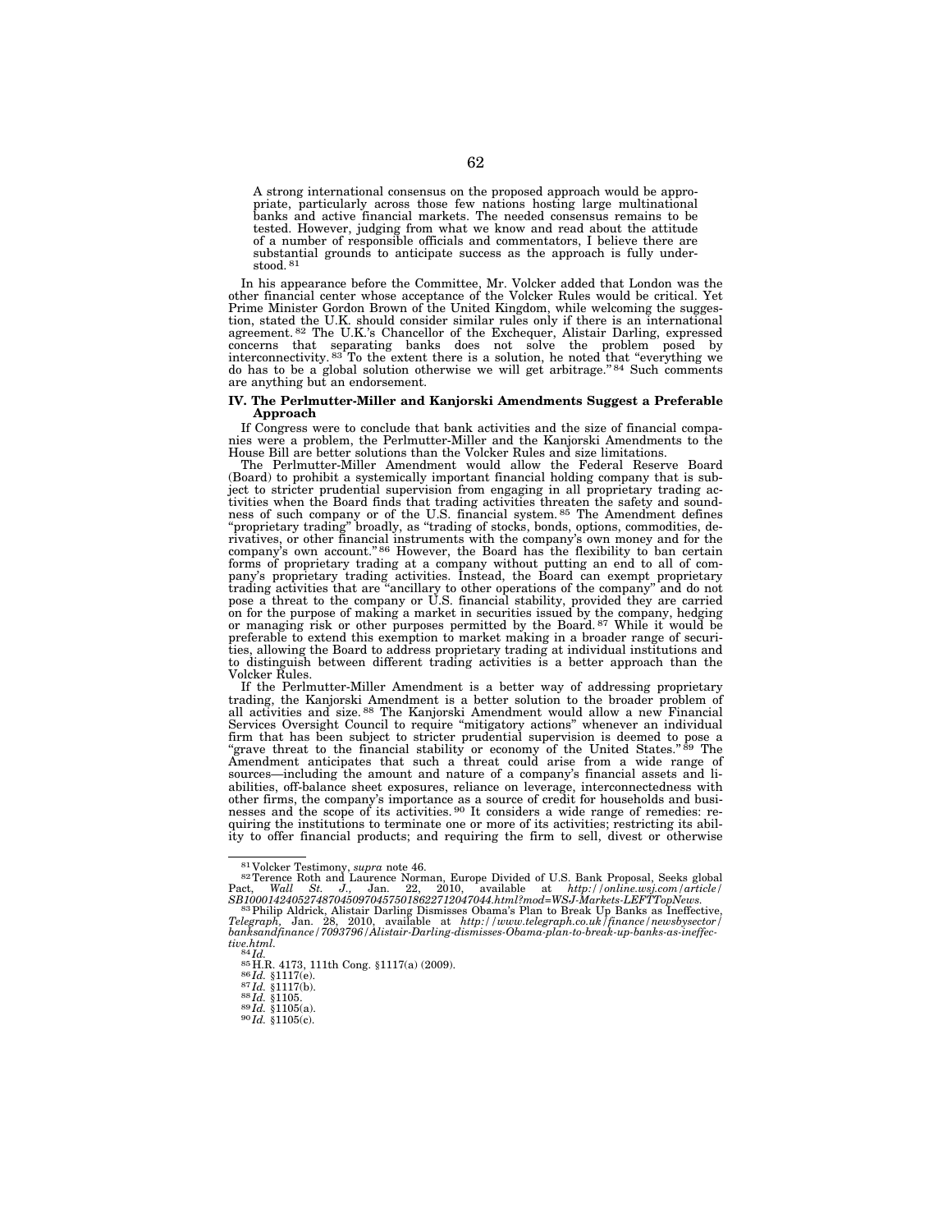A strong international consensus on the proposed approach would be appropriate, particularly across those few nations hosting large multinational banks and active financial markets. The needed consensus remains to be tested. However, judging from what we know and read about the attitude of a number of responsible officials and commentators, I believe there are substantial grounds to anticipate success as the approach is fully understood.[81]

In his appearance before the Committee, Mr. Volcker added that London was the other financial center whose acceptance of the Volcker Rules would be critical. Yet Prime Minister Gordon Brown of the United Kingdom, while welcoming the suggestion, stated the U.K. should consider similar rules only if there is an international agreement.[82] The U.K.'s Chancellor of the Exchequer, Alistair Darling, expressed concerns that separating banks does not solve the problem posed by interconnectivity.[83] To the extent there is a solution, he noted that "everything we do has to be a global solution otherwise we will get arbitrage."[84] Such comments are anything but an endorsement.

**IV. The Perlmutter-Miller and Kanjorski Amendments Suggest a Preferable Approach**

If Congress were to conclude that bank activities and the size of financial companies were a problem, the Perlmutter-Miller and the Kanjorski Amendments to the House Bill are better solutions than the Volcker Rules and size limitations.

The Perlmutter-Miller Amendment would allow the Federal Reserve Board (Board) to prohibit a systemically important financial holding company that is subject to stricter prudential supervision from engaging in all proprietary trading activities when the Board finds that trading activities threaten the safety and soundness of such company or of the U.S. financial system.[85] The Amendment defines "proprietary trading" broadly, as "trading of stocks, bonds, options, commodities, derivatives, or other financial instruments with the company's own money and for the company's own account."[86] However, the Board has the flexibility to ban certain forms of proprietary trading at a company without putting an end to all of company's proprietary trading activities. Instead, the Board can exempt proprietary trading activities that are "ancillary to other operations of the company" and do not pose a threat to the company or U.S. financial stability, provided they are carried on for the purpose of making a market in securities issued by the company, hedging or managing risk or other purposes permitted by the Board.[87] While it would be preferable to extend this exemption to market making in a broader range of securities, allowing the Board to address proprietary trading at individual institutions and to distinguish between different trading activities is a better approach than the Volcker Rules.

If the Perlmutter-Miller Amendment is a better way of addressing proprietary trading, the Kanjorski Amendment is a better solution to the broader problem of all activities and size.[88] The Kanjorski Amendment would allow a new Financial Services Oversight Council to require "mitigatory actions" whenever an individual firm that has been subject to stricter prudential supervision is deemed to pose a "grave threat to the financial stability or economy of the United States."[89] The Amendment anticipates that such a threat could arise from a wide range of sources—including the amount and nature of a company's financial assets and liabilities, off-balance sheet exposures, reliance on leverage, interconnectedness with other firms, the company's importance as a source of credit for households and businesses and the scope of its activities.[90] It considers a wide range of remedies: requiring the institutions to terminate one or more of its activities; restricting its ability to offer financial products; and requiring the firm to sell, divest or otherwise

---

[81] Volcker Testimony, *supra* note 46.

[82] Terence Roth and Laurence Norman, Europe Divided of U.S. Bank Proposal, Seeks global Pact, *Wall St. J.,* Jan. 22, 2010, available at *http://online.wsj.com/article/SB10001424052748704509704575018622712047044.html?mod=WSJ-Markets-LEFTTopNews.*

[83] Philip Aldrick, Alistair Darling Dismisses Obama's Plan to Break Up Banks as Ineffective, *Telegraph,* Jan. 28, 2010, available at *http://www.telegraph.co.uk/finance/newsbysector/banksandfinance/7093796/Alistair-Darling-dismisses-Obama-plan-to-break-up-banks-as-ineffective.html.*

[84] *Id.*

[85] H.R. 4173, 111th Cong. §1117(a) (2009).

[86] *Id.* §1117(e).

[87] *Id.* §1117(b).

[88] *Id.* §1105.

[89] *Id.* §1105(a).

[90] *Id.* §1105(c).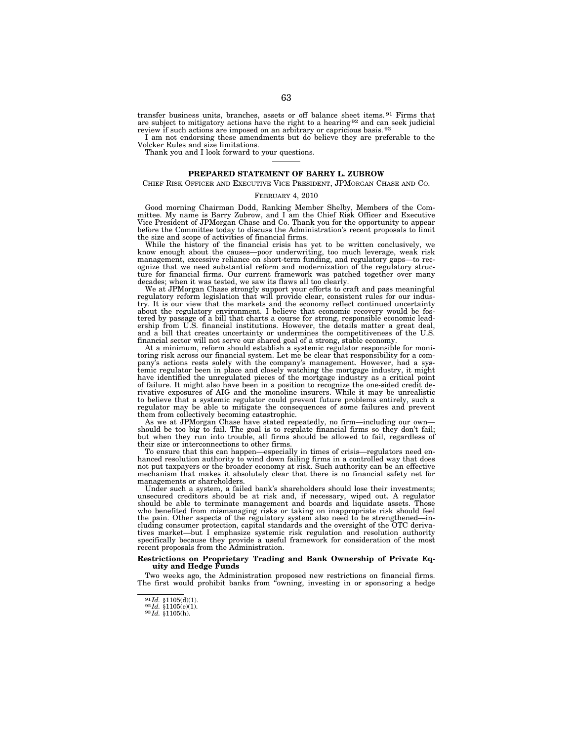transfer business units, branches, assets or off balance sheet items.[91] Firms that are subject to mitigatory actions have the right to a hearing[92] and can seek judicial review if such actions are imposed on an arbitrary or capricious basis.[93]

I am not endorsing these amendments but do believe they are preferable to the Volcker Rules and size limitations.

Thank you and I look forward to your questions.

---

## PREPARED STATEMENT OF BARRY L. ZUBROW

CHIEF RISK OFFICER AND EXECUTIVE VICE PRESIDENT, JPMORGAN CHASE AND CO.

FEBRUARY 4, 2010

Good morning Chairman Dodd, Ranking Member Shelby, Members of the Committee. My name is Barry Zubrow, and I am the Chief Risk Officer and Executive Vice President of JPMorgan Chase and Co. Thank you for the opportunity to appear before the Committee today to discuss the Administration's recent proposals to limit the size and scope of activities of financial firms.

While the history of the financial crisis has yet to be written conclusively, we know enough about the causes—poor underwriting, too much leverage, weak risk management, excessive reliance on short-term funding, and regulatory gaps—to recognize that we need substantial reform and modernization of the regulatory structure for financial firms. Our current framework was patched together over many decades; when it was tested, we saw its flaws all too clearly.

We at JPMorgan Chase strongly support your efforts to craft and pass meaningful regulatory reform legislation that will provide clear, consistent rules for our industry. It is our view that the markets and the economy reflect continued uncertainty about the regulatory environment. I believe that economic recovery would be fostered by passage of a bill that charts a course for strong, responsible economic leadership from U.S. financial institutions. However, the details matter a great deal, and a bill that creates uncertainty or undermines the competitiveness of the U.S. financial sector will not serve our shared goal of a strong, stable economy.

At a minimum, reform should establish a systemic regulator responsible for monitoring risk across our financial system. Let me be clear that responsibility for a company's actions rests solely with the company's management. However, had a systemic regulator been in place and closely watching the mortgage industry, it might have identified the unregulated pieces of the mortgage industry as a critical point of failure. It might also have been in a position to recognize the one-sided credit derivative exposures of AIG and the monoline insurers. While it may be unrealistic to believe that a systemic regulator could prevent future problems entirely, such a regulator may be able to mitigate the consequences of some failures and prevent them from collectively becoming catastrophic.

As we at JPMorgan Chase have stated repeatedly, no firm—including our own—should be too big to fail. The goal is to regulate financial firms so they don't fail; but when they run into trouble, all firms should be allowed to fail, regardless of their size or interconnections to other firms.

To ensure that this can happen—especially in times of crisis—regulators need enhanced resolution authority to wind down failing firms in a controlled way that does not put taxpayers or the broader economy at risk. Such authority can be an effective mechanism that makes it absolutely clear that there is no financial safety net for managements or shareholders.

Under such a system, a failed bank's shareholders should lose their investments; unsecured creditors should be at risk and, if necessary, wiped out. A regulator should be able to terminate management and boards and liquidate assets. Those who benefited from mismanaging risks or taking on inappropriate risk should feel the pain. Other aspects of the regulatory system also need to be strengthened—including consumer protection, capital standards and the oversight of the OTC derivatives market—but I emphasize systemic risk regulation and resolution authority specifically because they provide a useful framework for consideration of the most recent proposals from the Administration.

### Restrictions on Proprietary Trading and Bank Ownership of Private Equity and Hedge Funds

Two weeks ago, the Administration proposed new restrictions on financial firms. The first would prohibit banks from "owning, investing in or sponsoring a hedge

---

[91] *Id.* §1105(d)(1).
[92] *Id.* §1105(e)(1).
[93] *Id.* §1105(h).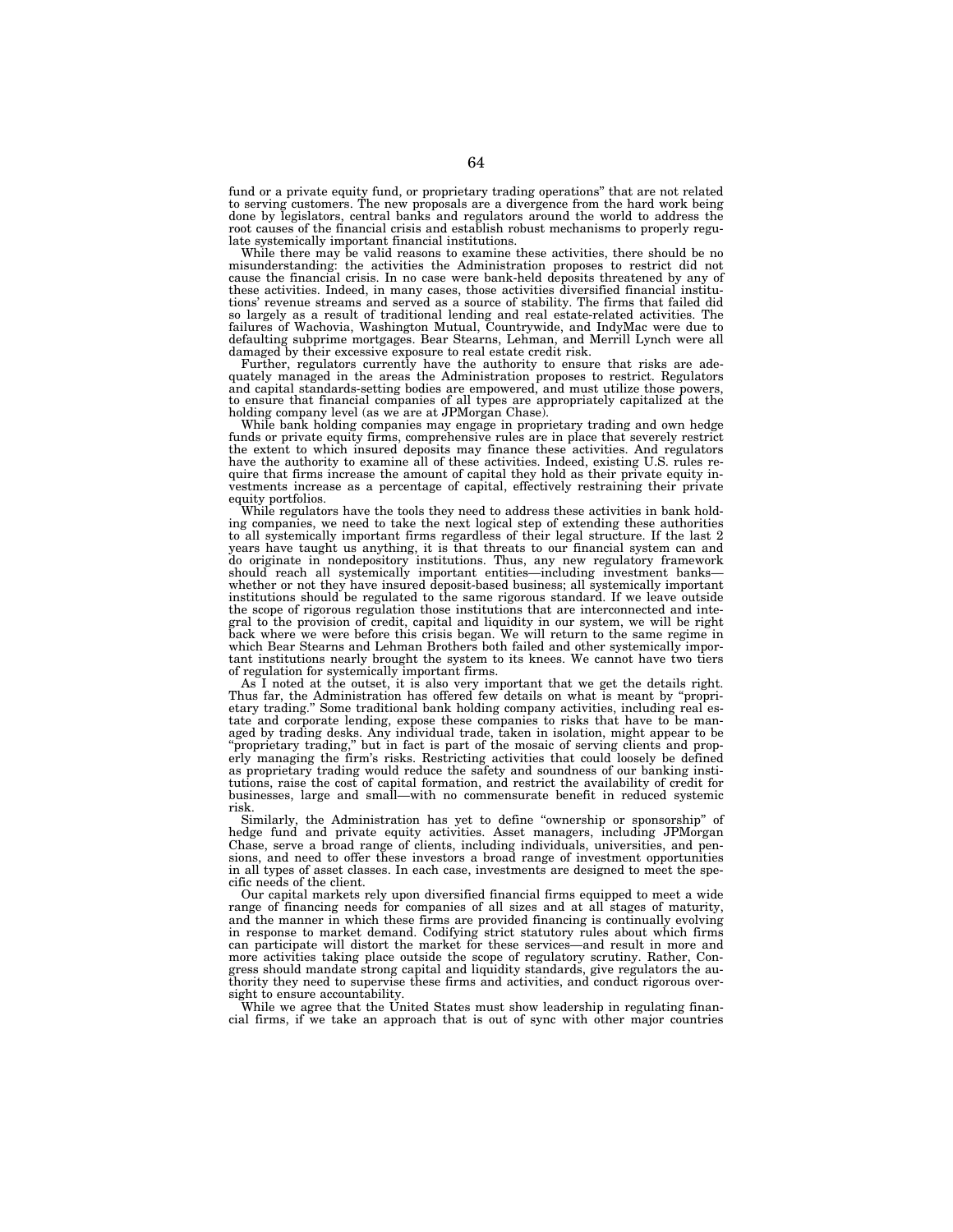fund or a private equity fund, or proprietary trading operations" that are not related to serving customers. The new proposals are a divergence from the hard work being done by legislators, central banks and regulators around the world to address the root causes of the financial crisis and establish robust mechanisms to properly regulate systemically important financial institutions.

While there may be valid reasons to examine these activities, there should be no misunderstanding: the activities the Administration proposes to restrict did not cause the financial crisis. In no case were bank-held deposits threatened by any of these activities. Indeed, in many cases, those activities diversified financial institutions' revenue streams and served as a source of stability. The firms that failed did so largely as a result of traditional lending and real estate-related activities. The failures of Wachovia, Washington Mutual, Countrywide, and IndyMac were due to defaulting subprime mortgages. Bear Stearns, Lehman, and Merrill Lynch were all damaged by their excessive exposure to real estate credit risk.

Further, regulators currently have the authority to ensure that risks are adequately managed in the areas the Administration proposes to restrict. Regulators and capital standards-setting bodies are empowered, and must utilize those powers, to ensure that financial companies of all types are appropriately capitalized at the holding company level (as we are at JPMorgan Chase).

While bank holding companies may engage in proprietary trading and own hedge funds or private equity firms, comprehensive rules are in place that severely restrict the extent to which insured deposits may finance these activities. And regulators have the authority to examine all of these activities. Indeed, existing U.S. rules require that firms increase the amount of capital they hold as their private equity investments increase as a percentage of capital, effectively restraining their private equity portfolios.

While regulators have the tools they need to address these activities in bank holding companies, we need to take the next logical step of extending these authorities to all systemically important firms regardless of their legal structure. If the last 2 years have taught us anything, it is that threats to our financial system can and do originate in nondepository institutions. Thus, any new regulatory framework should reach all systemically important entities—including investment banks—whether or not they have insured deposit-based business; all systemically important institutions should be regulated to the same rigorous standard. If we leave outside the scope of rigorous regulation those institutions that are interconnected and integral to the provision of credit, capital and liquidity in our system, we will be right back where we were before this crisis began. We will return to the same regime in which Bear Stearns and Lehman Brothers both failed and other systemically important institutions nearly brought the system to its knees. We cannot have two tiers of regulation for systemically important firms.

As I noted at the outset, it is also very important that we get the details right. Thus far, the Administration has offered few details on what is meant by "proprietary trading." Some traditional bank holding company activities, including real estate and corporate lending, expose these companies to risks that have to be managed by trading desks. Any individual trade, taken in isolation, might appear to be "proprietary trading," but in fact is part of the mosaic of serving clients and properly managing the firm's risks. Restricting activities that could loosely be defined as proprietary trading would reduce the safety and soundness of our banking institutions, raise the cost of capital formation, and restrict the availability of credit for businesses, large and small—with no commensurate benefit in reduced systemic risk.

Similarly, the Administration has yet to define "ownership or sponsorship" of hedge fund and private equity activities. Asset managers, including JPMorgan Chase, serve a broad range of clients, including individuals, universities, and pensions, and need to offer these investors a broad range of investment opportunities in all types of asset classes. In each case, investments are designed to meet the specific needs of the client.

Our capital markets rely upon diversified financial firms equipped to meet a wide range of financing needs for companies of all sizes and at all stages of maturity, and the manner in which these firms are provided financing is continually evolving in response to market demand. Codifying strict statutory rules about which firms can participate will distort the market for these services—and result in more and more activities taking place outside the scope of regulatory scrutiny. Rather, Congress should mandate strong capital and liquidity standards, give regulators the authority they need to supervise these firms and activities, and conduct rigorous oversight to ensure accountability.

While we agree that the United States must show leadership in regulating financial firms, if we take an approach that is out of sync with other major countries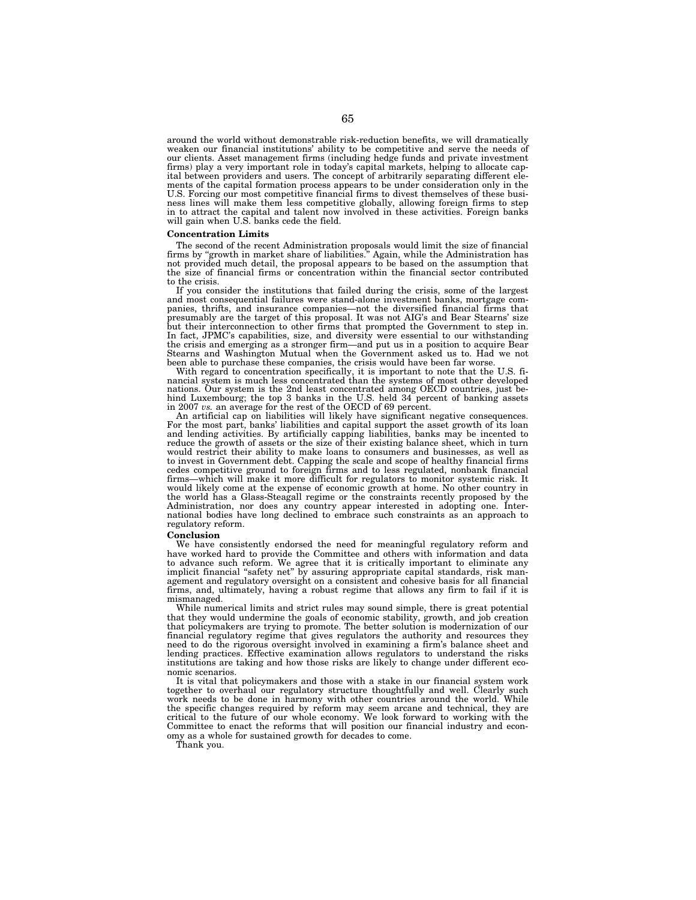around the world without demonstrable risk-reduction benefits, we will dramatically weaken our financial institutions' ability to be competitive and serve the needs of our clients. Asset management firms (including hedge funds and private investment firms) play a very important role in today's capital markets, helping to allocate capital between providers and users. The concept of arbitrarily separating different elements of the capital formation process appears to be under consideration only in the U.S. Forcing our most competitive financial firms to divest themselves of these business lines will make them less competitive globally, allowing foreign firms to step in to attract the capital and talent now involved in these activities. Foreign banks will gain when U.S. banks cede the field.

**Concentration Limits**

The second of the recent Administration proposals would limit the size of financial firms by "growth in market share of liabilities." Again, while the Administration has not provided much detail, the proposal appears to be based on the assumption that the size of financial firms or concentration within the financial sector contributed to the crisis.

If you consider the institutions that failed during the crisis, some of the largest and most consequential failures were stand-alone investment banks, mortgage companies, thrifts, and insurance companies—not the diversified financial firms that presumably are the target of this proposal. It was not AIG's and Bear Stearns' size but their interconnection to other firms that prompted the Government to step in. In fact, JPMC's capabilities, size, and diversity were essential to our withstanding the crisis and emerging as a stronger firm—and put us in a position to acquire Bear Stearns and Washington Mutual when the Government asked us to. Had we not been able to purchase these companies, the crisis would have been far worse.

With regard to concentration specifically, it is important to note that the U.S. financial system is much less concentrated than the systems of most other developed nations. Our system is the 2nd least concentrated among OECD countries, just behind Luxembourg; the top 3 banks in the U.S. held 34 percent of banking assets in 2007 *vs.* an average for the rest of the OECD of 69 percent.

An artificial cap on liabilities will likely have significant negative consequences. For the most part, banks' liabilities and capital support the asset growth of its loan and lending activities. By artificially capping liabilities, banks may be incented to reduce the growth of assets or the size of their existing balance sheet, which in turn would restrict their ability to make loans to consumers and businesses, as well as to invest in Government debt. Capping the scale and scope of healthy financial firms cedes competitive ground to foreign firms and to less regulated, nonbank financial firms—which will make it more difficult for regulators to monitor systemic risk. It would likely come at the expense of economic growth at home. No other country in the world has a Glass-Steagall regime or the constraints recently proposed by the Administration, nor does any country appear interested in adopting one. International bodies have long declined to embrace such constraints as an approach to regulatory reform.

**Conclusion**

We have consistently endorsed the need for meaningful regulatory reform and have worked hard to provide the Committee and others with information and data to advance such reform. We agree that it is critically important to eliminate any implicit financial "safety net" by assuring appropriate capital standards, risk management and regulatory oversight on a consistent and cohesive basis for all financial firms, and, ultimately, having a robust regime that allows any firm to fail if it is mismanaged.

While numerical limits and strict rules may sound simple, there is great potential that they would undermine the goals of economic stability, growth, and job creation that policymakers are trying to promote. The better solution is modernization of our financial regulatory regime that gives regulators the authority and resources they need to do the rigorous oversight involved in examining a firm's balance sheet and lending practices. Effective examination allows regulators to understand the risks institutions are taking and how those risks are likely to change under different economic scenarios.

It is vital that policymakers and those with a stake in our financial system work together to overhaul our regulatory structure thoughtfully and well. Clearly such work needs to be done in harmony with other countries around the world. While the specific changes required by reform may seem arcane and technical, they are critical to the future of our whole economy. We look forward to working with the Committee to enact the reforms that will position our financial industry and economy as a whole for sustained growth for decades to come.

Thank you.